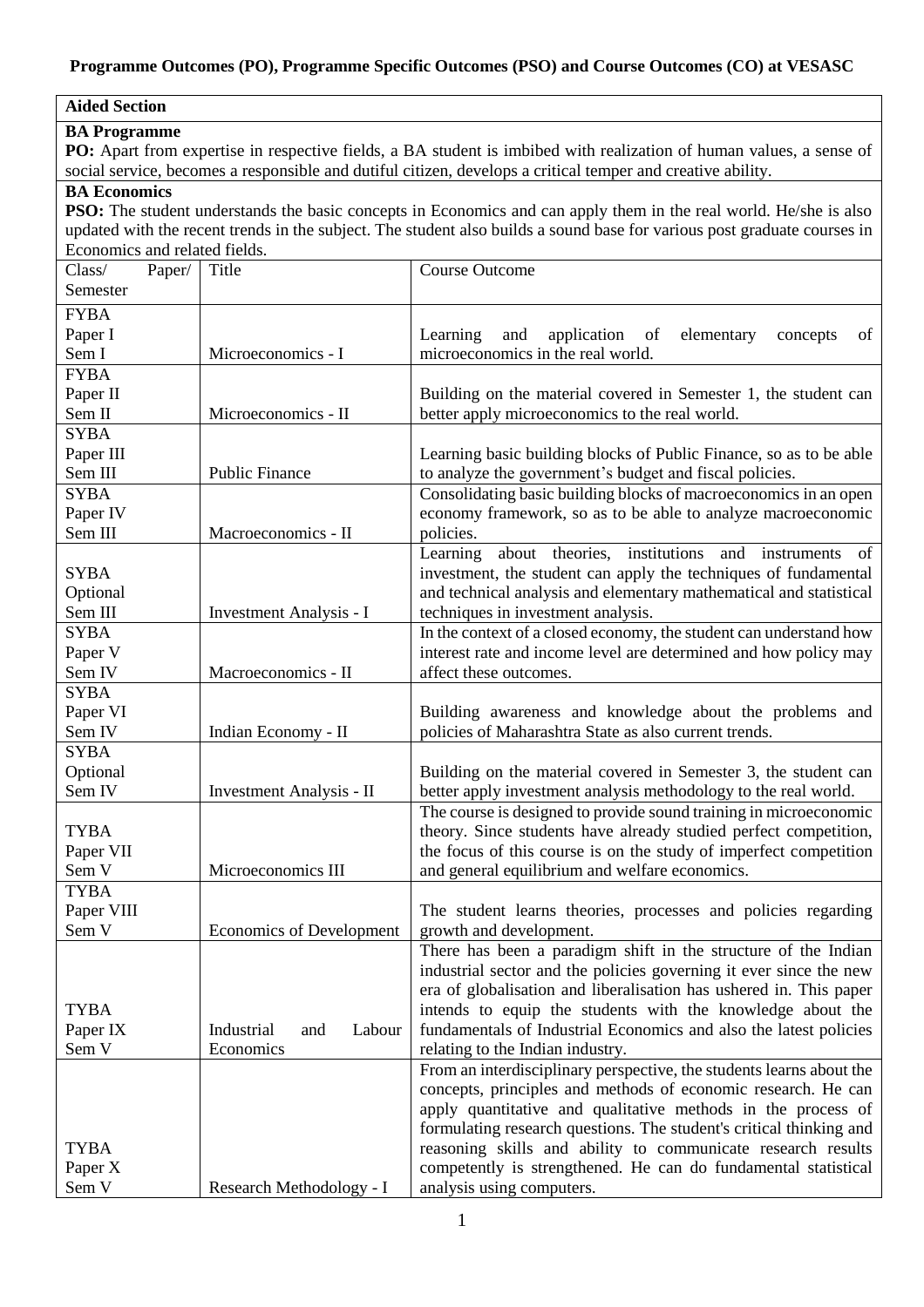**Programme Outcomes (PO), Programme Specific Outcomes (PSO) and Course Outcomes (CO) at VESASC**

**Aided Section**

**BA Programme**

**PO:** Apart from expertise in respective fields, a BA student is imbibed with realization of human values, a sense of social service, becomes a responsible and dutiful citizen, develops a critical temper and creative ability.

**BA Economics**

**PSO:** The student understands the basic concepts in Economics and can apply them in the real world. He/she is also updated with the recent trends in the subject. The student also builds a sound base for various post graduate courses in Economics and related fields.

| Class/ Paper/ Semester | Title | Course Outcome |
|---|---|---|
| FYBA Paper I Sem I | Microeconomics - I | Learning and application of elementary concepts of microeconomics in the real world. |
| FYBA Paper II Sem II | Microeconomics - II | Building on the material covered in Semester 1, the student can better apply microeconomics to the real world. |
| SYBA Paper III Sem III | Public Finance | Learning basic building blocks of Public Finance, so as to be able to analyze the government's budget and fiscal policies. |
| SYBA Paper IV Sem III | Macroeconomics - II | Consolidating basic building blocks of macroeconomics in an open economy framework, so as to be able to analyze macroeconomic policies. |
| SYBA Optional Sem III | Investment Analysis - I | Learning about theories, institutions and instruments of investment, the student can apply the techniques of fundamental and technical analysis and elementary mathematical and statistical techniques in investment analysis. |
| SYBA Paper V Sem IV | Macroeconomics - II | In the context of a closed economy, the student can understand how interest rate and income level are determined and how policy may affect these outcomes. |
| SYBA Paper VI Sem IV | Indian Economy - II | Building awareness and knowledge about the problems and policies of Maharashtra State as also current trends. |
| SYBA Optional Sem IV | Investment Analysis - II | Building on the material covered in Semester 3, the student can better apply investment analysis methodology to the real world. |
| TYBA Paper VII Sem V | Microeconomics III | The course is designed to provide sound training in microeconomic theory. Since students have already studied perfect competition, the focus of this course is on the study of imperfect competition and general equilibrium and welfare economics. |
| TYBA Paper VIII Sem V | Economics of Development | The student learns theories, processes and policies regarding growth and development. |
| TYBA Paper IX Sem V | Industrial and Labour Economics | There has been a paradigm shift in the structure of the Indian industrial sector and the policies governing it ever since the new era of globalisation and liberalisation has ushered in. This paper intends to equip the students with the knowledge about the fundamentals of Industrial Economics and also the latest policies relating to the Indian industry. |
| TYBA Paper X Sem V | Research Methodology - I | From an interdisciplinary perspective, the students learns about the concepts, principles and methods of economic research. He can apply quantitative and qualitative methods in the process of formulating research questions. The student's critical thinking and reasoning skills and ability to communicate research results competently is strengthened. He can do fundamental statistical analysis using computers. |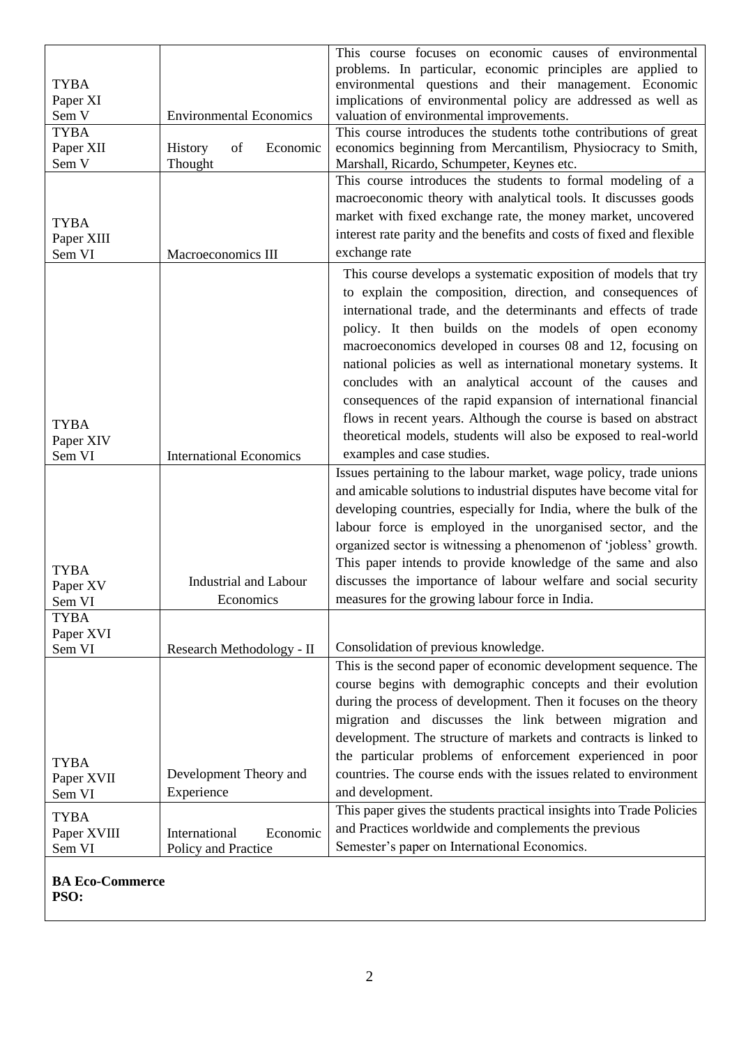| | | |
|---|---|---|
| TYBA Paper XI Sem V | Environmental Economics | This course focuses on economic causes of environmental problems. In particular, economic principles are applied to environmental questions and their management. Economic implications of environmental policy are addressed as well as valuation of environmental improvements. |
| TYBA Paper XII Sem V | History of Economic Thought | This course introduces the students tothe contributions of great economics beginning from Mercantilism, Physiocracy to Smith, Marshall, Ricardo, Schumpeter, Keynes etc. |
| TYBA Paper XIII Sem VI | Macroeconomics III | This course introduces the students to formal modeling of a macroeconomic theory with analytical tools. It discusses goods market with fixed exchange rate, the money market, uncovered interest rate parity and the benefits and costs of fixed and flexible exchange rate |
| TYBA Paper XIV Sem VI | International Economics | This course develops a systematic exposition of models that try to explain the composition, direction, and consequences of international trade, and the determinants and effects of trade policy. It then builds on the models of open economy macroeconomics developed in courses 08 and 12, focusing on national policies as well as international monetary systems. It concludes with an analytical account of the causes and consequences of the rapid expansion of international financial flows in recent years. Although the course is based on abstract theoretical models, students will also be exposed to real-world examples and case studies. |
| TYBA Paper XV Sem VI | Industrial and Labour Economics | Issues pertaining to the labour market, wage policy, trade unions and amicable solutions to industrial disputes have become vital for developing countries, especially for India, where the bulk of the labour force is employed in the unorganised sector, and the organized sector is witnessing a phenomenon of 'jobless' growth. This paper intends to provide knowledge of the same and also discusses the importance of labour welfare and social security measures for the growing labour force in India. |
| TYBA Paper XVI Sem VI | Research Methodology - II | Consolidation of previous knowledge. |
| TYBA Paper XVII Sem VI | Development Theory and Experience | This is the second paper of economic development sequence. The course begins with demographic concepts and their evolution during the process of development. Then it focuses on the theory migration and discusses the link between migration and development. The structure of markets and contracts is linked to the particular problems of enforcement experienced in poor countries. The course ends with the issues related to environment and development. |
| TYBA Paper XVIII Sem VI | International Economic Policy and Practice | This paper gives the students practical insights into Trade Policies and Practices worldwide and complements the previous Semester's paper on International Economics. |

**BA Eco-Commerce**
**PSO:**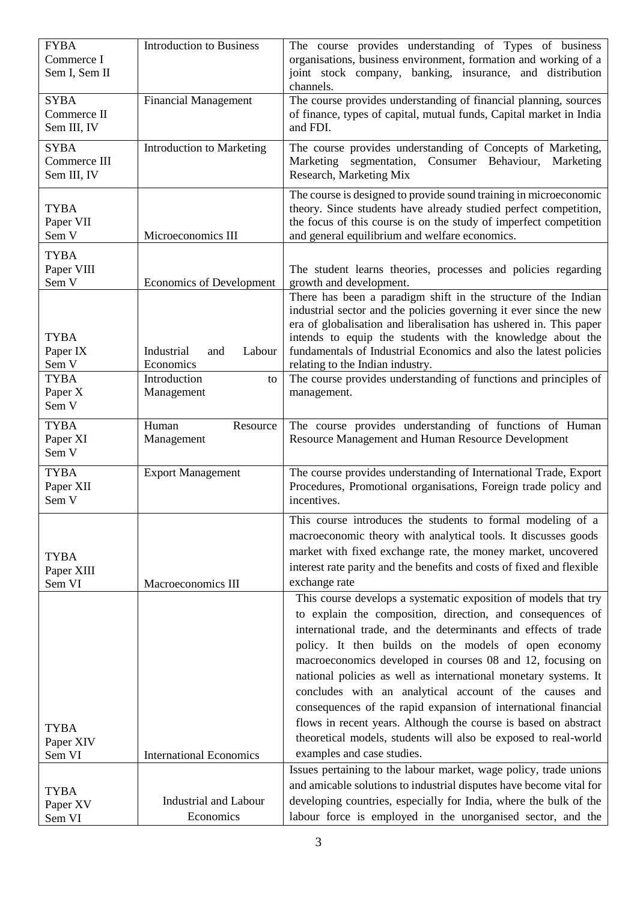| | | |
|---|---|---|
| FYBA Commerce I Sem I, Sem II | Introduction to Business | The course provides understanding of Types of business organisations, business environment, formation and working of a joint stock company, banking, insurance, and distribution channels. |
| SYBA Commerce II Sem III, IV | Financial Management | The course provides understanding of financial planning, sources of finance, types of capital, mutual funds, Capital market in India and FDI. |
| SYBA Commerce III Sem III, IV | Introduction to Marketing | The course provides understanding of Concepts of Marketing, Marketing segmentation, Consumer Behaviour, Marketing Research, Marketing Mix |
| TYBA Paper VII Sem V | Microeconomics III | The course is designed to provide sound training in microeconomic theory. Since students have already studied perfect competition, the focus of this course is on the study of imperfect competition and general equilibrium and welfare economics. |
| TYBA Paper VIII Sem V | Economics of Development | The student learns theories, processes and policies regarding growth and development. |
| TYBA Paper IX Sem V | Industrial and Labour Economics | There has been a paradigm shift in the structure of the Indian industrial sector and the policies governing it ever since the new era of globalisation and liberalisation has ushered in. This paper intends to equip the students with the knowledge about the fundamentals of Industrial Economics and also the latest policies relating to the Indian industry. |
| TYBA Paper X Sem V | Introduction to Management | The course provides understanding of functions and principles of management. |
| TYBA Paper XI Sem V | Human Resource Management | The course provides understanding of functions of Human Resource Management and Human Resource Development |
| TYBA Paper XII Sem V | Export Management | The course provides understanding of International Trade, Export Procedures, Promotional organisations, Foreign trade policy and incentives. |
| TYBA Paper XIII Sem VI | Macroeconomics III | This course introduces the students to formal modeling of a macroeconomic theory with analytical tools. It discusses goods market with fixed exchange rate, the money market, uncovered interest rate parity and the benefits and costs of fixed and flexible exchange rate |
| TYBA Paper XIV Sem VI | International Economics | This course develops a systematic exposition of models that try to explain the composition, direction, and consequences of international trade, and the determinants and effects of trade policy. It then builds on the models of open economy macroeconomics developed in courses 08 and 12, focusing on national policies as well as international monetary systems. It concludes with an analytical account of the causes and consequences of the rapid expansion of international financial flows in recent years. Although the course is based on abstract theoretical models, students will also be exposed to real-world examples and case studies. |
| TYBA Paper XV Sem VI | Industrial and Labour Economics | Issues pertaining to the labour market, wage policy, trade unions and amicable solutions to industrial disputes have become vital for developing countries, especially for India, where the bulk of the labour force is employed in the unorganised sector, and the |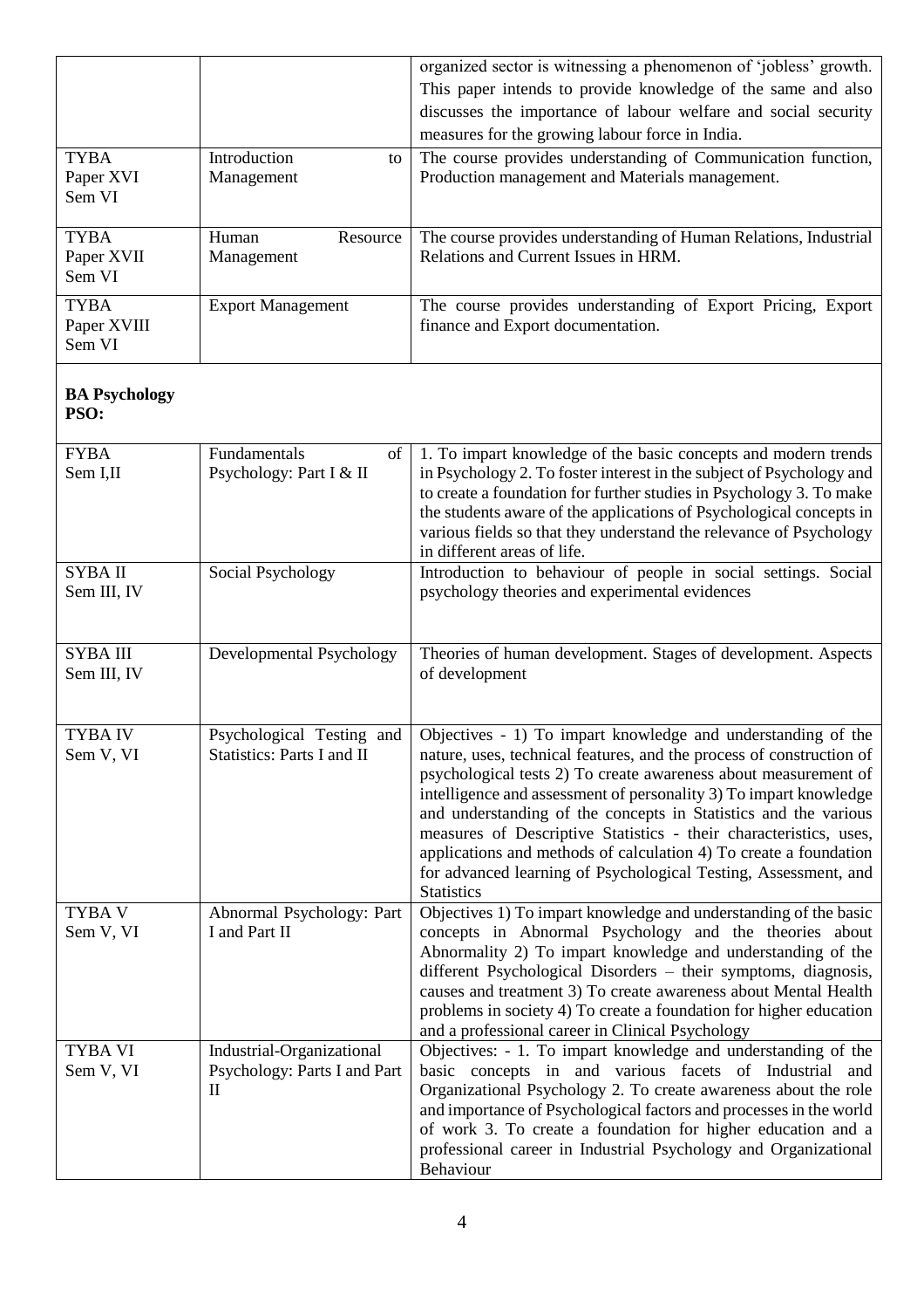|  |  | organized sector is witnessing a phenomenon of 'jobless' growth. This paper intends to provide knowledge of the same and also discusses the importance of labour welfare and social security measures for the growing labour force in India. |
|---|---|---|
| TYBA Paper XVI Sem VI | Introduction to Management | The course provides understanding of Communication function, Production management and Materials management. |
| TYBA Paper XVII Sem VI | Human Resource Management | The course provides understanding of Human Relations, Industrial Relations and Current Issues in HRM. |
| TYBA Paper XVIII Sem VI | Export Management | The course provides understanding of Export Pricing, Export finance and Export documentation. |

**BA Psychology**
**PSO:**

| FYBA Sem I,II | Fundamentals of Psychology: Part I & II | 1. To impart knowledge of the basic concepts and modern trends in Psychology 2. To foster interest in the subject of Psychology and to create a foundation for further studies in Psychology 3. To make the students aware of the applications of Psychological concepts in various fields so that they understand the relevance of Psychology in different areas of life. |
|---|---|---|
| SYBA II Sem III, IV | Social Psychology | Introduction to behaviour of people in social settings. Social psychology theories and experimental evidences |
| SYBA III Sem III, IV | Developmental Psychology | Theories of human development. Stages of development. Aspects of development |
| TYBA IV Sem V, VI | Psychological Testing and Statistics: Parts I and II | Objectives - 1) To impart knowledge and understanding of the nature, uses, technical features, and the process of construction of psychological tests 2) To create awareness about measurement of intelligence and assessment of personality 3) To impart knowledge and understanding of the concepts in Statistics and the various measures of Descriptive Statistics - their characteristics, uses, applications and methods of calculation 4) To create a foundation for advanced learning of Psychological Testing, Assessment, and Statistics |
| TYBA V Sem V, VI | Abnormal Psychology: Part I and Part II | Objectives 1) To impart knowledge and understanding of the basic concepts in Abnormal Psychology and the theories about Abnormality 2) To impart knowledge and understanding of the different Psychological Disorders – their symptoms, diagnosis, causes and treatment 3) To create awareness about Mental Health problems in society 4) To create a foundation for higher education and a professional career in Clinical Psychology |
| TYBA VI Sem V, VI | Industrial-Organizational Psychology: Parts I and Part II | Objectives: - 1. To impart knowledge and understanding of the basic concepts in and various facets of Industrial and Organizational Psychology 2. To create awareness about the role and importance of Psychological factors and processes in the world of work 3. To create a foundation for higher education and a professional career in Industrial Psychology and Organizational Behaviour |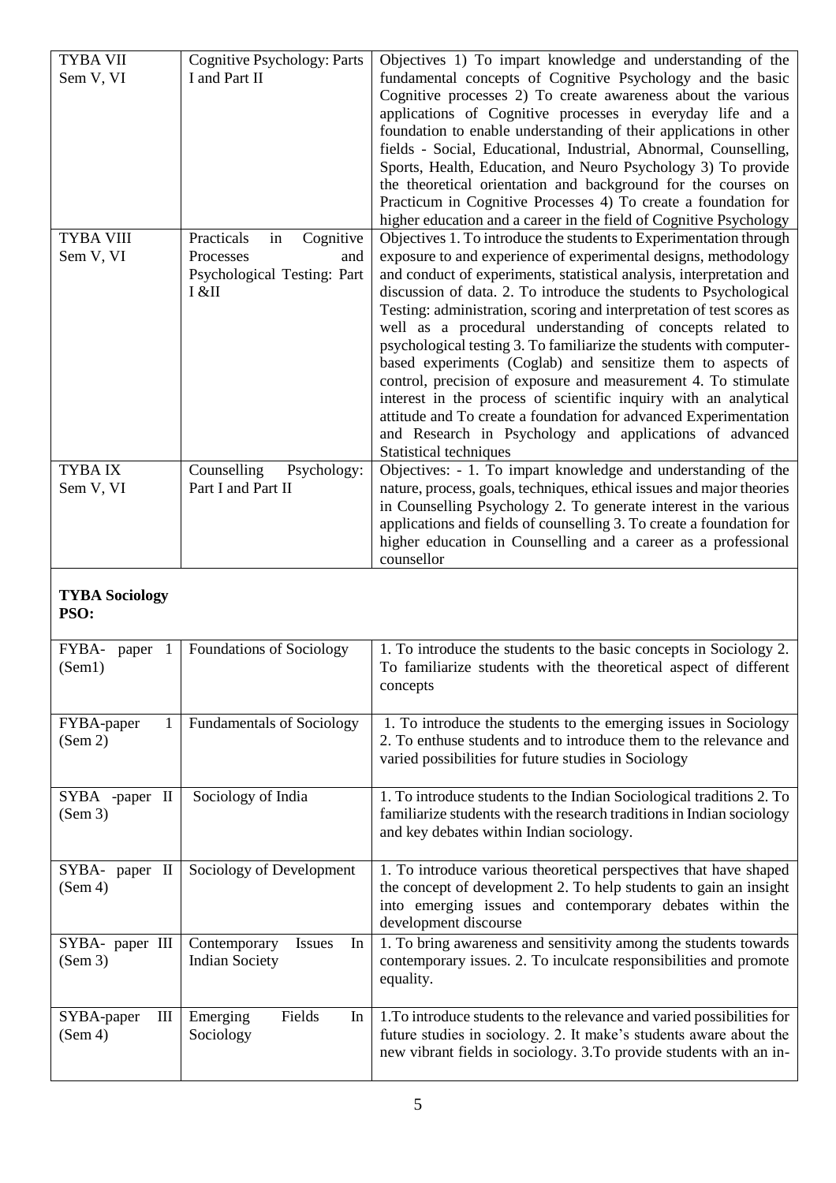| TYBA VII Sem V, VI | Cognitive Psychology: Parts I and Part II | Objectives 1) To impart knowledge and understanding of the fundamental concepts of Cognitive Psychology and the basic Cognitive processes 2) To create awareness about the various applications of Cognitive processes in everyday life and a foundation to enable understanding of their applications in other fields - Social, Educational, Industrial, Abnormal, Counselling, Sports, Health, Education, and Neuro Psychology 3) To provide the theoretical orientation and background for the courses on Practicum in Cognitive Processes 4) To create a foundation for higher education and a career in the field of Cognitive Psychology |
|---|---|---|
| TYBA VIII Sem V, VI | Practicals in Cognitive Processes and Psychological Testing: Part I &II | Objectives 1. To introduce the students to Experimentation through exposure to and experience of experimental designs, methodology and conduct of experiments, statistical analysis, interpretation and discussion of data. 2. To introduce the students to Psychological Testing: administration, scoring and interpretation of test scores as well as a procedural understanding of concepts related to psychological testing 3. To familiarize the students with computer-based experiments (Coglab) and sensitize them to aspects of control, precision of exposure and measurement 4. To stimulate interest in the process of scientific inquiry with an analytical attitude and To create a foundation for advanced Experimentation and Research in Psychology and applications of advanced Statistical techniques |
| TYBA IX Sem V, VI | Counselling Psychology: Part I and Part II | Objectives: - 1. To impart knowledge and understanding of the nature, process, goals, techniques, ethical issues and major theories in Counselling Psychology 2. To generate interest in the various applications and fields of counselling 3. To create a foundation for higher education in Counselling and a career as a professional counsellor |

**TYBA Sociology**
**PSO:**

| FYBA- paper 1 (Sem1) | Foundations of Sociology | 1. To introduce the students to the basic concepts in Sociology 2. To familiarize students with the theoretical aspect of different concepts |
|---|---|---|
| FYBA-paper 1 (Sem 2) | Fundamentals of Sociology | 1. To introduce the students to the emerging issues in Sociology 2. To enthuse students and to introduce them to the relevance and varied possibilities for future studies in Sociology |
| SYBA -paper II (Sem 3) | Sociology of India | 1. To introduce students to the Indian Sociological traditions 2. To familiarize students with the research traditions in Indian sociology and key debates within Indian sociology. |
| SYBA- paper II (Sem 4) | Sociology of Development | 1. To introduce various theoretical perspectives that have shaped the concept of development 2. To help students to gain an insight into emerging issues and contemporary debates within the development discourse |
| SYBA- paper III (Sem 3) | Contemporary Issues In Indian Society | 1. To bring awareness and sensitivity among the students towards contemporary issues. 2. To inculcate responsibilities and promote equality. |
| SYBA-paper III (Sem 4) | Emerging Fields In Sociology | 1.To introduce students to the relevance and varied possibilities for future studies in sociology. 2. It make's students aware about the new vibrant fields in sociology. 3.To provide students with an in- |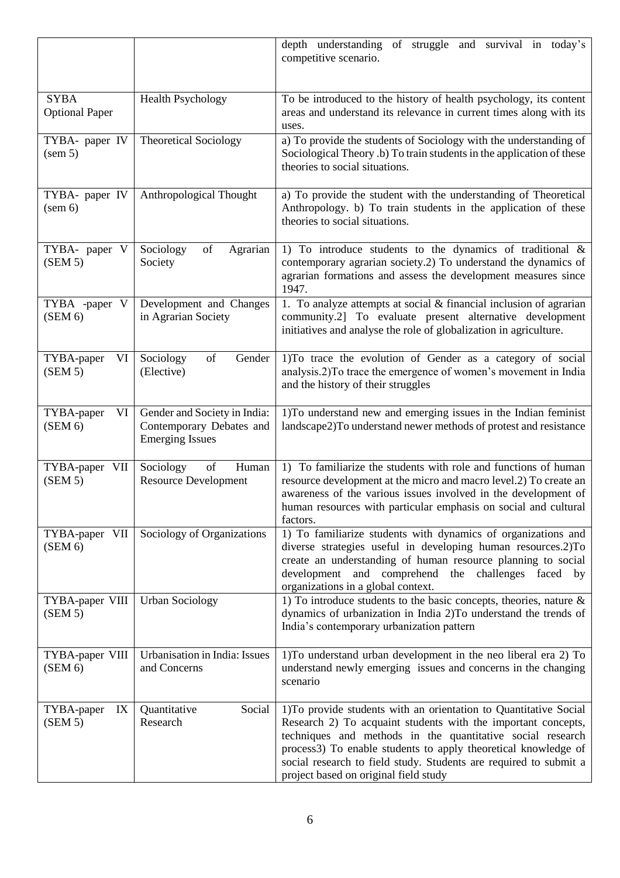| | | |
|---|---|---|
| | | depth understanding of struggle and survival in today's competitive scenario. |
| SYBA Optional Paper | Health Psychology | To be introduced to the history of health psychology, its content areas and understand its relevance in current times along with its uses. |
| TYBA- paper IV (sem 5) | Theoretical Sociology | a) To provide the students of Sociology with the understanding of Sociological Theory .b) To train students in the application of these theories to social situations. |
| TYBA- paper IV (sem 6) | Anthropological Thought | a) To provide the student with the understanding of Theoretical Anthropology. b) To train students in the application of these theories to social situations. |
| TYBA- paper V (SEM 5) | Sociology of Agrarian Society | 1) To introduce students to the dynamics of traditional & contemporary agrarian society.2) To understand the dynamics of agrarian formations and assess the development measures since 1947. |
| TYBA -paper V (SEM 6) | Development and Changes in Agrarian Society | 1. To analyze attempts at social & financial inclusion of agrarian community.2] To evaluate present alternative development initiatives and analyse the role of globalization in agriculture. |
| TYBA-paper VI (SEM 5) | Sociology of Gender (Elective) | 1)To trace the evolution of Gender as a category of social analysis.2)To trace the emergence of women's movement in India and the history of their struggles |
| TYBA-paper VI (SEM 6) | Gender and Society in India: Contemporary Debates and Emerging Issues | 1)To understand new and emerging issues in the Indian feminist landscape2)To understand newer methods of protest and resistance |
| TYBA-paper VII (SEM 5) | Sociology of Human Resource Development | 1) To familiarize the students with role and functions of human resource development at the micro and macro level.2) To create an awareness of the various issues involved in the development of human resources with particular emphasis on social and cultural factors. |
| TYBA-paper VII (SEM 6) | Sociology of Organizations | 1) To familiarize students with dynamics of organizations and diverse strategies useful in developing human resources.2)To create an understanding of human resource planning to social development and comprehend the challenges faced by organizations in a global context. |
| TYBA-paper VIII (SEM 5) | Urban Sociology | 1) To introduce students to the basic concepts, theories, nature & dynamics of urbanization in India 2)To understand the trends of India's contemporary urbanization pattern |
| TYBA-paper VIII (SEM 6) | Urbanisation in India: Issues and Concerns | 1)To understand urban development in the neo liberal era 2) To understand newly emerging issues and concerns in the changing scenario |
| TYBA-paper IX (SEM 5) | Quantitative Social Research | 1)To provide students with an orientation to Quantitative Social Research 2) To acquaint students with the important concepts, techniques and methods in the quantitative social research process3) To enable students to apply theoretical knowledge of social research to field study. Students are required to submit a project based on original field study |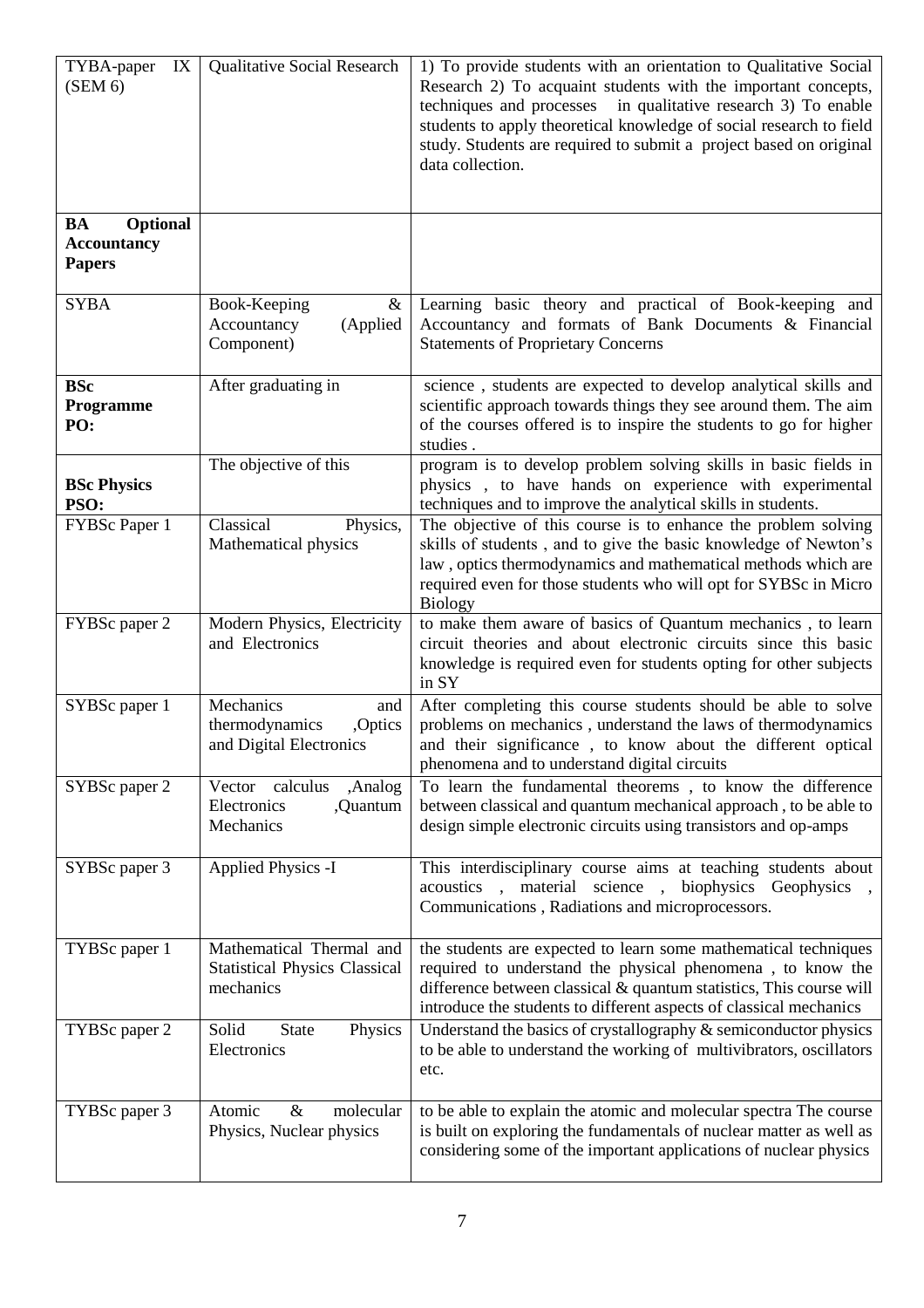| | | |
|---|---|---|
| TYBA-paper IX (SEM 6) | Qualitative Social Research | 1) To provide students with an orientation to Qualitative Social Research 2) To acquaint students with the important concepts, techniques and processes in qualitative research 3) To enable students to apply theoretical knowledge of social research to field study. Students are required to submit a project based on original data collection. |
| **BA Optional Accountancy Papers** | | |
| SYBA | Book-Keeping & Accountancy (Applied Component) | Learning basic theory and practical of Book-keeping and Accountancy and formats of Bank Documents & Financial Statements of Proprietary Concerns |
| **BSc Programme PO:** | After graduating in | science , students are expected to develop analytical skills and scientific approach towards things they see around them. The aim of the courses offered is to inspire the students to go for higher studies . |
| **BSc Physics PSO:** | The objective of this | program is to develop problem solving skills in basic fields in physics , to have hands on experience with experimental techniques and to improve the analytical skills in students. |
| FYBSc Paper 1 | Classical Physics, Mathematical physics | The objective of this course is to enhance the problem solving skills of students , and to give the basic knowledge of Newton's law , optics thermodynamics and mathematical methods which are required even for those students who will opt for SYBSc in Micro Biology |
| FYBSc paper 2 | Modern Physics, Electricity and Electronics | to make them aware of basics of Quantum mechanics , to learn circuit theories and about electronic circuits since this basic knowledge is required even for students opting for other subjects in SY |
| SYBSc paper 1 | Mechanics and thermodynamics ,Optics and Digital Electronics | After completing this course students should be able to solve problems on mechanics , understand the laws of thermodynamics and their significance , to know about the different optical phenomena and to understand digital circuits |
| SYBSc paper 2 | Vector calculus ,Analog Electronics ,Quantum Mechanics | To learn the fundamental theorems , to know the difference between classical and quantum mechanical approach , to be able to design simple electronic circuits using transistors and op-amps |
| SYBSc paper 3 | Applied Physics -I | This interdisciplinary course aims at teaching students about acoustics , material science , biophysics Geophysics , Communications , Radiations and microprocessors. |
| TYBSc paper 1 | Mathematical Thermal and Statistical Physics Classical mechanics | the students are expected to learn some mathematical techniques required to understand the physical phenomena , to know the difference between classical & quantum statistics, This course will introduce the students to different aspects of classical mechanics |
| TYBSc paper 2 | Solid State Physics Electronics | Understand the basics of crystallography & semiconductor physics to be able to understand the working of multivibrators, oscillators etc. |
| TYBSc paper 3 | Atomic & molecular Physics, Nuclear physics | to be able to explain the atomic and molecular spectra The course is built on exploring the fundamentals of nuclear matter as well as considering some of the important applications of nuclear physics |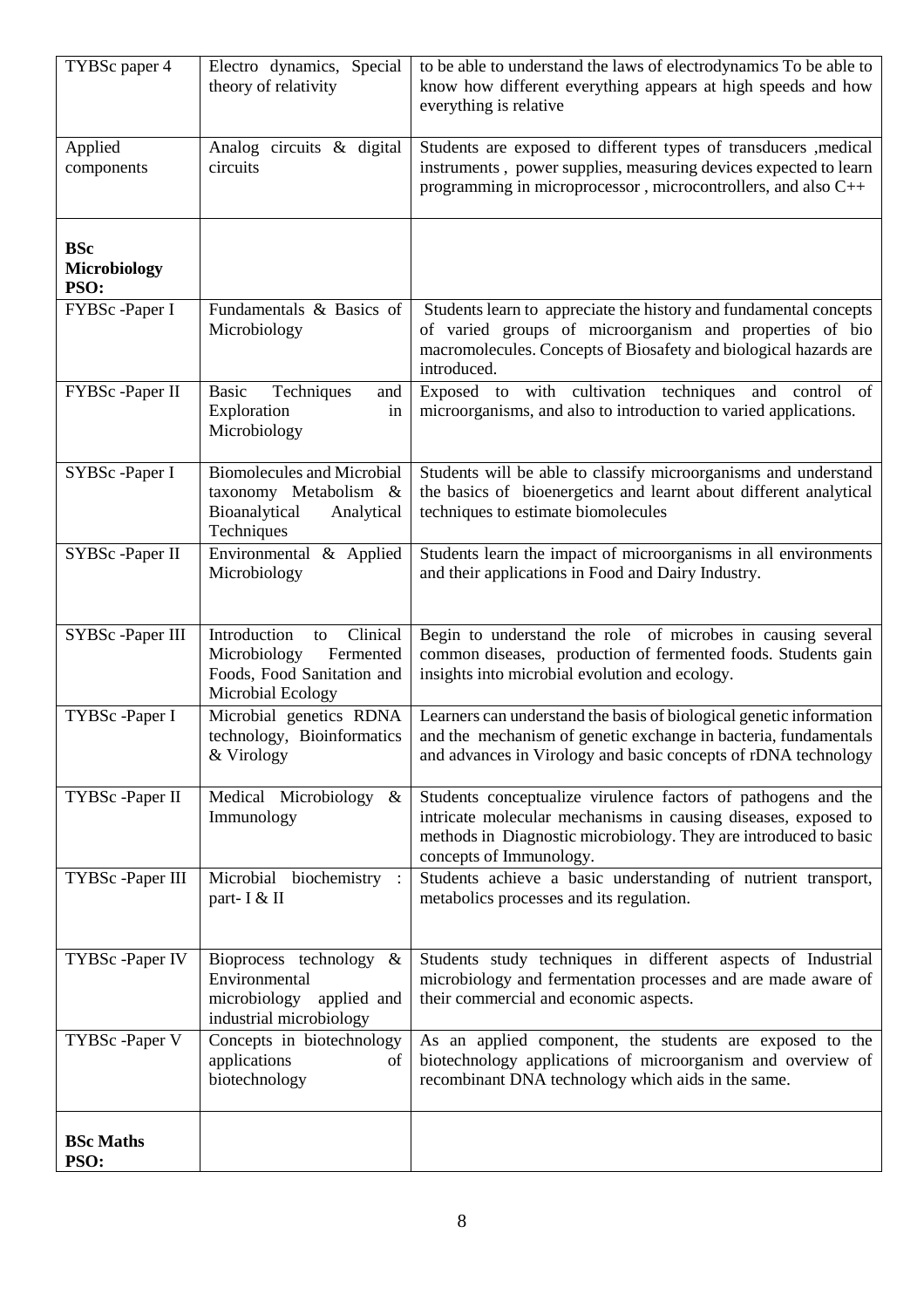| | | |
|---|---|---|
| TYBSc paper 4 | Electro dynamics, Special theory of relativity | to be able to understand the laws of electrodynamics To be able to know how different everything appears at high speeds and how everything is relative |
| Applied components | Analog circuits & digital circuits | Students are exposed to different types of transducers ,medical instruments , power supplies, measuring devices expected to learn programming in microprocessor , microcontrollers, and also C++ |
| **BSc Microbiology PSO:** | | |
| FYBSc -Paper I | Fundamentals & Basics of Microbiology | Students learn to appreciate the history and fundamental concepts of varied groups of microorganism and properties of bio macromolecules. Concepts of Biosafety and biological hazards are introduced. |
| FYBSc -Paper II | Basic Techniques and Exploration in Microbiology | Exposed to with cultivation techniques and control of microorganisms, and also to introduction to varied applications. |
| SYBSc -Paper I | Biomolecules and Microbial taxonomy Metabolism & Bioanalytical Analytical Techniques | Students will be able to classify microorganisms and understand the basics of bioenergetics and learnt about different analytical techniques to estimate biomolecules |
| SYBSc -Paper II | Environmental & Applied Microbiology | Students learn the impact of microorganisms in all environments and their applications in Food and Dairy Industry. |
| SYBSc -Paper III | Introduction to Clinical Microbiology Fermented Foods, Food Sanitation and Microbial Ecology | Begin to understand the role of microbes in causing several common diseases, production of fermented foods. Students gain insights into microbial evolution and ecology. |
| TYBSc -Paper I | Microbial genetics RDNA technology, Bioinformatics & Virology | Learners can understand the basis of biological genetic information and the mechanism of genetic exchange in bacteria, fundamentals and advances in Virology and basic concepts of rDNA technology |
| TYBSc -Paper II | Medical Microbiology & Immunology | Students conceptualize virulence factors of pathogens and the intricate molecular mechanisms in causing diseases, exposed to methods in Diagnostic microbiology. They are introduced to basic concepts of Immunology. |
| TYBSc -Paper III | Microbial biochemistry : part- I & II | Students achieve a basic understanding of nutrient transport, metabolics processes and its regulation. |
| TYBSc -Paper IV | Bioprocess technology & Environmental microbiology applied and industrial microbiology | Students study techniques in different aspects of Industrial microbiology and fermentation processes and are made aware of their commercial and economic aspects. |
| TYBSc -Paper V | Concepts in biotechnology applications of biotechnology | As an applied component, the students are exposed to the biotechnology applications of microorganism and overview of recombinant DNA technology which aids in the same. |
| **BSc Maths PSO:** | | |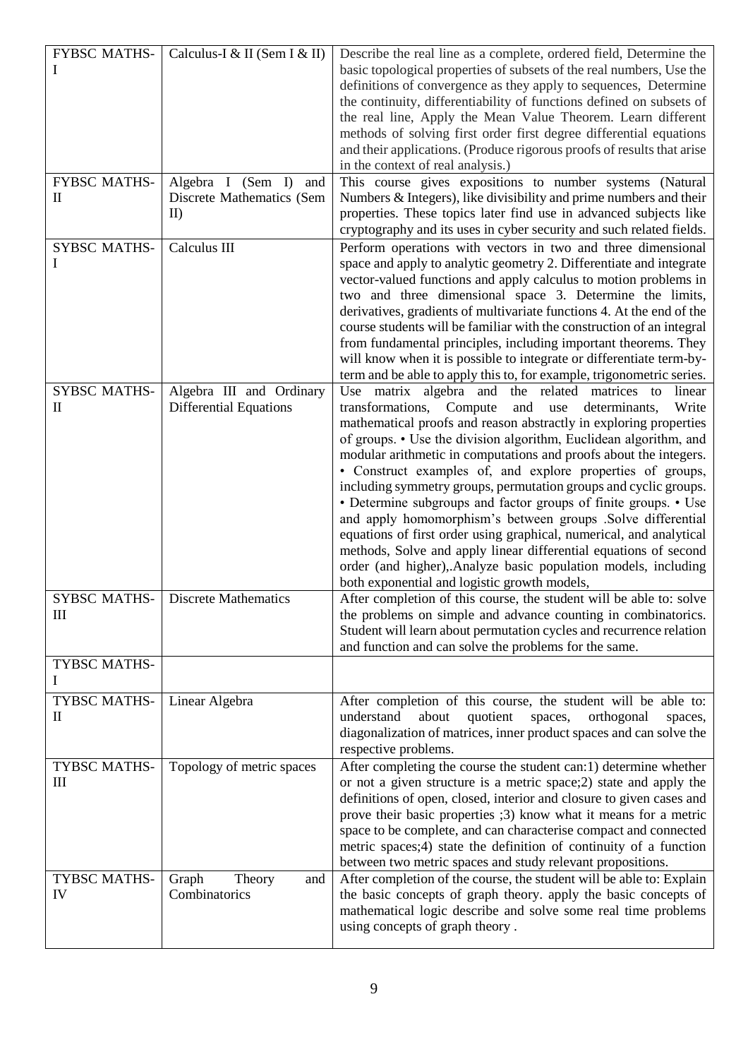| | | |
|---|---|---|
| FYBSC MATHS-I | Calculus-I & II (Sem I & II) | Describe the real line as a complete, ordered field, Determine the basic topological properties of subsets of the real numbers, Use the definitions of convergence as they apply to sequences, Determine the continuity, differentiability of functions defined on subsets of the real line, Apply the Mean Value Theorem. Learn different methods of solving first order first degree differential equations and their applications. (Produce rigorous proofs of results that arise in the context of real analysis.) |
| FYBSC MATHS-II | Algebra I (Sem I) and Discrete Mathematics (Sem II) | This course gives expositions to number systems (Natural Numbers & Integers), like divisibility and prime numbers and their properties. These topics later find use in advanced subjects like cryptography and its uses in cyber security and such related fields. |
| SYBSC MATHS-I | Calculus III | Perform operations with vectors in two and three dimensional space and apply to analytic geometry 2. Differentiate and integrate vector-valued functions and apply calculus to motion problems in two and three dimensional space 3. Determine the limits, derivatives, gradients of multivariate functions 4. At the end of the course students will be familiar with the construction of an integral from fundamental principles, including important theorems. They will know when it is possible to integrate or differentiate term-by-term and be able to apply this to, for example, trigonometric series. |
| SYBSC MATHS-II | Algebra III and Ordinary Differential Equations | Use matrix algebra and the related matrices to linear transformations, Compute and use determinants, Write mathematical proofs and reason abstractly in exploring properties of groups. • Use the division algorithm, Euclidean algorithm, and modular arithmetic in computations and proofs about the integers. • Construct examples of, and explore properties of groups, including symmetry groups, permutation groups and cyclic groups. • Determine subgroups and factor groups of finite groups. • Use and apply homomorphism's between groups .Solve differential equations of first order using graphical, numerical, and analytical methods, Solve and apply linear differential equations of second order (and higher),.Analyze basic population models, including both exponential and logistic growth models, |
| SYBSC MATHS-III | Discrete Mathematics | After completion of this course, the student will be able to: solve the problems on simple and advance counting in combinatorics. Student will learn about permutation cycles and recurrence relation and function and can solve the problems for the same. |
| TYBSC MATHS-I | | |
| TYBSC MATHS-II | Linear Algebra | After completion of this course, the student will be able to: understand about quotient spaces, orthogonal spaces, diagonalization of matrices, inner product spaces and can solve the respective problems. |
| TYBSC MATHS-III | Topology of metric spaces | After completing the course the student can:1) determine whether or not a given structure is a metric space;2) state and apply the definitions of open, closed, interior and closure to given cases and prove their basic properties ;3) know what it means for a metric space to be complete, and can characterise compact and connected metric spaces;4) state the definition of continuity of a function between two metric spaces and study relevant propositions. |
| TYBSC MATHS-IV | Graph Theory and Combinatorics | After completion of the course, the student will be able to: Explain the basic concepts of graph theory. apply the basic concepts of mathematical logic describe and solve some real time problems using concepts of graph theory . |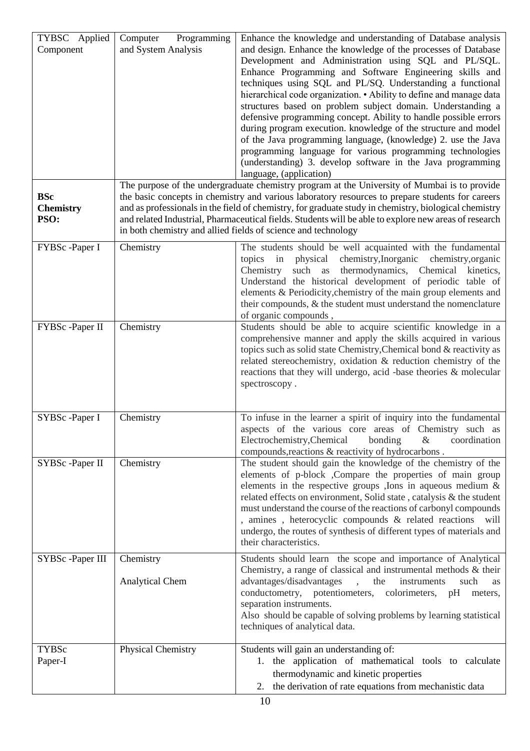| | | |
|---|---|---|
| TYBSC Applied Component | Computer Programming and System Analysis | Enhance the knowledge and understanding of Database analysis and design. Enhance the knowledge of the processes of Database Development and Administration using SQL and PL/SQL. Enhance Programming and Software Engineering skills and techniques using SQL and PL/SQ. Understanding a functional hierarchical code organization. • Ability to define and manage data structures based on problem subject domain. Understanding a defensive programming concept. Ability to handle possible errors during program execution. knowledge of the structure and model of the Java programming language, (knowledge) 2. use the Java programming language for various programming technologies (understanding) 3. develop software in the Java programming language, (application) |
| **BSc Chemistry PSO:** | The purpose of the undergraduate chemistry program at the University of Mumbai is to provide the basic concepts in chemistry and various laboratory resources to prepare students for careers and as professionals in the field of chemistry, for graduate study in chemistry, biological chemistry and related Industrial, Pharmaceutical fields. Students will be able to explore new areas of research in both chemistry and allied fields of science and technology | |
| FYBSc -Paper I | Chemistry | The students should be well acquainted with the fundamental topics in physical chemistry,Inorganic chemistry,organic Chemistry such as thermodynamics, Chemical kinetics, Understand the historical development of periodic table of elements & Periodicity,chemistry of the main group elements and their compounds, & the student must understand the nomenclature of organic compounds , |
| FYBSc -Paper II | Chemistry | Students should be able to acquire scientific knowledge in a comprehensive manner and apply the skills acquired in various topics such as solid state Chemistry,Chemical bond & reactivity as related stereochemistry, oxidation & reduction chemistry of the reactions that they will undergo, acid -base theories & molecular spectroscopy . |
| SYBSc -Paper I | Chemistry | To infuse in the learner a spirit of inquiry into the fundamental aspects of the various core areas of Chemistry such as Electrochemistry,Chemical bonding & coordination compounds,reactions & reactivity of hydrocarbons . |
| SYBSc -Paper II | Chemistry | The student should gain the knowledge of the chemistry of the elements of p-block ,Compare the properties of main group elements in the respective groups ,Ions in aqueous medium & related effects on environment, Solid state , catalysis & the student must understand the course of the reactions of carbonyl compounds , amines , heterocyclic compounds & related reactions will undergo, the routes of synthesis of different types of materials and their characteristics. |
| SYBSc -Paper III | Chemistry<br><br>Analytical Chem | Students should learn the scope and importance of Analytical Chemistry, a range of classical and instrumental methods & their advantages/disadvantages , the instruments such as conductometry, potentiometers, colorimeters, pH meters, separation instruments.<br>Also should be capable of solving problems by learning statistical techniques of analytical data. |
| TYBSc Paper-I | Physical Chemistry | Students will gain an understanding of:<br>1. the application of mathematical tools to calculate thermodynamic and kinetic properties<br>2. the derivation of rate equations from mechanistic data |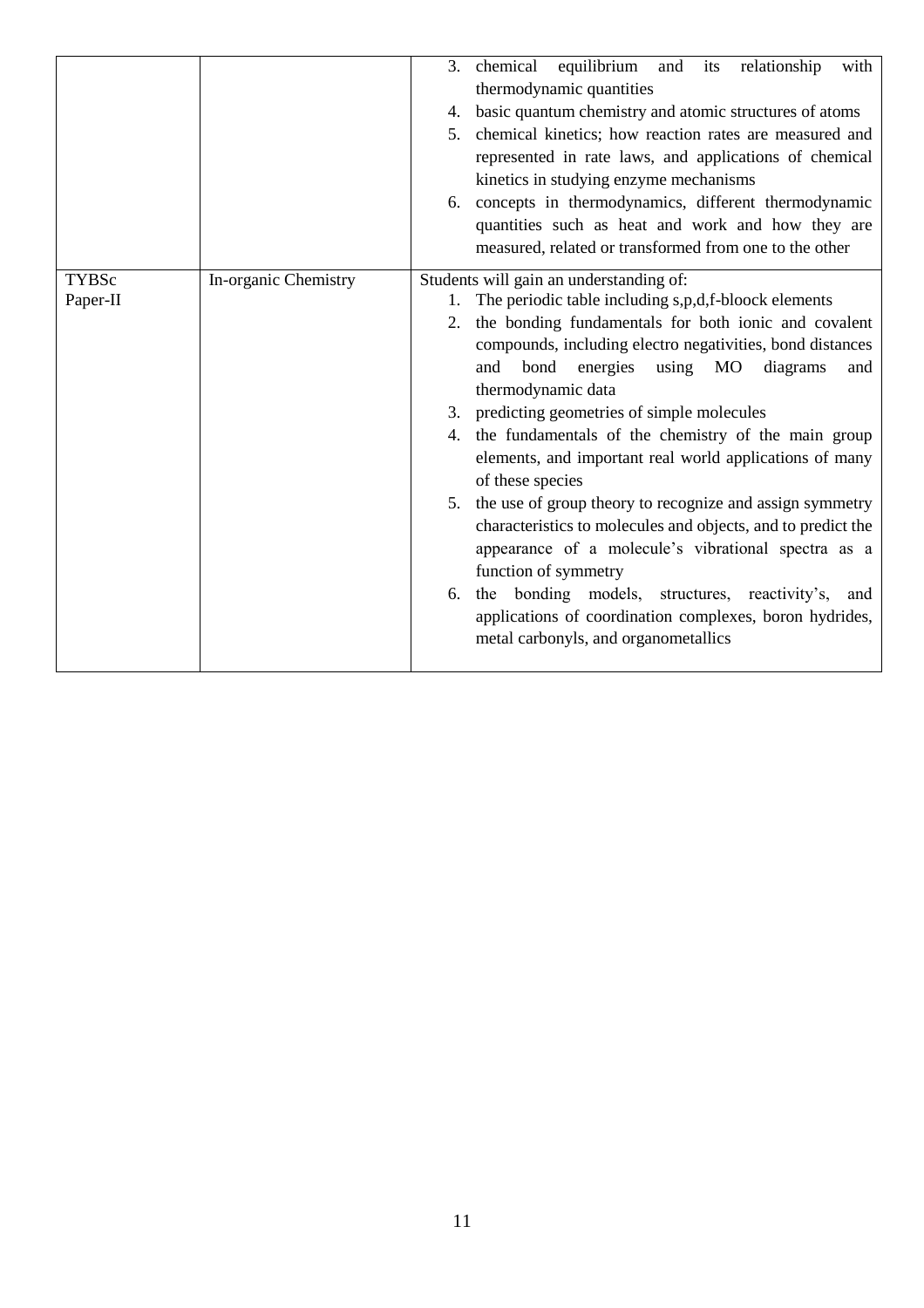| | | |
|---|---|---|
| | | 3. chemical equilibrium and its relationship with thermodynamic quantities<br>4. basic quantum chemistry and atomic structures of atoms<br>5. chemical kinetics; how reaction rates are measured and represented in rate laws, and applications of chemical kinetics in studying enzyme mechanisms<br>6. concepts in thermodynamics, different thermodynamic quantities such as heat and work and how they are measured, related or transformed from one to the other |
| TYBSc Paper-II | In-organic Chemistry | Students will gain an understanding of:<br>1. The periodic table including s,p,d,f-bloock elements<br>2. the bonding fundamentals for both ionic and covalent compounds, including electro negativities, bond distances and bond energies using MO diagrams and thermodynamic data<br>3. predicting geometries of simple molecules<br>4. the fundamentals of the chemistry of the main group elements, and important real world applications of many of these species<br>5. the use of group theory to recognize and assign symmetry characteristics to molecules and objects, and to predict the appearance of a molecule's vibrational spectra as a function of symmetry<br>6. the bonding models, structures, reactivity's, and applications of coordination complexes, boron hydrides, metal carbonyls, and organometallics |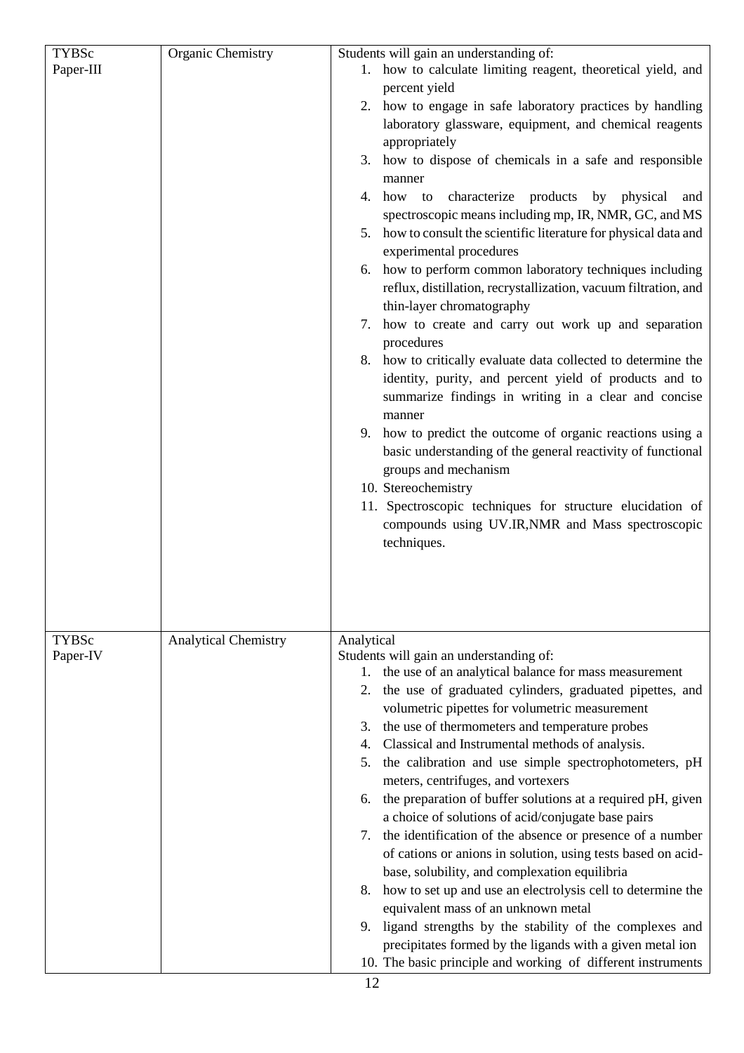| TYBSc Paper-III | Organic Chemistry | Students will gain an understanding of:<br>1. how to calculate limiting reagent, theoretical yield, and percent yield<br>2. how to engage in safe laboratory practices by handling laboratory glassware, equipment, and chemical reagents appropriately<br>3. how to dispose of chemicals in a safe and responsible manner<br>4. how to characterize products by physical and spectroscopic means including mp, IR, NMR, GC, and MS<br>5. how to consult the scientific literature for physical data and experimental procedures<br>6. how to perform common laboratory techniques including reflux, distillation, recrystallization, vacuum filtration, and thin-layer chromatography<br>7. how to create and carry out work up and separation procedures<br>8. how to critically evaluate data collected to determine the identity, purity, and percent yield of products and to summarize findings in writing in a clear and concise manner<br>9. how to predict the outcome of organic reactions using a basic understanding of the general reactivity of functional groups and mechanism<br>10. Stereochemistry<br>11. Spectroscopic techniques for structure elucidation of compounds using UV.IR,NMR and Mass spectroscopic techniques. |
|---|---|---|
| TYBSc Paper-IV | Analytical Chemistry | Analytical<br>Students will gain an understanding of:<br>1. the use of an analytical balance for mass measurement<br>2. the use of graduated cylinders, graduated pipettes, and volumetric pipettes for volumetric measurement<br>3. the use of thermometers and temperature probes<br>4. Classical and Instrumental methods of analysis.<br>5. the calibration and use simple spectrophotometers, pH meters, centrifuges, and vortexers<br>6. the preparation of buffer solutions at a required pH, given a choice of solutions of acid/conjugate base pairs<br>7. the identification of the absence or presence of a number of cations or anions in solution, using tests based on acid-base, solubility, and complexation equilibria<br>8. how to set up and use an electrolysis cell to determine the equivalent mass of an unknown metal<br>9. ligand strengths by the stability of the complexes and precipitates formed by the ligands with a given metal ion<br>10. The basic principle and working of different instruments |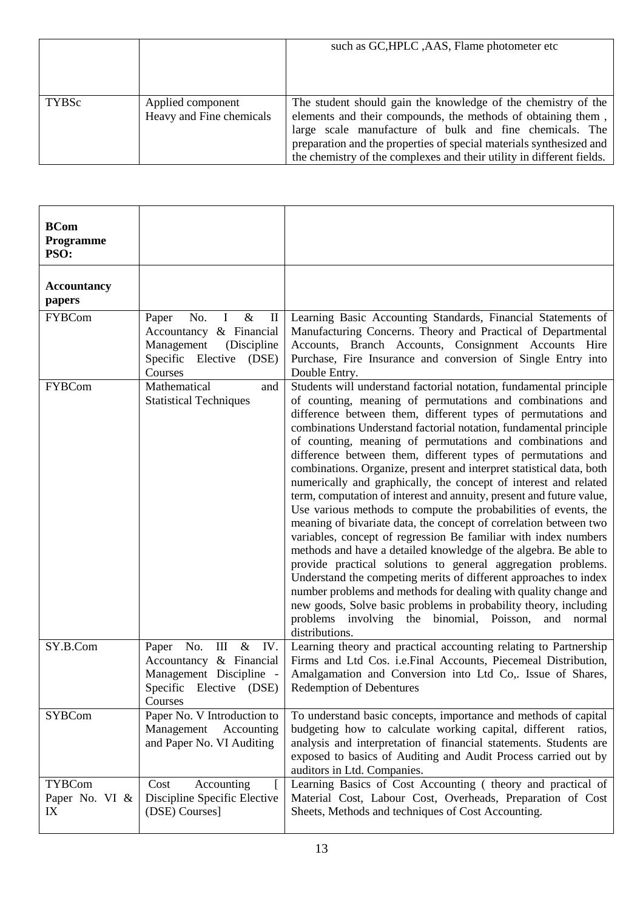| | | |
|---|---|---|
| | | such as GC,HPLC ,AAS, Flame photometer etc |
| TYBSc | Applied component Heavy and Fine chemicals | The student should gain the knowledge of the chemistry of the elements and their compounds, the methods of obtaining them , large scale manufacture of bulk and fine chemicals. The preparation and the properties of special materials synthesized and the chemistry of the complexes and their utility in different fields. |

| **BCom Programme PSO:** | | |
|---|---|---|
| **Accountancy papers** | | |
| FYBCom | Paper No. I & II Accountancy & Financial Management (Discipline Specific Elective (DSE) Courses | Learning Basic Accounting Standards, Financial Statements of Manufacturing Concerns. Theory and Practical of Departmental Accounts, Branch Accounts, Consignment Accounts Hire Purchase, Fire Insurance and conversion of Single Entry into Double Entry. |
| FYBCom | Mathematical and Statistical Techniques | Students will understand factorial notation, fundamental principle of counting, meaning of permutations and combinations and difference between them, different types of permutations and combinations Understand factorial notation, fundamental principle of counting, meaning of permutations and combinations and difference between them, different types of permutations and combinations. Organize, present and interpret statistical data, both numerically and graphically, the concept of interest and related term, computation of interest and annuity, present and future value, Use various methods to compute the probabilities of events, the meaning of bivariate data, the concept of correlation between two variables, concept of regression Be familiar with index numbers methods and have a detailed knowledge of the algebra. Be able to provide practical solutions to general aggregation problems. Understand the competing merits of different approaches to index number problems and methods for dealing with quality change and new goods, Solve basic problems in probability theory, including problems involving the binomial, Poisson, and normal distributions. |
| SY.B.Com | Paper No. III & IV. Accountancy & Financial Management Discipline - Specific Elective (DSE) Courses | Learning theory and practical accounting relating to Partnership Firms and Ltd Cos. i.e.Final Accounts, Piecemeal Distribution, Amalgamation and Conversion into Ltd Co,. Issue of Shares, Redemption of Debentures |
| SYBCom | Paper No. V Introduction to Management Accounting and Paper No. VI Auditing | To understand basic concepts, importance and methods of capital budgeting how to calculate working capital, different ratios, analysis and interpretation of financial statements. Students are exposed to basics of Auditing and Audit Process carried out by auditors in Ltd. Companies. |
| TYBCom Paper No. VI & IX | Cost Accounting [ Discipline Specific Elective (DSE) Courses] | Learning Basics of Cost Accounting ( theory and practical of Material Cost, Labour Cost, Overheads, Preparation of Cost Sheets, Methods and techniques of Cost Accounting. |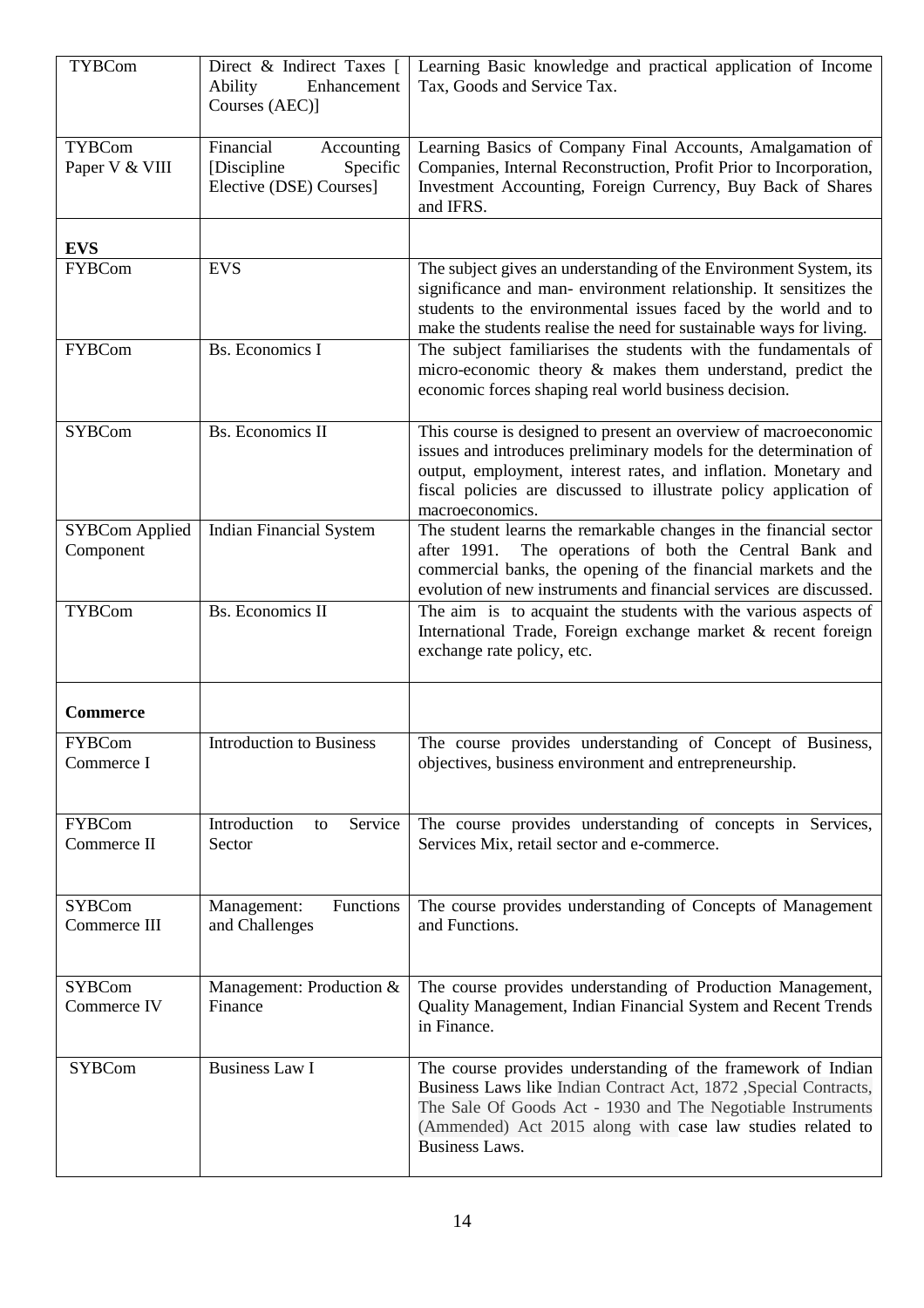| TYBCom | Direct & Indirect Taxes [ Ability Enhancement Courses (AEC)] | Learning Basic knowledge and practical application of Income Tax, Goods and Service Tax. |
|---|---|---|
| TYBCom Paper V & VIII | Financial Accounting [Discipline Specific Elective (DSE) Courses] | Learning Basics of Company Final Accounts, Amalgamation of Companies, Internal Reconstruction, Profit Prior to Incorporation, Investment Accounting, Foreign Currency, Buy Back of Shares and IFRS. |
| **EVS** | | |
| FYBCom | EVS | The subject gives an understanding of the Environment System, its significance and man- environment relationship. It sensitizes the students to the environmental issues faced by the world and to make the students realise the need for sustainable ways for living. |
| FYBCom | Bs. Economics I | The subject familiarises the students with the fundamentals of micro-economic theory & makes them understand, predict the economic forces shaping real world business decision. |
| SYBCom | Bs. Economics II | This course is designed to present an overview of macroeconomic issues and introduces preliminary models for the determination of output, employment, interest rates, and inflation. Monetary and fiscal policies are discussed to illustrate policy application of macroeconomics. |
| SYBCom Applied Component | Indian Financial System | The student learns the remarkable changes in the financial sector after 1991. The operations of both the Central Bank and commercial banks, the opening of the financial markets and the evolution of new instruments and financial services are discussed. |
| TYBCom | Bs. Economics II | The aim is to acquaint the students with the various aspects of International Trade, Foreign exchange market & recent foreign exchange rate policy, etc. |
| **Commerce** | | |
| FYBCom Commerce I | Introduction to Business | The course provides understanding of Concept of Business, objectives, business environment and entrepreneurship. |
| FYBCom Commerce II | Introduction to Service Sector | The course provides understanding of concepts in Services, Services Mix, retail sector and e-commerce. |
| SYBCom Commerce III | Management: Functions and Challenges | The course provides understanding of Concepts of Management and Functions. |
| SYBCom Commerce IV | Management: Production & Finance | The course provides understanding of Production Management, Quality Management, Indian Financial System and Recent Trends in Finance. |
| SYBCom | Business Law I | The course provides understanding of the framework of Indian Business Laws like Indian Contract Act, 1872 ,Special Contracts, The Sale Of Goods Act - 1930 and The Negotiable Instruments (Ammended) Act 2015 along with case law studies related to Business Laws. |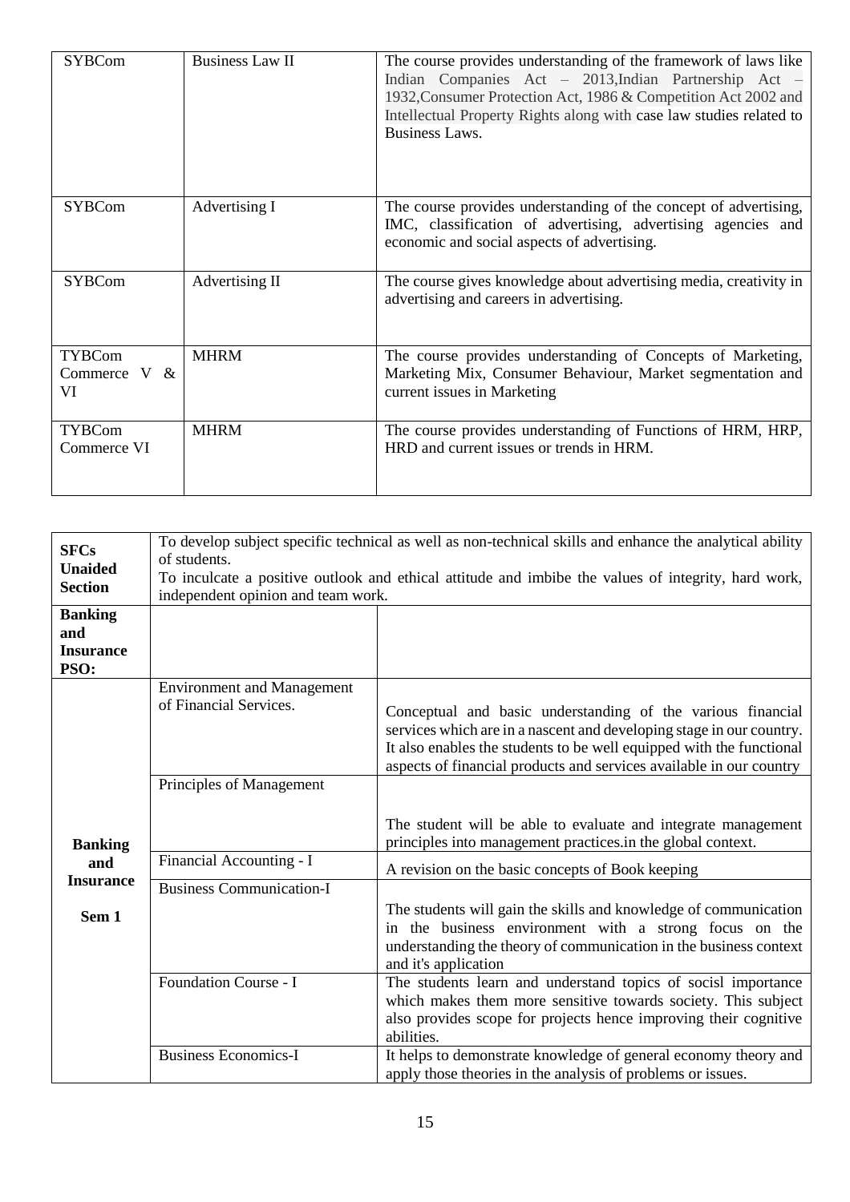| | | |
|---|---|---|
| SYBCom | Business Law II | The course provides understanding of the framework of laws like Indian Companies Act – 2013,Indian Partnership Act – 1932,Consumer Protection Act, 1986 & Competition Act 2002 and Intellectual Property Rights along with case law studies related to Business Laws. |
| SYBCom | Advertising I | The course provides understanding of the concept of advertising, IMC, classification of advertising, advertising agencies and economic and social aspects of advertising. |
| SYBCom | Advertising II | The course gives knowledge about advertising media, creativity in advertising and careers in advertising. |
| TYBCom Commerce V & VI | MHRM | The course provides understanding of Concepts of Marketing, Marketing Mix, Consumer Behaviour, Market segmentation and current issues in Marketing |
| TYBCom Commerce VI | MHRM | The course provides understanding of Functions of HRM, HRP, HRD and current issues or trends in HRM. |

| **SFCs Unaided Section** | To develop subject specific technical as well as non-technical skills and enhance the analytical ability of students. To inculcate a positive outlook and ethical attitude and imbibe the values of integrity, hard work, independent opinion and team work. | |
|---|---|---|
| **Banking and Insurance PSO:** | | |
| **Banking and Insurance Sem 1** | Environment and Management of Financial Services. | Conceptual and basic understanding of the various financial services which are in a nascent and developing stage in our country. It also enables the students to be well equipped with the functional aspects of financial products and services available in our country |
| | Principles of Management | The student will be able to evaluate and integrate management principles into management practices.in the global context. |
| | Financial Accounting - I | A revision on the basic concepts of Book keeping |
| | Business Communication-I | The students will gain the skills and knowledge of communication in the business environment with a strong focus on the understanding the theory of communication in the business context and it's application |
| | Foundation Course - I | The students learn and understand topics of socisl importance which makes them more sensitive towards society. This subject also provides scope for projects hence improving their cognitive abilities. |
| | Business Economics-I | It helps to demonstrate knowledge of general economy theory and apply those theories in the analysis of problems or issues. |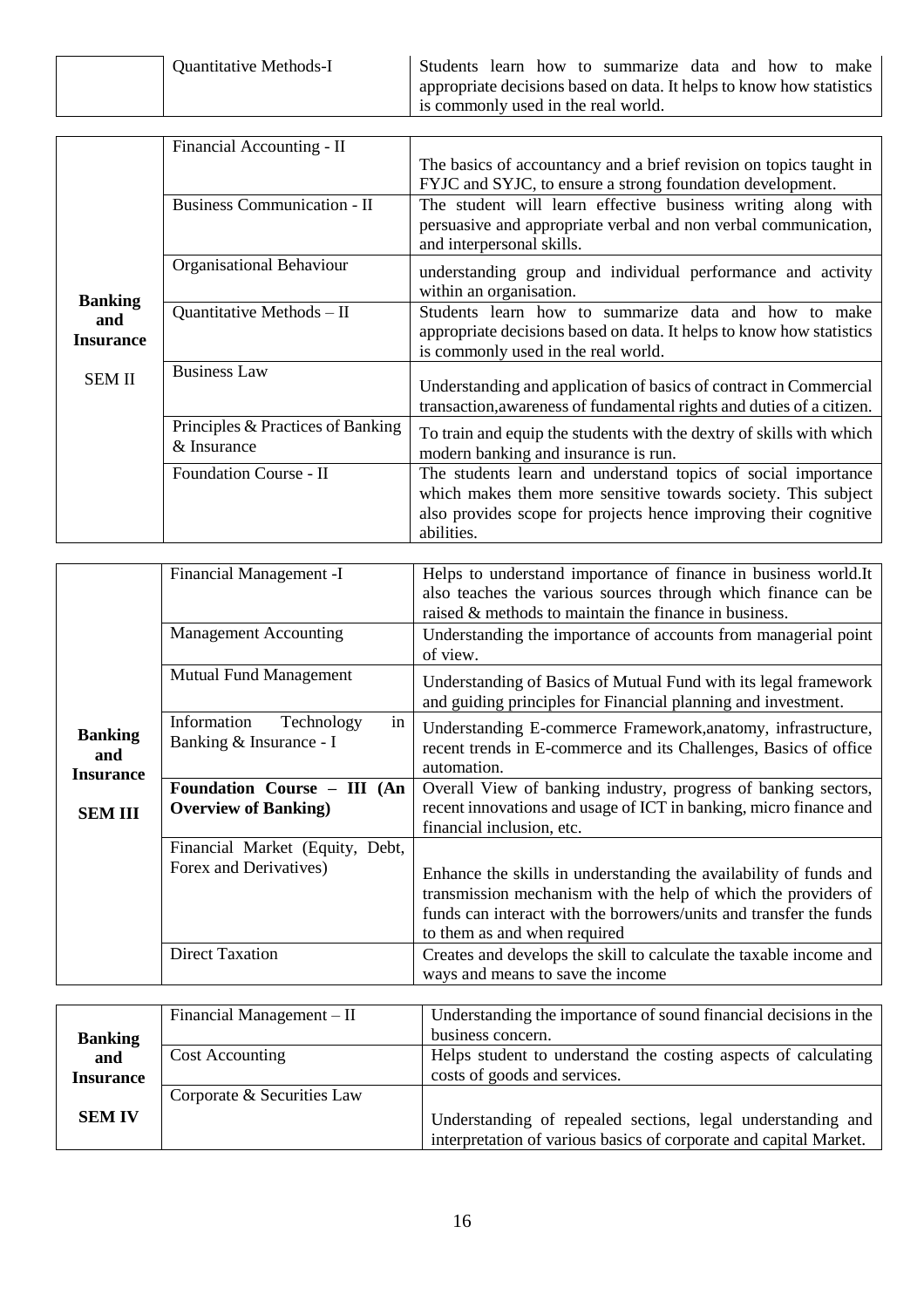| | Quantitative Methods-I | Students learn how to summarize data and how to make appropriate decisions based on data. It helps to know how statistics is commonly used in the real world. |
|---|---|---|

| | | |
|---|---|---|
| **Banking and Insurance** SEM II | Financial Accounting - II | The basics of accountancy and a brief revision on topics taught in FYJC and SYJC, to ensure a strong foundation development. |
| | Business Communication - II | The student will learn effective business writing along with persuasive and appropriate verbal and non verbal communication, and interpersonal skills. |
| | Organisational Behaviour | understanding group and individual performance and activity within an organisation. |
| | Quantitative Methods – II | Students learn how to summarize data and how to make appropriate decisions based on data. It helps to know how statistics is commonly used in the real world. |
| | Business Law | Understanding and application of basics of contract in Commercial transaction,awareness of fundamental rights and duties of a citizen. |
| | Principles & Practices of Banking & Insurance | To train and equip the students with the dextry of skills with which modern banking and insurance is run. |
| | Foundation Course - II | The students learn and understand topics of social importance which makes them more sensitive towards society. This subject also provides scope for projects hence improving their cognitive abilities. |

| | | |
|---|---|---|
| **Banking and Insurance** **SEM III** | Financial Management -I | Helps to understand importance of finance in business world.It also teaches the various sources through which finance can be raised & methods to maintain the finance in business. |
| | Management Accounting | Understanding the importance of accounts from managerial point of view. |
| | Mutual Fund Management | Understanding of Basics of Mutual Fund with its legal framework and guiding principles for Financial planning and investment. |
| | Information Technology in Banking & Insurance - I | Understanding E-commerce Framework,anatomy, infrastructure, recent trends in E-commerce and its Challenges, Basics of office automation. |
| | **Foundation Course – III (An Overview of Banking)** | Overall View of banking industry, progress of banking sectors, recent innovations and usage of ICT in banking, micro finance and financial inclusion, etc. |
| | Financial Market (Equity, Debt, Forex and Derivatives) | Enhance the skills in understanding the availability of funds and transmission mechanism with the help of which the providers of funds can interact with the borrowers/units and transfer the funds to them as and when required |
| | Direct Taxation | Creates and develops the skill to calculate the taxable income and ways and means to save the income |

| | | |
|---|---|---|
| **Banking and Insurance** **SEM IV** | Financial Management – II | Understanding the importance of sound financial decisions in the business concern. |
| | Cost Accounting | Helps student to understand the costing aspects of calculating costs of goods and services. |
| | Corporate & Securities Law | Understanding of repealed sections, legal understanding and interpretation of various basics of corporate and capital Market. |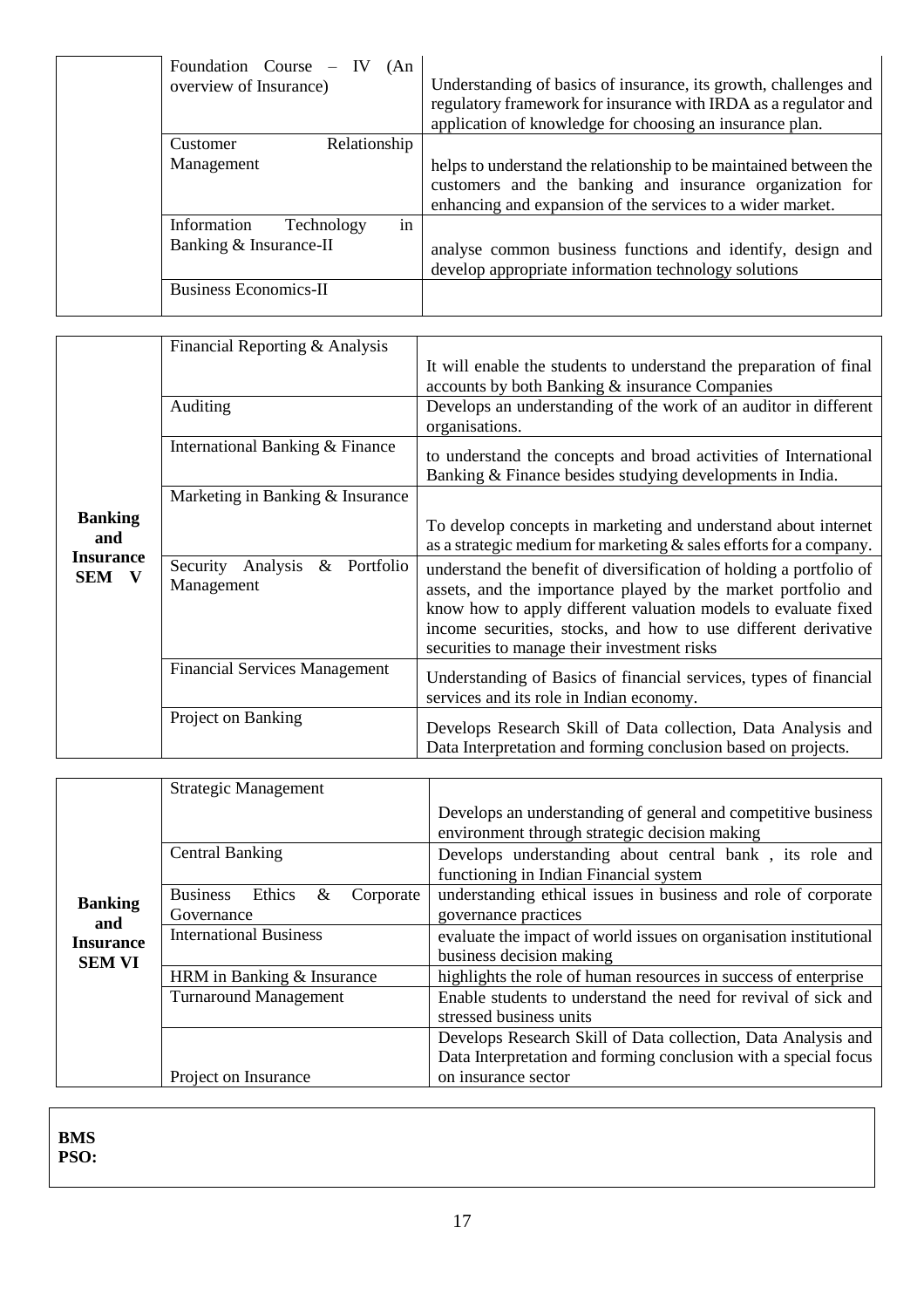| | | |
|---|---|---|
| | Foundation Course – IV (An overview of Insurance) | Understanding of basics of insurance, its growth, challenges and regulatory framework for insurance with IRDA as a regulator and application of knowledge for choosing an insurance plan. |
| | Customer Relationship Management | helps to understand the relationship to be maintained between the customers and the banking and insurance organization for enhancing and expansion of the services to a wider market. |
| | Information Technology in Banking & Insurance-II | analyse common business functions and identify, design and develop appropriate information technology solutions |
| | Business Economics-II | |

| | | |
|---|---|---|
| **Banking and Insurance SEM V** | Financial Reporting & Analysis | It will enable the students to understand the preparation of final accounts by both Banking & insurance Companies |
| | Auditing | Develops an understanding of the work of an auditor in different organisations. |
| | International Banking & Finance | to understand the concepts and broad activities of International Banking & Finance besides studying developments in India. |
| | Marketing in Banking & Insurance | To develop concepts in marketing and understand about internet as a strategic medium for marketing & sales efforts for a company. |
| | Security Analysis & Portfolio Management | understand the benefit of diversification of holding a portfolio of assets, and the importance played by the market portfolio and know how to apply different valuation models to evaluate fixed income securities, stocks, and how to use different derivative securities to manage their investment risks |
| | Financial Services Management | Understanding of Basics of financial services, types of financial services and its role in Indian economy. |
| | Project on Banking | Develops Research Skill of Data collection, Data Analysis and Data Interpretation and forming conclusion based on projects. |

| | | |
|---|---|---|
| **Banking and Insurance SEM VI** | Strategic Management | Develops an understanding of general and competitive business environment through strategic decision making |
| | Central Banking | Develops understanding about central bank , its role and functioning in Indian Financial system |
| | Business Ethics & Corporate Governance | understanding ethical issues in business and role of corporate governance practices |
| | International Business | evaluate the impact of world issues on organisation institutional business decision making |
| | HRM in Banking & Insurance | highlights the role of human resources in success of enterprise |
| | Turnaround Management | Enable students to understand the need for revival of sick and stressed business units |
| | Project on Insurance | Develops Research Skill of Data collection, Data Analysis and Data Interpretation and forming conclusion with a special focus on insurance sector |

**BMS**
**PSO:**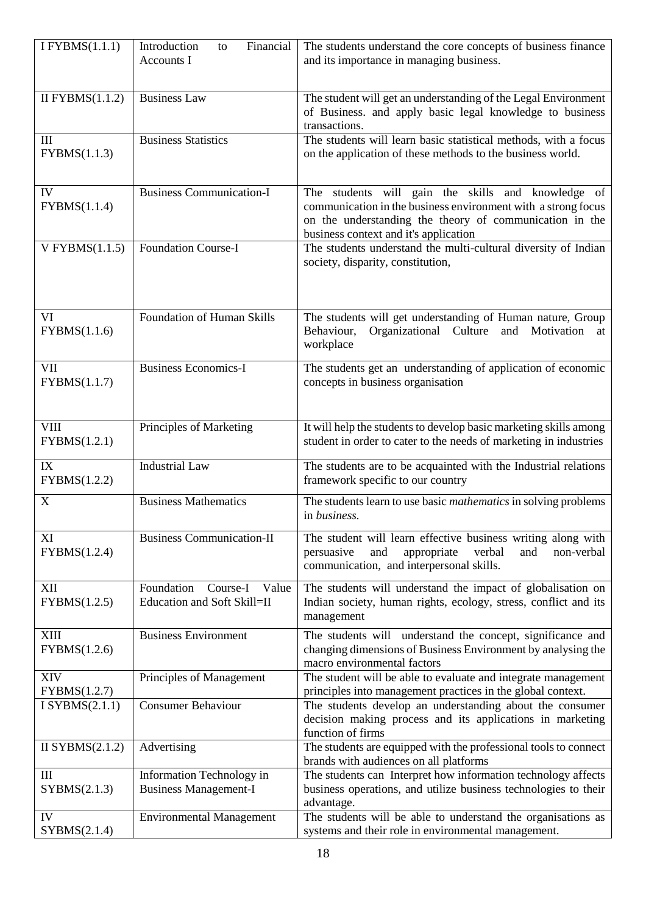| I FYBMS(1.1.1) | Introduction to Financial Accounts I | The students understand the core concepts of business finance and its importance in managing business. |
|---|---|---|
| II FYBMS(1.1.2) | Business Law | The student will get an understanding of the Legal Environment of Business. and apply basic legal knowledge to business transactions. |
| III FYBMS(1.1.3) | Business Statistics | The students will learn basic statistical methods, with a focus on the application of these methods to the business world. |
| IV FYBMS(1.1.4) | Business Communication-I | The students will gain the skills and knowledge of communication in the business environment with a strong focus on the understanding the theory of communication in the business context and it's application |
| V FYBMS(1.1.5) | Foundation Course-I | The students understand the multi-cultural diversity of Indian society, disparity, constitution, |
| VI FYBMS(1.1.6) | Foundation of Human Skills | The students will get understanding of Human nature, Group Behaviour, Organizational Culture and Motivation at workplace |
| VII FYBMS(1.1.7) | Business Economics-I | The students get an understanding of application of economic concepts in business organisation |
| VIII FYBMS(1.2.1) | Principles of Marketing | It will help the students to develop basic marketing skills among student in order to cater to the needs of marketing in industries |
| IX FYBMS(1.2.2) | Industrial Law | The students are to be acquainted with the Industrial relations framework specific to our country |
| X | Business Mathematics | The students learn to use basic *mathematics* in solving problems in *business.* |
| XI FYBMS(1.2.4) | Business Communication-II | The student will learn effective business writing along with persuasive and appropriate verbal and non-verbal communication, and interpersonal skills. |
| XII FYBMS(1.2.5) | Foundation Course-I Value Education and Soft Skill=II | The students will understand the impact of globalisation on Indian society, human rights, ecology, stress, conflict and its management |
| XIII FYBMS(1.2.6) | Business Environment | The students will understand the concept, significance and changing dimensions of Business Environment by analysing the macro environmental factors |
| XIV FYBMS(1.2.7) | Principles of Management | The student will be able to evaluate and integrate management principles into management practices in the global context. |
| I SYBMS(2.1.1) | Consumer Behaviour | The students develop an understanding about the consumer decision making process and its applications in marketing function of firms |
| II SYBMS(2.1.2) | Advertising | The students are equipped with the professional tools to connect brands with audiences on all platforms |
| III SYBMS(2.1.3) | Information Technology in Business Management-I | The students can Interpret how information technology affects business operations, and utilize business technologies to their advantage. |
| IV SYBMS(2.1.4) | Environmental Management | The students will be able to understand the organisations as systems and their role in environmental management. |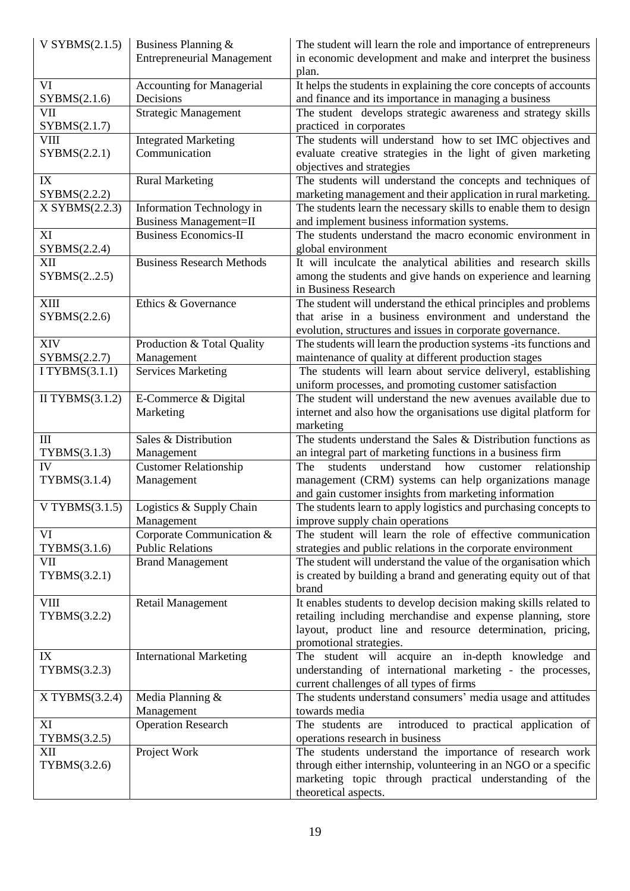| V SYBMS(2.1.5) | Business Planning & Entrepreneurial Management | The student will learn the role and importance of entrepreneurs in economic development and make and interpret the business plan. |
|---|---|---|
| VI SYBMS(2.1.6) | Accounting for Managerial Decisions | It helps the students in explaining the core concepts of accounts and finance and its importance in managing a business |
| VII SYBMS(2.1.7) | Strategic Management | The student develops strategic awareness and strategy skills practiced in corporates |
| VIII SYBMS(2.2.1) | Integrated Marketing Communication | The students will understand how to set IMC objectives and evaluate creative strategies in the light of given marketing objectives and strategies |
| IX SYBMS(2.2.2) | Rural Marketing | The students will understand the concepts and techniques of marketing management and their application in rural marketing. |
| X SYBMS(2.2.3) | Information Technology in Business Management=II | The students learn the necessary skills to enable them to design and implement business information systems. |
| XI SYBMS(2.2.4) | Business Economics-II | The students understand the macro economic environment in global environment |
| XII SYBMS(2..2.5) | Business Research Methods | It will inculcate the analytical abilities and research skills among the students and give hands on experience and learning in Business Research |
| XIII SYBMS(2.2.6) | Ethics & Governance | The student will understand the ethical principles and problems that arise in a business environment and understand the evolution, structures and issues in corporate governance. |
| XIV SYBMS(2.2.7) | Production & Total Quality Management | The students will learn the production systems -its functions and maintenance of quality at different production stages |
| I TYBMS(3.1.1) | Services Marketing | The students will learn about service deliveryl, establishing uniform processes, and promoting customer satisfaction |
| II TYBMS(3.1.2) | E-Commerce & Digital Marketing | The student will understand the new avenues available due to internet and also how the organisations use digital platform for marketing |
| III TYBMS(3.1.3) | Sales & Distribution Management | The students understand the Sales & Distribution functions as an integral part of marketing functions in a business firm |
| IV TYBMS(3.1.4) | Customer Relationship Management | The students understand how customer relationship management (CRM) systems can help organizations manage and gain customer insights from marketing information |
| V TYBMS(3.1.5) | Logistics & Supply Chain Management | The students learn to apply logistics and purchasing concepts to improve supply chain operations |
| VI TYBMS(3.1.6) | Corporate Communication & Public Relations | The student will learn the role of effective communication strategies and public relations in the corporate environment |
| VII TYBMS(3.2.1) | Brand Management | The student will understand the value of the organisation which is created by building a brand and generating equity out of that brand |
| VIII TYBMS(3.2.2) | Retail Management | It enables students to develop decision making skills related to retailing including merchandise and expense planning, store layout, product line and resource determination, pricing, promotional strategies. |
| IX TYBMS(3.2.3) | International Marketing | The student will acquire an in-depth knowledge and understanding of international marketing - the processes, current challenges of all types of firms |
| X TYBMS(3.2.4) | Media Planning & Management | The students understand consumers' media usage and attitudes towards media |
| XI TYBMS(3.2.5) | Operation Research | The students are introduced to practical application of operations research in business |
| XII TYBMS(3.2.6) | Project Work | The students understand the importance of research work through either internship, volunteering in an NGO or a specific marketing topic through practical understanding of the theoretical aspects. |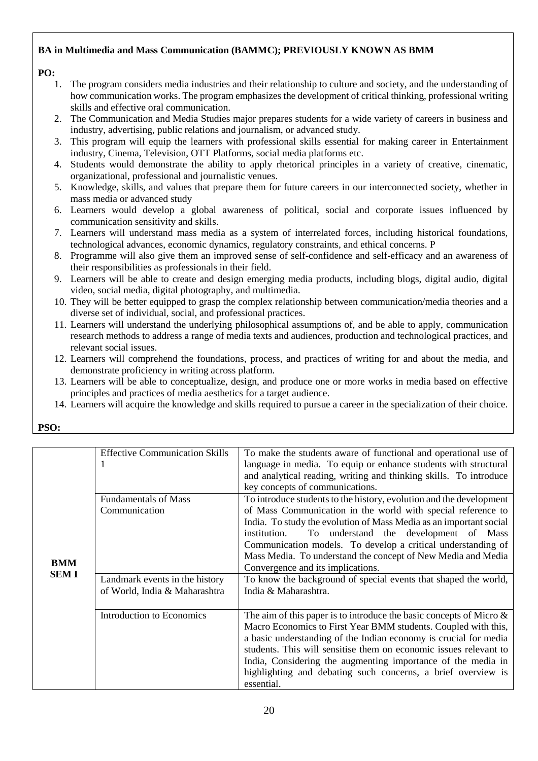**BA in Multimedia and Mass Communication (BAMMC); PREVIOUSLY KNOWN AS BMM**

**PO:**

1. The program considers media industries and their relationship to culture and society, and the understanding of how communication works. The program emphasizes the development of critical thinking, professional writing skills and effective oral communication.
2. The Communication and Media Studies major prepares students for a wide variety of careers in business and industry, advertising, public relations and journalism, or advanced study.
3. This program will equip the learners with professional skills essential for making career in Entertainment industry, Cinema, Television, OTT Platforms, social media platforms etc.
4. Students would demonstrate the ability to apply rhetorical principles in a variety of creative, cinematic, organizational, professional and journalistic venues.
5. Knowledge, skills, and values that prepare them for future careers in our interconnected society, whether in mass media or advanced study
6. Learners would develop a global awareness of political, social and corporate issues influenced by communication sensitivity and skills.
7. Learners will understand mass media as a system of interrelated forces, including historical foundations, technological advances, economic dynamics, regulatory constraints, and ethical concerns. P
8. Programme will also give them an improved sense of self-confidence and self-efficacy and an awareness of their responsibilities as professionals in their field.
9. Learners will be able to create and design emerging media products, including blogs, digital audio, digital video, social media, digital photography, and multimedia.
10. They will be better equipped to grasp the complex relationship between communication/media theories and a diverse set of individual, social, and professional practices.
11. Learners will understand the underlying philosophical assumptions of, and be able to apply, communication research methods to address a range of media texts and audiences, production and technological practices, and relevant social issues.
12. Learners will comprehend the foundations, process, and practices of writing for and about the media, and demonstrate proficiency in writing across platform.
13. Learners will be able to conceptualize, design, and produce one or more works in media based on effective principles and practices of media aesthetics for a target audience.
14. Learners will acquire the knowledge and skills required to pursue a career in the specialization of their choice.

**PSO:**

| | | |
|---|---|---|
| **BMM SEM I** | Effective Communication Skills 1 | To make the students aware of functional and operational use of language in media. To equip or enhance students with structural and analytical reading, writing and thinking skills. To introduce key concepts of communications. |
| | Fundamentals of Mass Communication | To introduce students to the history, evolution and the development of Mass Communication in the world with special reference to India. To study the evolution of Mass Media as an important social institution. To understand the development of Mass Communication models. To develop a critical understanding of Mass Media. To understand the concept of New Media and Media Convergence and its implications. |
| | Landmark events in the history of World, India & Maharashtra | To know the background of special events that shaped the world, India & Maharashtra. |
| | Introduction to Economics | The aim of this paper is to introduce the basic concepts of Micro & Macro Economics to First Year BMM students. Coupled with this, a basic understanding of the Indian economy is crucial for media students. This will sensitise them on economic issues relevant to India, Considering the augmenting importance of the media in highlighting and debating such concerns, a brief overview is essential. |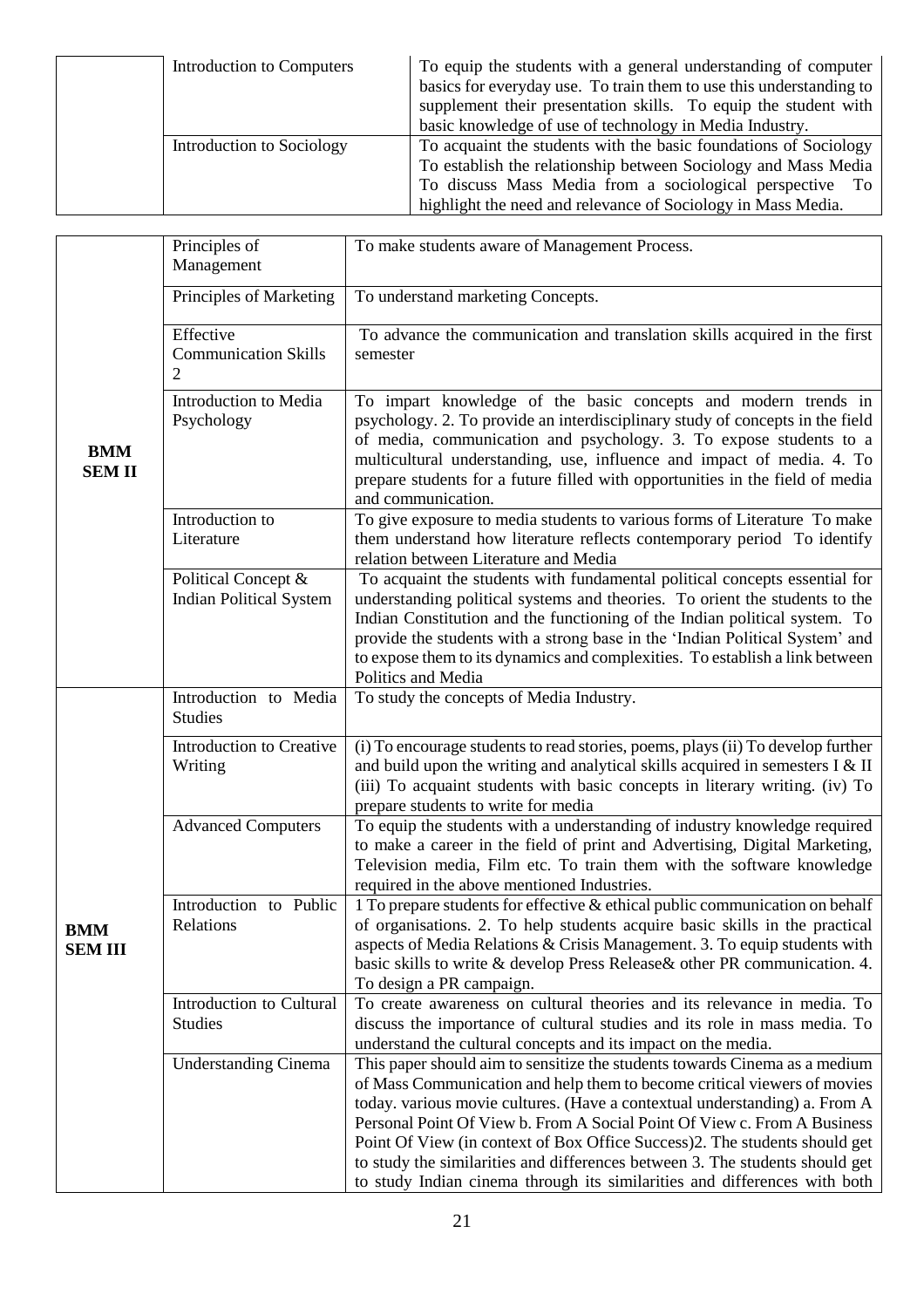| | | |
|---|---|---|
| | Introduction to Computers | To equip the students with a general understanding of computer basics for everyday use. To train them to use this understanding to supplement their presentation skills. To equip the student with basic knowledge of use of technology in Media Industry. |
| | Introduction to Sociology | To acquaint the students with the basic foundations of Sociology To establish the relationship between Sociology and Mass Media To discuss Mass Media from a sociological perspective To highlight the need and relevance of Sociology in Mass Media. |

| | | |
|---|---|---|
| **BMM SEM II** | Principles of Management | To make students aware of Management Process. |
| | Principles of Marketing | To understand marketing Concepts. |
| | Effective Communication Skills 2 | To advance the communication and translation skills acquired in the first semester |
| | Introduction to Media Psychology | To impart knowledge of the basic concepts and modern trends in psychology. 2. To provide an interdisciplinary study of concepts in the field of media, communication and psychology. 3. To expose students to a multicultural understanding, use, influence and impact of media. 4. To prepare students for a future filled with opportunities in the field of media and communication. |
| | Introduction to Literature | To give exposure to media students to various forms of Literature To make them understand how literature reflects contemporary period To identify relation between Literature and Media |
| | Political Concept & Indian Political System | To acquaint the students with fundamental political concepts essential for understanding political systems and theories. To orient the students to the Indian Constitution and the functioning of the Indian political system. To provide the students with a strong base in the 'Indian Political System' and to expose them to its dynamics and complexities. To establish a link between Politics and Media |
| **BMM SEM III** | Introduction to Media Studies | To study the concepts of Media Industry. |
| | Introduction to Creative Writing | (i) To encourage students to read stories, poems, plays (ii) To develop further and build upon the writing and analytical skills acquired in semesters I & II (iii) To acquaint students with basic concepts in literary writing. (iv) To prepare students to write for media |
| | Advanced Computers | To equip the students with a understanding of industry knowledge required to make a career in the field of print and Advertising, Digital Marketing, Television media, Film etc. To train them with the software knowledge required in the above mentioned Industries. |
| | Introduction to Public Relations | 1 To prepare students for effective & ethical public communication on behalf of organisations. 2. To help students acquire basic skills in the practical aspects of Media Relations & Crisis Management. 3. To equip students with basic skills to write & develop Press Release& other PR communication. 4. To design a PR campaign. |
| | Introduction to Cultural Studies | To create awareness on cultural theories and its relevance in media. To discuss the importance of cultural studies and its role in mass media. To understand the cultural concepts and its impact on the media. |
| | Understanding Cinema | This paper should aim to sensitize the students towards Cinema as a medium of Mass Communication and help them to become critical viewers of movies today. various movie cultures. (Have a contextual understanding) a. From A Personal Point Of View b. From A Social Point Of View c. From A Business Point Of View (in context of Box Office Success)2. The students should get to study the similarities and differences between 3. The students should get to study Indian cinema through its similarities and differences with both |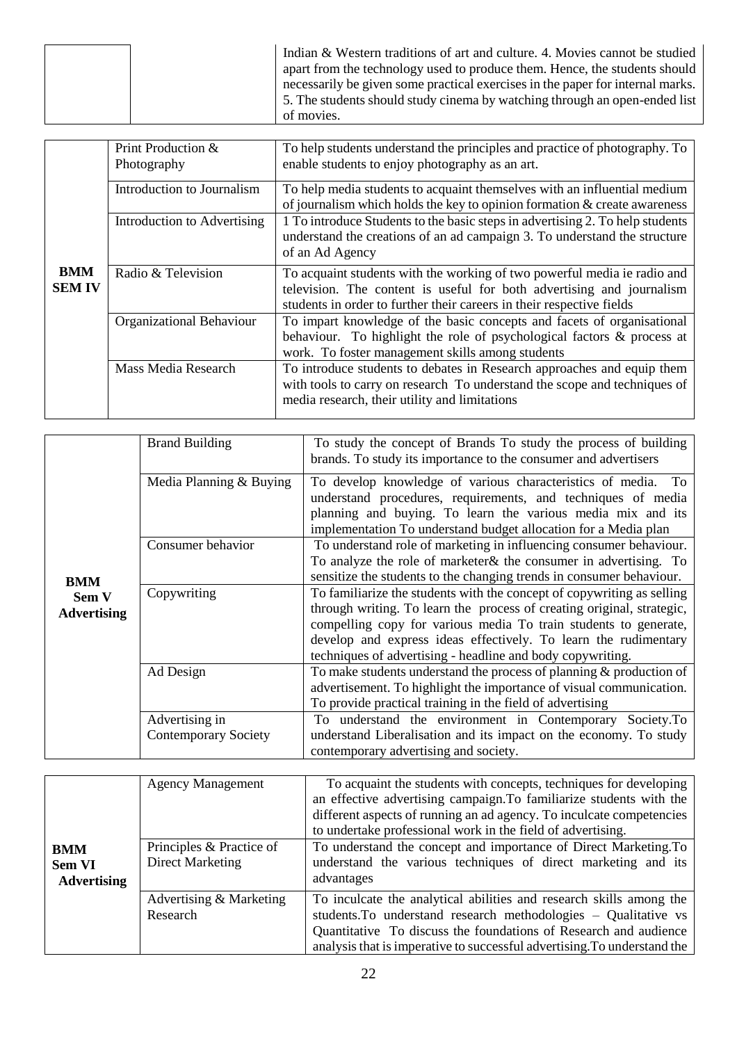| | | |
|---|---|---|
| | | Indian & Western traditions of art and culture. 4. Movies cannot be studied apart from the technology used to produce them. Hence, the students should necessarily be given some practical exercises in the paper for internal marks. 5. The students should study cinema by watching through an open-ended list of movies. |

| | | |
|---|---|---|
| **BMM SEM IV** | Print Production & Photography | To help students understand the principles and practice of photography. To enable students to enjoy photography as an art. |
| | Introduction to Journalism | To help media students to acquaint themselves with an influential medium of journalism which holds the key to opinion formation & create awareness |
| | Introduction to Advertising | 1 To introduce Students to the basic steps in advertising 2. To help students understand the creations of an ad campaign 3. To understand the structure of an Ad Agency |
| | Radio & Television | To acquaint students with the working of two powerful media ie radio and television. The content is useful for both advertising and journalism students in order to further their careers in their respective fields |
| | Organizational Behaviour | To impart knowledge of the basic concepts and facets of organisational behaviour. To highlight the role of psychological factors & process at work. To foster management skills among students |
| | Mass Media Research | To introduce students to debates in Research approaches and equip them with tools to carry on research To understand the scope and techniques of media research, their utility and limitations |

| | | |
|---|---|---|
| **BMM Sem V Advertising** | Brand Building | To study the concept of Brands To study the process of building brands. To study its importance to the consumer and advertisers |
| | Media Planning & Buying | To develop knowledge of various characteristics of media. To understand procedures, requirements, and techniques of media planning and buying. To learn the various media mix and its implementation To understand budget allocation for a Media plan |
| | Consumer behavior | To understand role of marketing in influencing consumer behaviour. To analyze the role of marketer& the consumer in advertising. To sensitize the students to the changing trends in consumer behaviour. |
| | Copywriting | To familiarize the students with the concept of copywriting as selling through writing. To learn the process of creating original, strategic, compelling copy for various media To train students to generate, develop and express ideas effectively. To learn the rudimentary techniques of advertising - headline and body copywriting. |
| | Ad Design | To make students understand the process of planning & production of advertisement. To highlight the importance of visual communication. To provide practical training in the field of advertising |
| | Advertising in Contemporary Society | To understand the environment in Contemporary Society.To understand Liberalisation and its impact on the economy. To study contemporary advertising and society. |

| | | |
|---|---|---|
| **BMM Sem VI Advertising** | Agency Management | To acquaint the students with concepts, techniques for developing an effective advertising campaign.To familiarize students with the different aspects of running an ad agency. To inculcate competencies to undertake professional work in the field of advertising. |
| | Principles & Practice of Direct Marketing | To understand the concept and importance of Direct Marketing.To understand the various techniques of direct marketing and its advantages |
| | Advertising & Marketing Research | To inculcate the analytical abilities and research skills among the students.To understand research methodologies – Qualitative vs Quantitative To discuss the foundations of Research and audience analysis that is imperative to successful advertising.To understand the |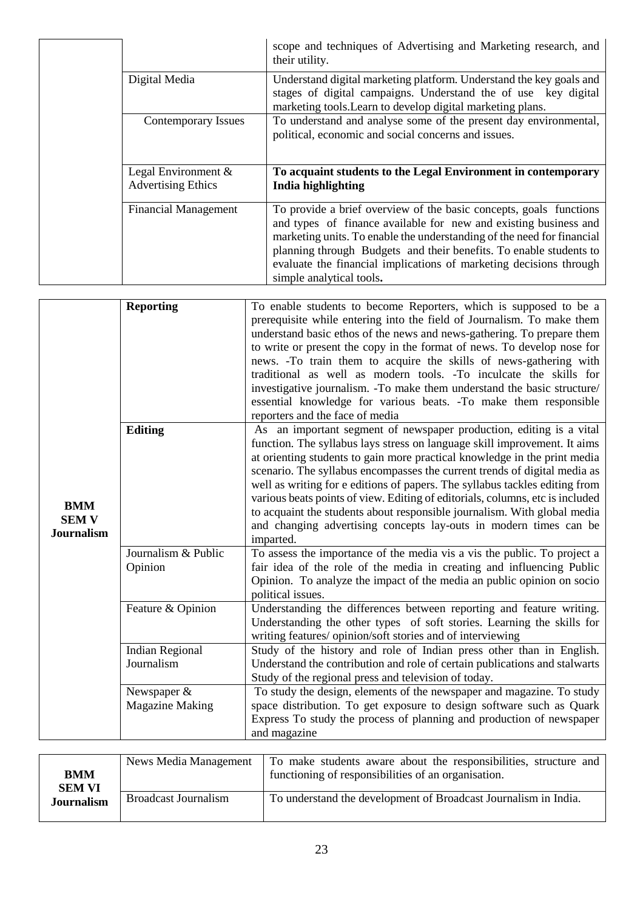| | | |
|---|---|---|
| | | scope and techniques of Advertising and Marketing research, and their utility. |
| | Digital Media | Understand digital marketing platform. Understand the key goals and stages of digital campaigns. Understand the of use key digital marketing tools.Learn to develop digital marketing plans. |
| | Contemporary Issues | To understand and analyse some of the present day environmental, political, economic and social concerns and issues. |
| | Legal Environment & Advertising Ethics | **To acquaint students to the Legal Environment in contemporary India highlighting** |
| | Financial Management | To provide a brief overview of the basic concepts, goals functions and types of finance available for new and existing business and marketing units. To enable the understanding of the need for financial planning through Budgets and their benefits. To enable students to evaluate the financial implications of marketing decisions through simple analytical tools**.** |

| | | |
|---|---|---|
| **BMM SEM V Journalism** | **Reporting** | To enable students to become Reporters, which is supposed to be a prerequisite while entering into the field of Journalism. To make them understand basic ethos of the news and news-gathering. To prepare them to write or present the copy in the format of news. To develop nose for news. -To train them to acquire the skills of news-gathering with traditional as well as modern tools. -To inculcate the skills for investigative journalism. -To make them understand the basic structure/ essential knowledge for various beats. -To make them responsible reporters and the face of media |
| | **Editing** | As an important segment of newspaper production, editing is a vital function. The syllabus lays stress on language skill improvement. It aims at orienting students to gain more practical knowledge in the print media scenario. The syllabus encompasses the current trends of digital media as well as writing for e editions of papers. The syllabus tackles editing from various beats points of view. Editing of editorials, columns, etc is included to acquaint the students about responsible journalism. With global media and changing advertising concepts lay-outs in modern times can be imparted. |
| | Journalism & Public Opinion | To assess the importance of the media vis a vis the public. To project a fair idea of the role of the media in creating and influencing Public Opinion. To analyze the impact of the media an public opinion on socio political issues. |
| | Feature & Opinion | Understanding the differences between reporting and feature writing. Understanding the other types of soft stories. Learning the skills for writing features/ opinion/soft stories and of interviewing |
| | Indian Regional Journalism | Study of the history and role of Indian press other than in English. Understand the contribution and role of certain publications and stalwarts Study of the regional press and television of today. |
| | Newspaper & Magazine Making | To study the design, elements of the newspaper and magazine. To study space distribution. To get exposure to design software such as Quark Express To study the process of planning and production of newspaper and magazine |

| | | |
|---|---|---|
| **BMM SEM VI Journalism** | News Media Management | To make students aware about the responsibilities, structure and functioning of responsibilities of an organisation. |
| | Broadcast Journalism | To understand the development of Broadcast Journalism in India. |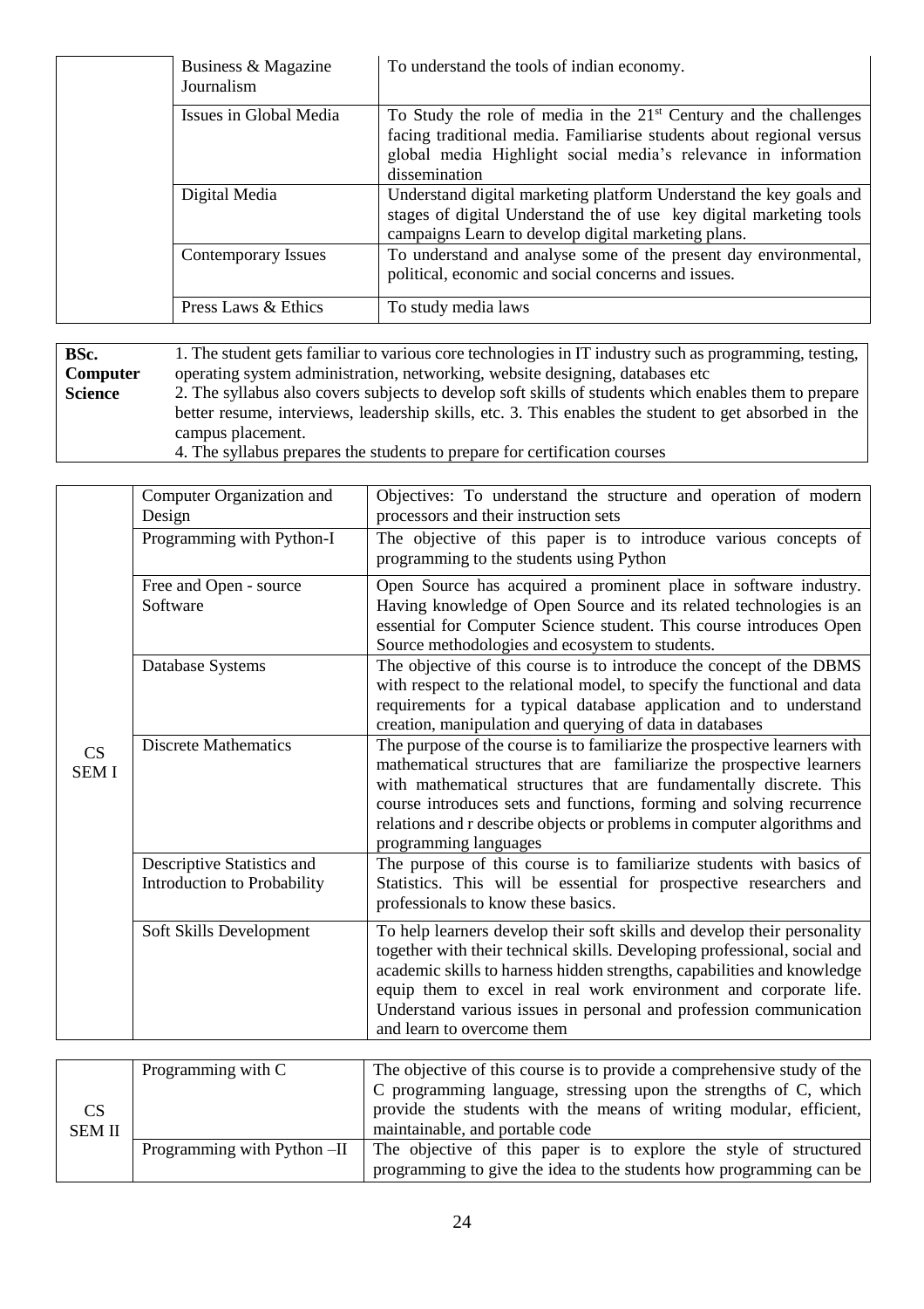| | | |
|---|---|---|
| | Business & Magazine Journalism | To understand the tools of indian economy. |
| | Issues in Global Media | To Study the role of media in the 21st Century and the challenges facing traditional media. Familiarise students about regional versus global media Highlight social media's relevance in information dissemination |
| | Digital Media | Understand digital marketing platform Understand the key goals and stages of digital Understand the of use key digital marketing tools campaigns Learn to develop digital marketing plans. |
| | Contemporary Issues | To understand and analyse some of the present day environmental, political, economic and social concerns and issues. |
| | Press Laws & Ethics | To study media laws |

| | |
|---|---|
| **BSc. Computer Science** | 1. The student gets familiar to various core technologies in IT industry such as programming, testing, operating system administration, networking, website designing, databases etc<br>2. The syllabus also covers subjects to develop soft skills of students which enables them to prepare better resume, interviews, leadership skills, etc. 3. This enables the student to get absorbed in the campus placement.<br>4. The syllabus prepares the students to prepare for certification courses |

| | | |
|---|---|---|
| CS SEM I | Computer Organization and Design | Objectives: To understand the structure and operation of modern processors and their instruction sets |
| | Programming with Python-I | The objective of this paper is to introduce various concepts of programming to the students using Python |
| | Free and Open - source Software | Open Source has acquired a prominent place in software industry. Having knowledge of Open Source and its related technologies is an essential for Computer Science student. This course introduces Open Source methodologies and ecosystem to students. |
| | Database Systems | The objective of this course is to introduce the concept of the DBMS with respect to the relational model, to specify the functional and data requirements for a typical database application and to understand creation, manipulation and querying of data in databases |
| | Discrete Mathematics | The purpose of the course is to familiarize the prospective learners with mathematical structures that are familiarize the prospective learners with mathematical structures that are fundamentally discrete. This course introduces sets and functions, forming and solving recurrence relations and r describe objects or problems in computer algorithms and programming languages |
| | Descriptive Statistics and Introduction to Probability | The purpose of this course is to familiarize students with basics of Statistics. This will be essential for prospective researchers and professionals to know these basics. |
| | Soft Skills Development | To help learners develop their soft skills and develop their personality together with their technical skills. Developing professional, social and academic skills to harness hidden strengths, capabilities and knowledge equip them to excel in real work environment and corporate life. Understand various issues in personal and profession communication and learn to overcome them |

| | | |
|---|---|---|
| CS SEM II | Programming with C | The objective of this course is to provide a comprehensive study of the C programming language, stressing upon the strengths of C, which provide the students with the means of writing modular, efficient, maintainable, and portable code |
| | Programming with Python –II | The objective of this paper is to explore the style of structured programming to give the idea to the students how programming can be |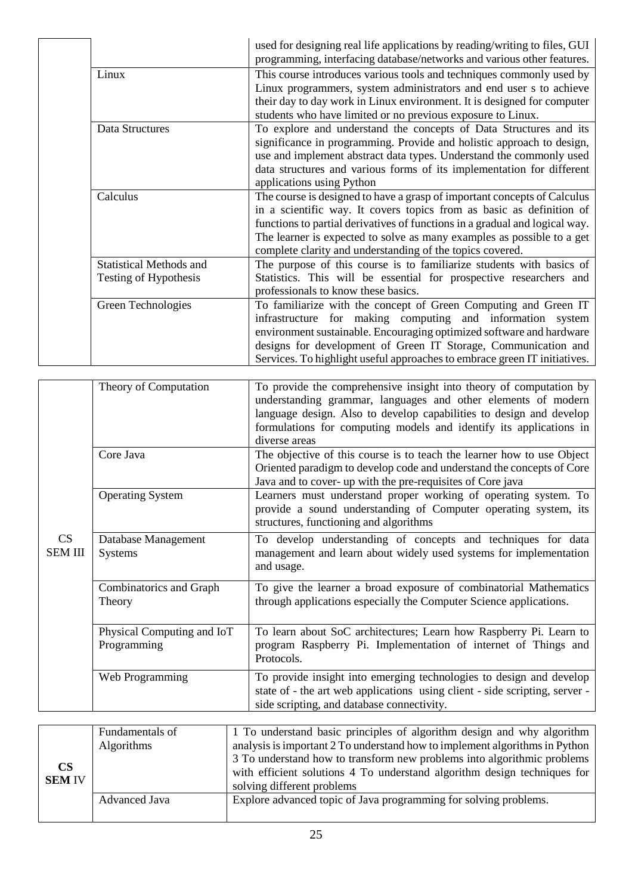| | | |
|---|---|---|
| | | used for designing real life applications by reading/writing to files, GUI programming, interfacing database/networks and various other features. |
| | Linux | This course introduces various tools and techniques commonly used by Linux programmers, system administrators and end user s to achieve their day to day work in Linux environment. It is designed for computer students who have limited or no previous exposure to Linux. |
| | Data Structures | To explore and understand the concepts of Data Structures and its significance in programming. Provide and holistic approach to design, use and implement abstract data types. Understand the commonly used data structures and various forms of its implementation for different applications using Python |
| | Calculus | The course is designed to have a grasp of important concepts of Calculus in a scientific way. It covers topics from as basic as definition of functions to partial derivatives of functions in a gradual and logical way. The learner is expected to solve as many examples as possible to a get complete clarity and understanding of the topics covered. |
| | Statistical Methods and Testing of Hypothesis | The purpose of this course is to familiarize students with basics of Statistics. This will be essential for prospective researchers and professionals to know these basics. |
| | Green Technologies | To familiarize with the concept of Green Computing and Green IT infrastructure for making computing and information system environment sustainable. Encouraging optimized software and hardware designs for development of Green IT Storage, Communication and Services. To highlight useful approaches to embrace green IT initiatives. |

| | | |
|---|---|---|
| CS SEM III | Theory of Computation | To provide the comprehensive insight into theory of computation by understanding grammar, languages and other elements of modern language design. Also to develop capabilities to design and develop formulations for computing models and identify its applications in diverse areas |
| | Core Java | The objective of this course is to teach the learner how to use Object Oriented paradigm to develop code and understand the concepts of Core Java and to cover- up with the pre-requisites of Core java |
| | Operating System | Learners must understand proper working of operating system. To provide a sound understanding of Computer operating system, its structures, functioning and algorithms |
| | Database Management Systems | To develop understanding of concepts and techniques for data management and learn about widely used systems for implementation and usage. |
| | Combinatorics and Graph Theory | To give the learner a broad exposure of combinatorial Mathematics through applications especially the Computer Science applications. |
| | Physical Computing and IoT Programming | To learn about SoC architectures; Learn how Raspberry Pi. Learn to program Raspberry Pi. Implementation of internet of Things and Protocols. |
| | Web Programming | To provide insight into emerging technologies to design and develop state of - the art web applications using client - side scripting, server - side scripting, and database connectivity. |

| | | |
|---|---|---|
| **CS SEM** IV | Fundamentals of Algorithms | 1 To understand basic principles of algorithm design and why algorithm analysis is important 2 To understand how to implement algorithms in Python 3 To understand how to transform new problems into algorithmic problems with efficient solutions 4 To understand algorithm design techniques for solving different problems |
| | Advanced Java | Explore advanced topic of Java programming for solving problems. |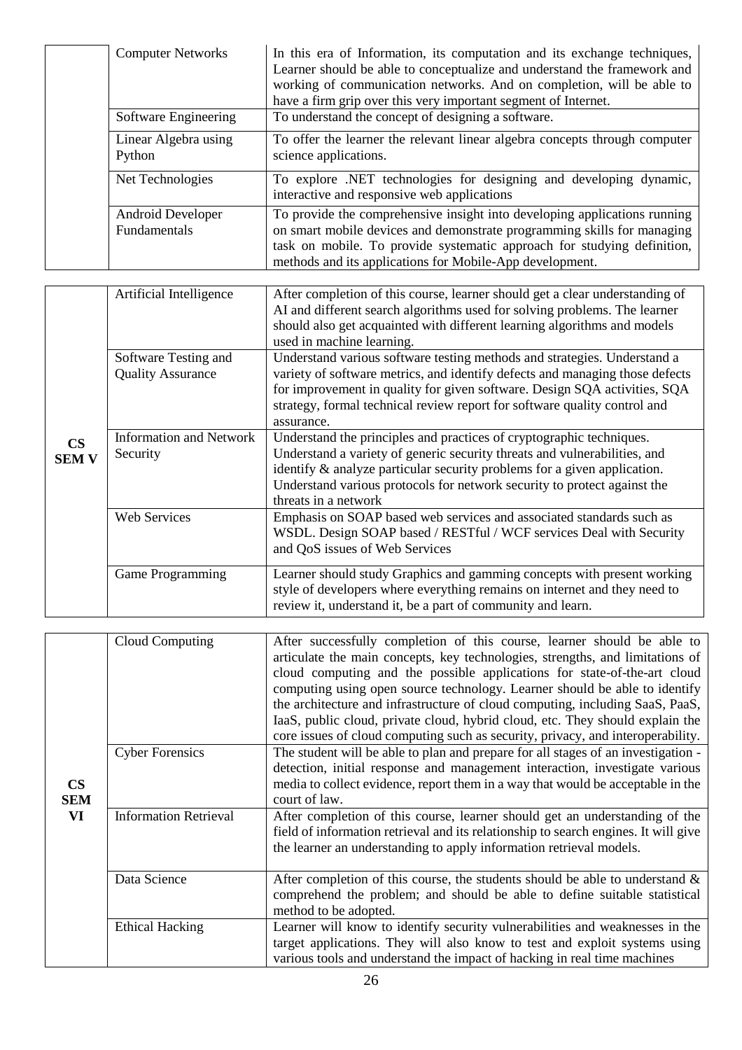| | | |
|---|---|---|
| | Computer Networks | In this era of Information, its computation and its exchange techniques, Learner should be able to conceptualize and understand the framework and working of communication networks. And on completion, will be able to have a firm grip over this very important segment of Internet. |
| | Software Engineering | To understand the concept of designing a software. |
| | Linear Algebra using Python | To offer the learner the relevant linear algebra concepts through computer science applications. |
| | Net Technologies | To explore .NET technologies for designing and developing dynamic, interactive and responsive web applications |
| | Android Developer Fundamentals | To provide the comprehensive insight into developing applications running on smart mobile devices and demonstrate programming skills for managing task on mobile. To provide systematic approach for studying definition, methods and its applications for Mobile-App development. |

| | | |
|---|---|---|
| **CS SEM V** | Artificial Intelligence | After completion of this course, learner should get a clear understanding of AI and different search algorithms used for solving problems. The learner should also get acquainted with different learning algorithms and models used in machine learning. |
| | Software Testing and Quality Assurance | Understand various software testing methods and strategies. Understand a variety of software metrics, and identify defects and managing those defects for improvement in quality for given software. Design SQA activities, SQA strategy, formal technical review report for software quality control and assurance. |
| | Information and Network Security | Understand the principles and practices of cryptographic techniques. Understand a variety of generic security threats and vulnerabilities, and identify & analyze particular security problems for a given application. Understand various protocols for network security to protect against the threats in a network |
| | Web Services | Emphasis on SOAP based web services and associated standards such as WSDL. Design SOAP based / RESTful / WCF services Deal with Security and QoS issues of Web Services |
| | Game Programming | Learner should study Graphics and gamming concepts with present working style of developers where everything remains on internet and they need to review it, understand it, be a part of community and learn. |

| | | |
|---|---|---|
| **CS SEM VI** | Cloud Computing | After successfully completion of this course, learner should be able to articulate the main concepts, key technologies, strengths, and limitations of cloud computing and the possible applications for state-of-the-art cloud computing using open source technology. Learner should be able to identify the architecture and infrastructure of cloud computing, including SaaS, PaaS, IaaS, public cloud, private cloud, hybrid cloud, etc. They should explain the core issues of cloud computing such as security, privacy, and interoperability. |
| | Cyber Forensics | The student will be able to plan and prepare for all stages of an investigation - detection, initial response and management interaction, investigate various media to collect evidence, report them in a way that would be acceptable in the court of law. |
| | Information Retrieval | After completion of this course, learner should get an understanding of the field of information retrieval and its relationship to search engines. It will give the learner an understanding to apply information retrieval models. |
| | Data Science | After completion of this course, the students should be able to understand & comprehend the problem; and should be able to define suitable statistical method to be adopted. |
| | Ethical Hacking | Learner will know to identify security vulnerabilities and weaknesses in the target applications. They will also know to test and exploit systems using various tools and understand the impact of hacking in real time machines |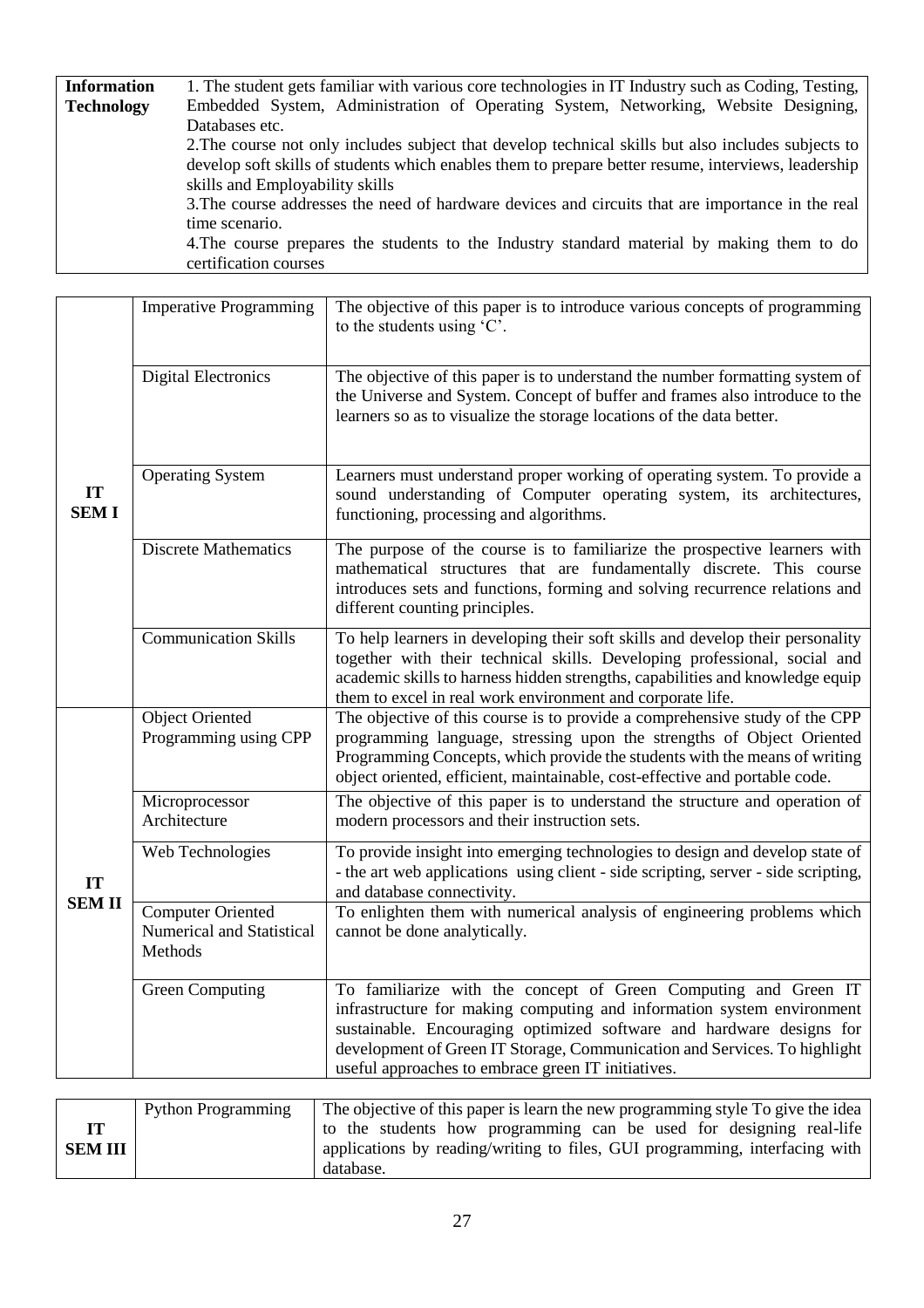| **Information Technology** | 1. The student gets familiar with various core technologies in IT Industry such as Coding, Testing, Embedded System, Administration of Operating System, Networking, Website Designing, Databases etc.<br>2.The course not only includes subject that develop technical skills but also includes subjects to develop soft skills of students which enables them to prepare better resume, interviews, leadership skills and Employability skills<br>3.The course addresses the need of hardware devices and circuits that are importance in the real time scenario.<br>4.The course prepares the students to the Industry standard material by making them to do certification courses |
|---|---|

| | | |
|---|---|---|
| **IT SEM I** | Imperative Programming | The objective of this paper is to introduce various concepts of programming to the students using 'C'. |
| | Digital Electronics | The objective of this paper is to understand the number formatting system of the Universe and System. Concept of buffer and frames also introduce to the learners so as to visualize the storage locations of the data better. |
| | Operating System | Learners must understand proper working of operating system. To provide a sound understanding of Computer operating system, its architectures, functioning, processing and algorithms. |
| | Discrete Mathematics | The purpose of the course is to familiarize the prospective learners with mathematical structures that are fundamentally discrete. This course introduces sets and functions, forming and solving recurrence relations and different counting principles. |
| | Communication Skills | To help learners in developing their soft skills and develop their personality together with their technical skills. Developing professional, social and academic skills to harness hidden strengths, capabilities and knowledge equip them to excel in real work environment and corporate life. |
| **IT SEM II** | Object Oriented Programming using CPP | The objective of this course is to provide a comprehensive study of the CPP programming language, stressing upon the strengths of Object Oriented Programming Concepts, which provide the students with the means of writing object oriented, efficient, maintainable, cost-effective and portable code. |
| | Microprocessor Architecture | The objective of this paper is to understand the structure and operation of modern processors and their instruction sets. |
| | Web Technologies | To provide insight into emerging technologies to design and develop state of - the art web applications using client - side scripting, server - side scripting, and database connectivity. |
| | Computer Oriented Numerical and Statistical Methods | To enlighten them with numerical analysis of engineering problems which cannot be done analytically. |
| | Green Computing | To familiarize with the concept of Green Computing and Green IT infrastructure for making computing and information system environment sustainable. Encouraging optimized software and hardware designs for development of Green IT Storage, Communication and Services. To highlight useful approaches to embrace green IT initiatives. |

| | | |
|---|---|---|
| **IT SEM III** | Python Programming | The objective of this paper is learn the new programming style To give the idea to the students how programming can be used for designing real-life applications by reading/writing to files, GUI programming, interfacing with database. |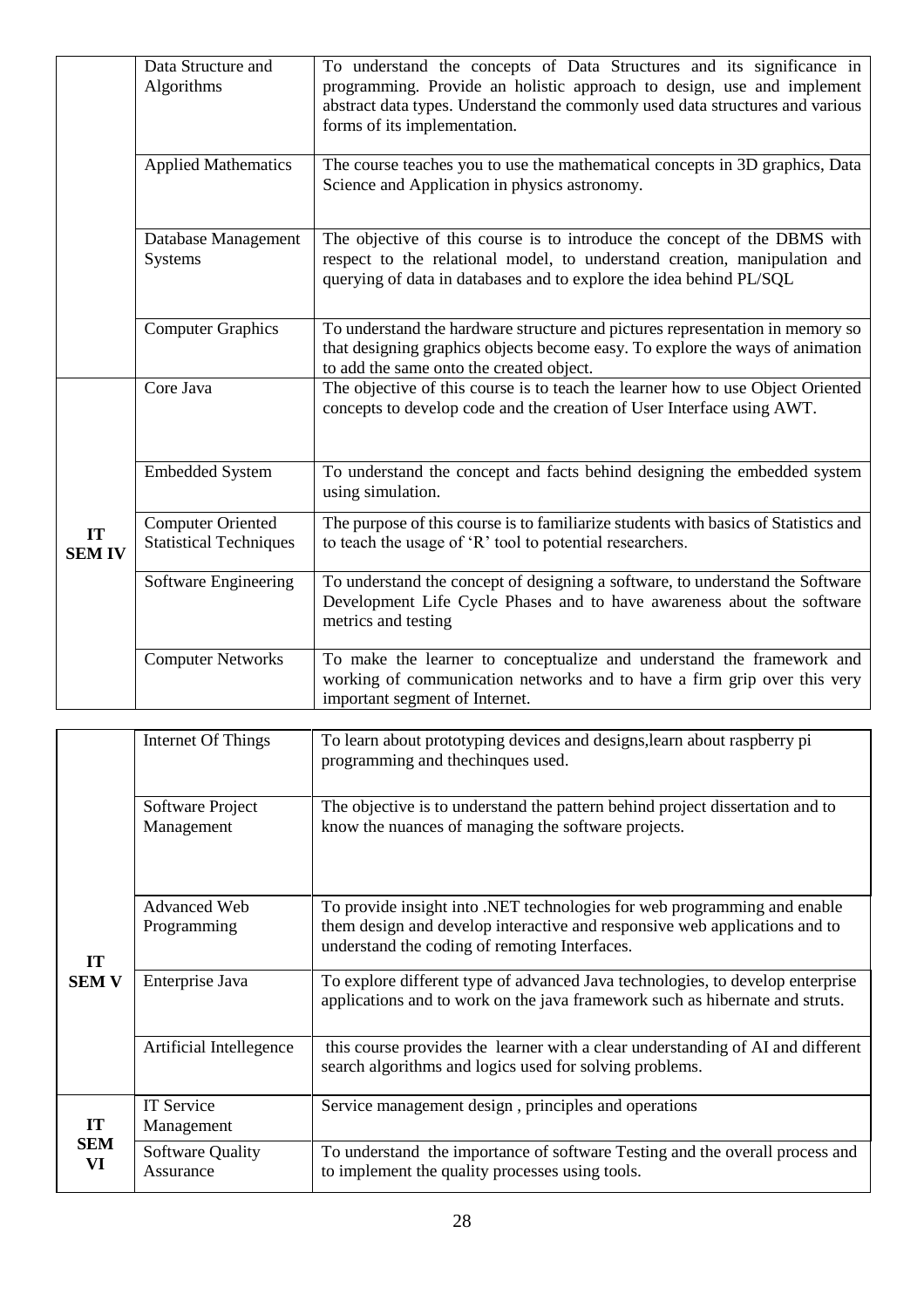| | | |
|---|---|---|
| | Data Structure and Algorithms | To understand the concepts of Data Structures and its significance in programming. Provide an holistic approach to design, use and implement abstract data types. Understand the commonly used data structures and various forms of its implementation. |
| | Applied Mathematics | The course teaches you to use the mathematical concepts in 3D graphics, Data Science and Application in physics astronomy. |
| | Database Management Systems | The objective of this course is to introduce the concept of the DBMS with respect to the relational model, to understand creation, manipulation and querying of data in databases and to explore the idea behind PL/SQL |
| | Computer Graphics | To understand the hardware structure and pictures representation in memory so that designing graphics objects become easy. To explore the ways of animation to add the same onto the created object. |
| **IT SEM IV** | Core Java | The objective of this course is to teach the learner how to use Object Oriented concepts to develop code and the creation of User Interface using AWT. |
| | Embedded System | To understand the concept and facts behind designing the embedded system using simulation. |
| | Computer Oriented Statistical Techniques | The purpose of this course is to familiarize students with basics of Statistics and to teach the usage of 'R' tool to potential researchers. |
| | Software Engineering | To understand the concept of designing a software, to understand the Software Development Life Cycle Phases and to have awareness about the software metrics and testing |
| | Computer Networks | To make the learner to conceptualize and understand the framework and working of communication networks and to have a firm grip over this very important segment of Internet. |

| | | |
|---|---|---|
| **IT SEM V** | Internet Of Things | To learn about prototyping devices and designs,learn about raspberry pi programming and thechinques used. |
| | Software Project Management | The objective is to understand the pattern behind project dissertation and to know the nuances of managing the software projects. |
| | Advanced Web Programming | To provide insight into .NET technologies for web programming and enable them design and develop interactive and responsive web applications and to understand the coding of remoting Interfaces. |
| | Enterprise Java | To explore different type of advanced Java technologies, to develop enterprise applications and to work on the java framework such as hibernate and struts. |
| | Artificial Intellegence | this course provides the learner with a clear understanding of AI and different search algorithms and logics used for solving problems. |
| **IT SEM VI** | IT Service Management | Service management design , principles and operations |
| | Software Quality Assurance | To understand the importance of software Testing and the overall process and to implement the quality processes using tools. |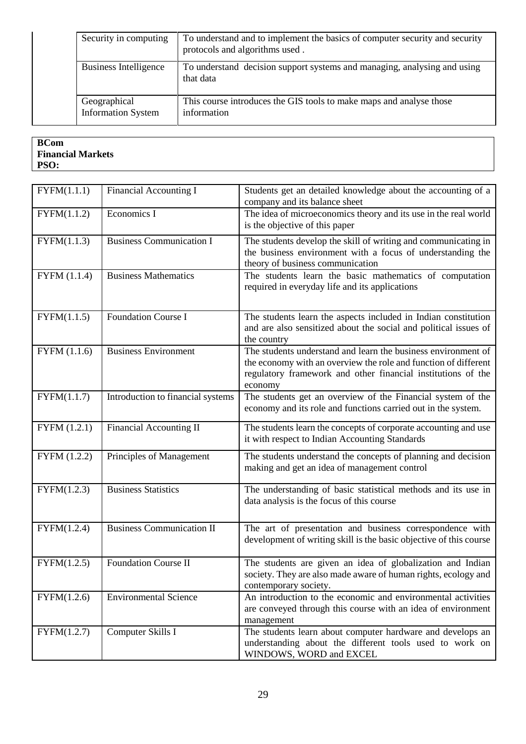| | | |
|---|---|---|
| | Security in computing | To understand and to implement the basics of computer security and security protocols and algorithms used . |
| | Business Intelligence | To understand decision support systems and managing, analysing and using that data |
| | Geographical Information System | This course introduces the GIS tools to make maps and analyse those information |

**BCom**
**Financial Markets**
**PSO:**

| | | |
|---|---|---|
| FYFM(1.1.1) | Financial Accounting I | Students get an detailed knowledge about the accounting of a company and its balance sheet |
| FYFM(1.1.2) | Economics I | The idea of microeconomics theory and its use in the real world is the objective of this paper |
| FYFM(1.1.3) | Business Communication I | The students develop the skill of writing and communicating in the business environment with a focus of understanding the theory of business communication |
| FYFM (1.1.4) | Business Mathematics | The students learn the basic mathematics of computation required in everyday life and its applications |
| FYFM(1.1.5) | Foundation Course I | The students learn the aspects included in Indian constitution and are also sensitized about the social and political issues of the country |
| FYFM (1.1.6) | Business Environment | The students understand and learn the business environment of the economy with an overview the role and function of different regulatory framework and other financial institutions of the economy |
| FYFM(1.1.7) | Introduction to financial systems | The students get an overview of the Financial system of the economy and its role and functions carried out in the system. |
| FYFM (1.2.1) | Financial Accounting II | The students learn the concepts of corporate accounting and use it with respect to Indian Accounting Standards |
| FYFM (1.2.2) | Principles of Management | The students understand the concepts of planning and decision making and get an idea of management control |
| FYFM(1.2.3) | Business Statistics | The understanding of basic statistical methods and its use in data analysis is the focus of this course |
| FYFM(1.2.4) | Business Communication II | The art of presentation and business correspondence with development of writing skill is the basic objective of this course |
| FYFM(1.2.5) | Foundation Course II | The students are given an idea of globalization and Indian society. They are also made aware of human rights, ecology and contemporary society. |
| FYFM(1.2.6) | Environmental Science | An introduction to the economic and environmental activities are conveyed through this course with an idea of environment management |
| FYFM(1.2.7) | Computer Skills I | The students learn about computer hardware and develops an understanding about the different tools used to work on WINDOWS, WORD and EXCEL |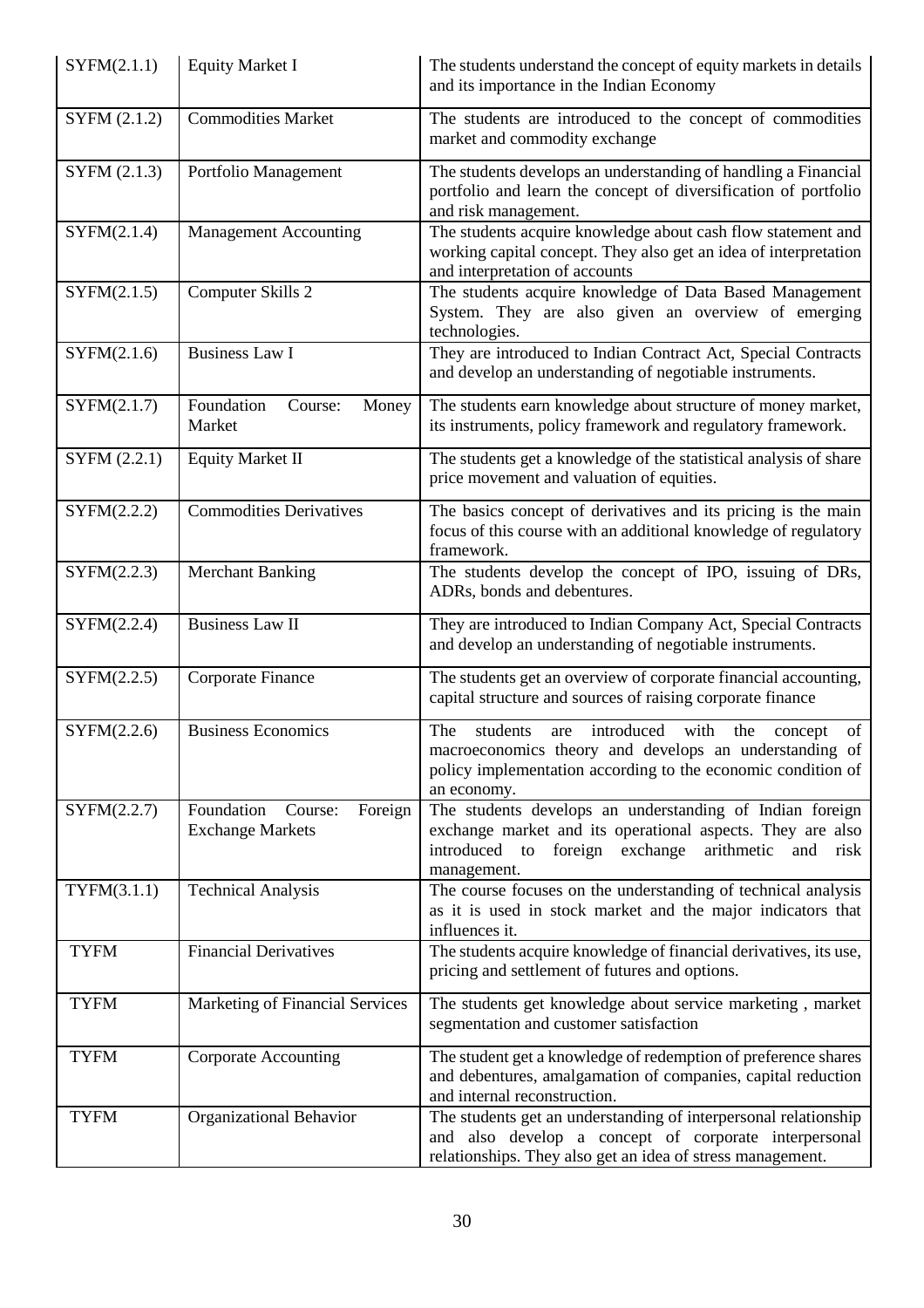| SYFM(2.1.1) | Equity Market I | The students understand the concept of equity markets in details and its importance in the Indian Economy |
|---|---|---|
| SYFM (2.1.2) | Commodities Market | The students are introduced to the concept of commodities market and commodity exchange |
| SYFM (2.1.3) | Portfolio Management | The students develops an understanding of handling a Financial portfolio and learn the concept of diversification of portfolio and risk management. |
| SYFM(2.1.4) | Management Accounting | The students acquire knowledge about cash flow statement and working capital concept. They also get an idea of interpretation and interpretation of accounts |
| SYFM(2.1.5) | Computer Skills 2 | The students acquire knowledge of Data Based Management System. They are also given an overview of emerging technologies. |
| SYFM(2.1.6) | Business Law I | They are introduced to Indian Contract Act, Special Contracts and develop an understanding of negotiable instruments. |
| SYFM(2.1.7) | Foundation Course: Money Market | The students earn knowledge about structure of money market, its instruments, policy framework and regulatory framework. |
| SYFM (2.2.1) | Equity Market II | The students get a knowledge of the statistical analysis of share price movement and valuation of equities. |
| SYFM(2.2.2) | Commodities Derivatives | The basics concept of derivatives and its pricing is the main focus of this course with an additional knowledge of regulatory framework. |
| SYFM(2.2.3) | Merchant Banking | The students develop the concept of IPO, issuing of DRs, ADRs, bonds and debentures. |
| SYFM(2.2.4) | Business Law II | They are introduced to Indian Company Act, Special Contracts and develop an understanding of negotiable instruments. |
| SYFM(2.2.5) | Corporate Finance | The students get an overview of corporate financial accounting, capital structure and sources of raising corporate finance |
| SYFM(2.2.6) | Business Economics | The students are introduced with the concept of macroeconomics theory and develops an understanding of policy implementation according to the economic condition of an economy. |
| SYFM(2.2.7) | Foundation Course: Foreign Exchange Markets | The students develops an understanding of Indian foreign exchange market and its operational aspects. They are also introduced to foreign exchange arithmetic and risk management. |
| TYFM(3.1.1) | Technical Analysis | The course focuses on the understanding of technical analysis as it is used in stock market and the major indicators that influences it. |
| TYFM | Financial Derivatives | The students acquire knowledge of financial derivatives, its use, pricing and settlement of futures and options. |
| TYFM | Marketing of Financial Services | The students get knowledge about service marketing , market segmentation and customer satisfaction |
| TYFM | Corporate Accounting | The student get a knowledge of redemption of preference shares and debentures, amalgamation of companies, capital reduction and internal reconstruction. |
| TYFM | Organizational Behavior | The students get an understanding of interpersonal relationship and also develop a concept of corporate interpersonal relationships. They also get an idea of stress management. |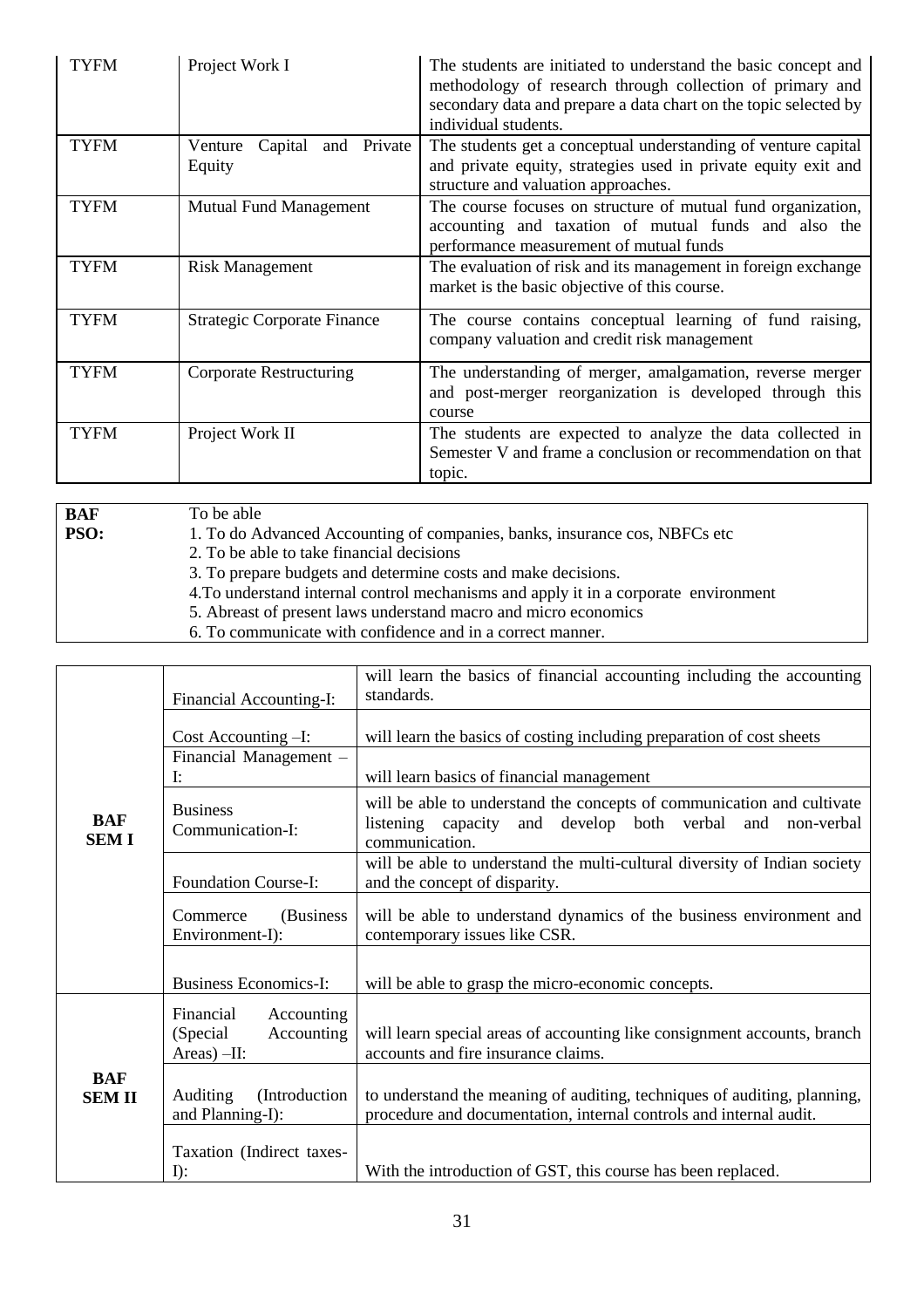| TYFM | Project Work I | The students are initiated to understand the basic concept and methodology of research through collection of primary and secondary data and prepare a data chart on the topic selected by individual students. |
|---|---|---|
| TYFM | Venture Capital and Private Equity | The students get a conceptual understanding of venture capital and private equity, strategies used in private equity exit and structure and valuation approaches. |
| TYFM | Mutual Fund Management | The course focuses on structure of mutual fund organization, accounting and taxation of mutual funds and also the performance measurement of mutual funds |
| TYFM | Risk Management | The evaluation of risk and its management in foreign exchange market is the basic objective of this course. |
| TYFM | Strategic Corporate Finance | The course contains conceptual learning of fund raising, company valuation and credit risk management |
| TYFM | Corporate Restructuring | The understanding of merger, amalgamation, reverse merger and post-merger reorganization is developed through this course |
| TYFM | Project Work II | The students are expected to analyze the data collected in Semester V and frame a conclusion or recommendation on that topic. |

| **BAF PSO:** | To be able<br>1. To do Advanced Accounting of companies, banks, insurance cos, NBFCs etc<br>2. To be able to take financial decisions<br>3. To prepare budgets and determine costs and make decisions.<br>4.To understand internal control mechanisms and apply it in a corporate environment<br>5. Abreast of present laws understand macro and micro economics<br>6. To communicate with confidence and in a correct manner. |
|---|---|

| | | |
|---|---|---|
| **BAF SEM I** | Financial Accounting-I: | will learn the basics of financial accounting including the accounting standards. |
| | Cost Accounting –I: | will learn the basics of costing including preparation of cost sheets |
| | Financial Management – I: | will learn basics of financial management |
| | Business Communication-I: | will be able to understand the concepts of communication and cultivate listening capacity and develop both verbal and non-verbal communication. |
| | Foundation Course-I: | will be able to understand the multi-cultural diversity of Indian society and the concept of disparity. |
| | Commerce (Business Environment-I): | will be able to understand dynamics of the business environment and contemporary issues like CSR. |
| | Business Economics-I: | will be able to grasp the micro-economic concepts. |
| **BAF SEM II** | Financial Accounting (Special Accounting Areas) –II: | will learn special areas of accounting like consignment accounts, branch accounts and fire insurance claims. |
| | Auditing (Introduction and Planning-I): | to understand the meaning of auditing, techniques of auditing, planning, procedure and documentation, internal controls and internal audit. |
| | Taxation (Indirect taxes-I): | With the introduction of GST, this course has been replaced. |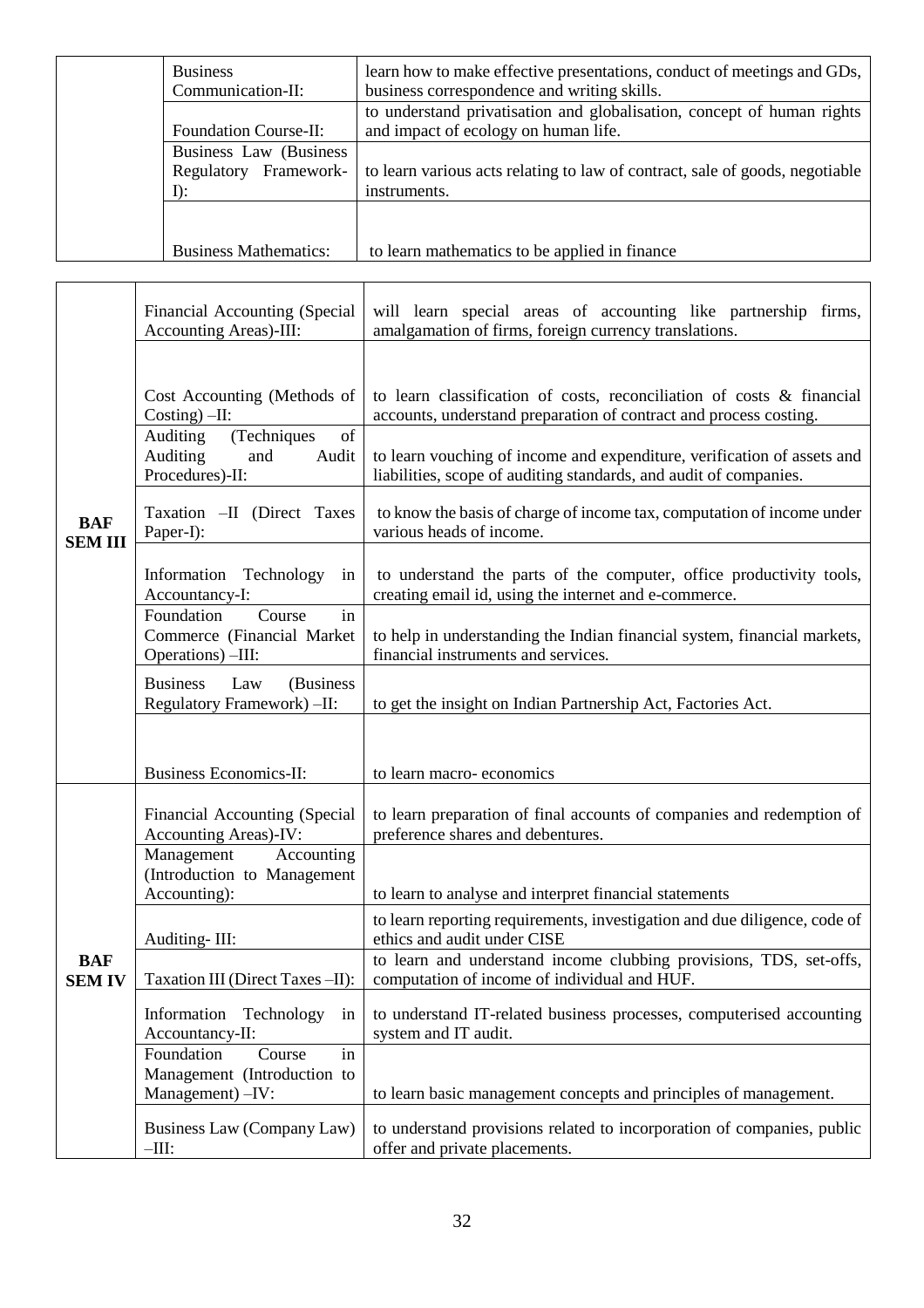| | | |
|---|---|---|
| | Business Communication-II: | learn how to make effective presentations, conduct of meetings and GDs, business correspondence and writing skills. |
| | Foundation Course-II: | to understand privatisation and globalisation, concept of human rights and impact of ecology on human life. |
| | Business Law (Business Regulatory Framework-I): | to learn various acts relating to law of contract, sale of goods, negotiable instruments. |
| | Business Mathematics: | to learn mathematics to be applied in finance |

| | | |
|---|---|---|
| **BAF SEM III** | Financial Accounting (Special Accounting Areas)-III: | will learn special areas of accounting like partnership firms, amalgamation of firms, foreign currency translations. |
| | Cost Accounting (Methods of Costing) –II: | to learn classification of costs, reconciliation of costs & financial accounts, understand preparation of contract and process costing. |
| | Auditing (Techniques of Auditing and Audit Procedures)-II: | to learn vouching of income and expenditure, verification of assets and liabilities, scope of auditing standards, and audit of companies. |
| | Taxation –II (Direct Taxes Paper-I): | to know the basis of charge of income tax, computation of income under various heads of income. |
| | Information Technology in Accountancy-I: | to understand the parts of the computer, office productivity tools, creating email id, using the internet and e-commerce. |
| | Foundation Course in Commerce (Financial Market Operations) –III: | to help in understanding the Indian financial system, financial markets, financial instruments and services. |
| | Business Law (Business Regulatory Framework) –II: | to get the insight on Indian Partnership Act, Factories Act. |
| | Business Economics-II: | to learn macro- economics |
| **BAF SEM IV** | Financial Accounting (Special Accounting Areas)-IV: | to learn preparation of final accounts of companies and redemption of preference shares and debentures. |
| | Management Accounting (Introduction to Management Accounting): | to learn to analyse and interpret financial statements |
| | Auditing- III: | to learn reporting requirements, investigation and due diligence, code of ethics and audit under CISE |
| | Taxation III (Direct Taxes –II): | to learn and understand income clubbing provisions, TDS, set-offs, computation of income of individual and HUF. |
| | Information Technology in Accountancy-II: | to understand IT-related business processes, computerised accounting system and IT audit. |
| | Foundation Course in Management (Introduction to Management) –IV: | to learn basic management concepts and principles of management. |
| | Business Law (Company Law) –III: | to understand provisions related to incorporation of companies, public offer and private placements. |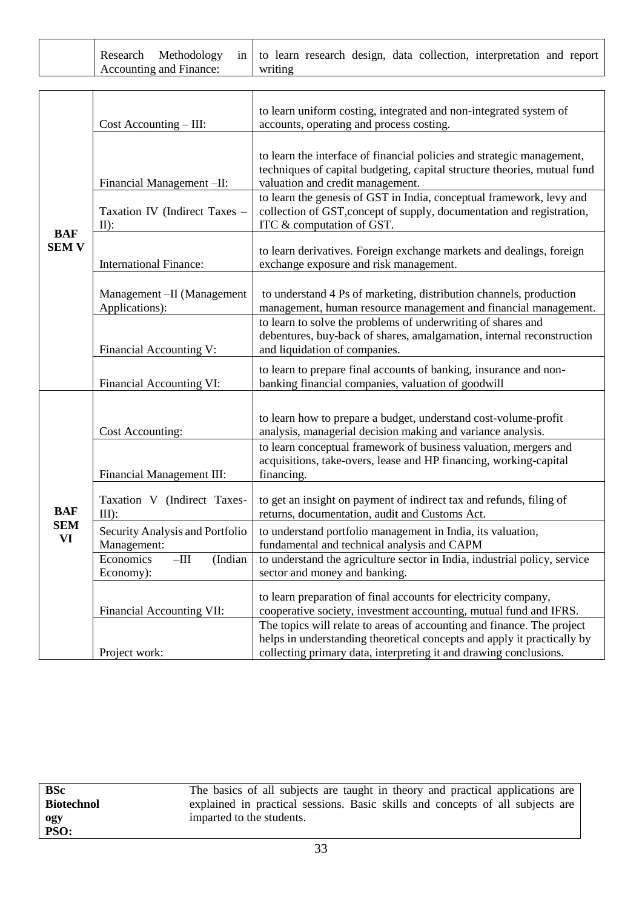| | | |
|---|---|---|
| | Research Methodology in Accounting and Finance: | to learn research design, data collection, interpretation and report writing |

| | | |
|---|---|---|
| **BAF SEM V** | Cost Accounting – III: | to learn uniform costing, integrated and non-integrated system of accounts, operating and process costing. |
| | Financial Management –II: | to learn the interface of financial policies and strategic management, techniques of capital budgeting, capital structure theories, mutual fund valuation and credit management. |
| | Taxation IV (Indirect Taxes – II): | to learn the genesis of GST in India, conceptual framework, levy and collection of GST,concept of supply, documentation and registration, ITC & computation of GST. |
| | International Finance: | to learn derivatives. Foreign exchange markets and dealings, foreign exchange exposure and risk management. |
| | Management –II (Management Applications): | to understand 4 Ps of marketing, distribution channels, production management, human resource management and financial management. |
| | Financial Accounting V: | to learn to solve the problems of underwriting of shares and debentures, buy-back of shares, amalgamation, internal reconstruction and liquidation of companies. |
| | Financial Accounting VI: | to learn to prepare final accounts of banking, insurance and non-banking financial companies, valuation of goodwill |
| **BAF SEM VI** | Cost Accounting: | to learn how to prepare a budget, understand cost-volume-profit analysis, managerial decision making and variance analysis. |
| | Financial Management III: | to learn conceptual framework of business valuation, mergers and acquisitions, take-overs, lease and HP financing, working-capital financing. |
| | Taxation V (Indirect Taxes-III): | to get an insight on payment of indirect tax and refunds, filing of returns, documentation, audit and Customs Act. |
| | Security Analysis and Portfolio Management: | to understand portfolio management in India, its valuation, fundamental and technical analysis and CAPM |
| | Economics –III (Indian Economy): | to understand the agriculture sector in India, industrial policy, service sector and money and banking. |
| | Financial Accounting VII: | to learn preparation of final accounts for electricity company, cooperative society, investment accounting, mutual fund and IFRS. |
| | Project work: | The topics will relate to areas of accounting and finance. The project helps in understanding theoretical concepts and apply it practically by collecting primary data, interpreting it and drawing conclusions. |

| | |
|---|---|
| **BSc Biotechnology PSO:** | The basics of all subjects are taught in theory and practical applications are explained in practical sessions. Basic skills and concepts of all subjects are imparted to the students. |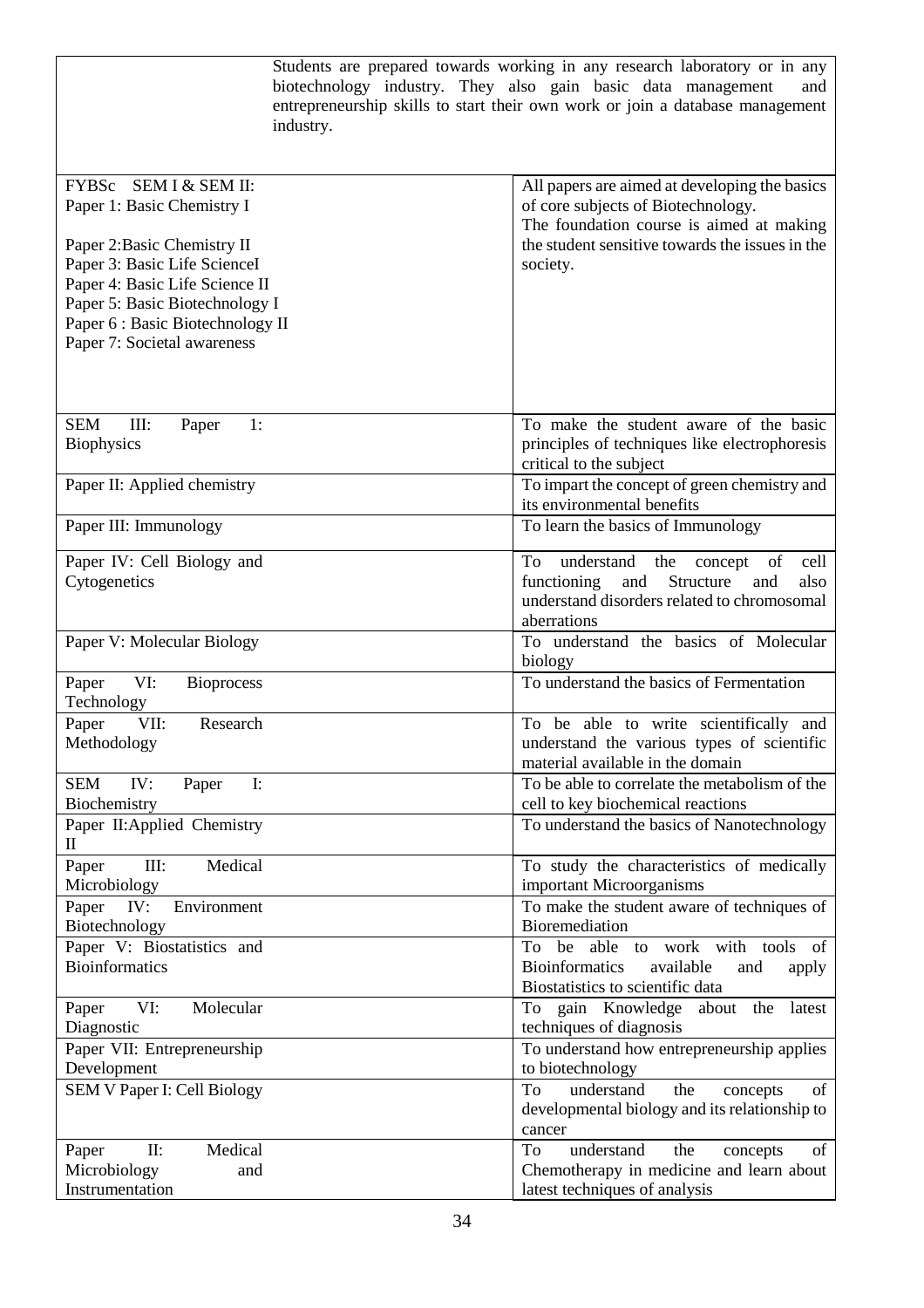| | Students are prepared towards working in any research laboratory or in any biotechnology industry. They also gain basic data management and entrepreneurship skills to start their own work or join a database management industry. |
|---|---|
| FYBSc SEM I & SEM II:<br>Paper 1: Basic Chemistry I<br><br>Paper 2:Basic Chemistry II<br>Paper 3: Basic Life ScienceI<br>Paper 4: Basic Life Science II<br>Paper 5: Basic Biotechnology I<br>Paper 6 : Basic Biotechnology II<br>Paper 7: Societal awareness | All papers are aimed at developing the basics of core subjects of Biotechnology.<br>The foundation course is aimed at making the student sensitive towards the issues in the society. |
| SEM III: Paper 1: Biophysics | To make the student aware of the basic principles of techniques like electrophoresis critical to the subject |
| Paper II: Applied chemistry | To impart the concept of green chemistry and its environmental benefits |
| Paper III: Immunology | To learn the basics of Immunology |
| Paper IV: Cell Biology and Cytogenetics | To understand the concept of cell functioning and Structure and also understand disorders related to chromosomal aberrations |
| Paper V: Molecular Biology | To understand the basics of Molecular biology |
| Paper VI: Bioprocess Technology | To understand the basics of Fermentation |
| Paper VII: Research Methodology | To be able to write scientifically and understand the various types of scientific material available in the domain |
| SEM IV: Paper I: Biochemistry | To be able to correlate the metabolism of the cell to key biochemical reactions |
| Paper II:Applied Chemistry II | To understand the basics of Nanotechnology |
| Paper III: Medical Microbiology | To study the characteristics of medically important Microorganisms |
| Paper IV: Environment Biotechnology | To make the student aware of techniques of Bioremediation |
| Paper V: Biostatistics and Bioinformatics | To be able to work with tools of Bioinformatics available and apply Biostatistics to scientific data |
| Paper VI: Molecular Diagnostic | To gain Knowledge about the latest techniques of diagnosis |
| Paper VII: Entrepreneurship Development | To understand how entrepreneurship applies to biotechnology |
| SEM V Paper I: Cell Biology | To understand the concepts of developmental biology and its relationship to cancer |
| Paper II: Medical Microbiology and Instrumentation | To understand the concepts of Chemotherapy in medicine and learn about latest techniques of analysis |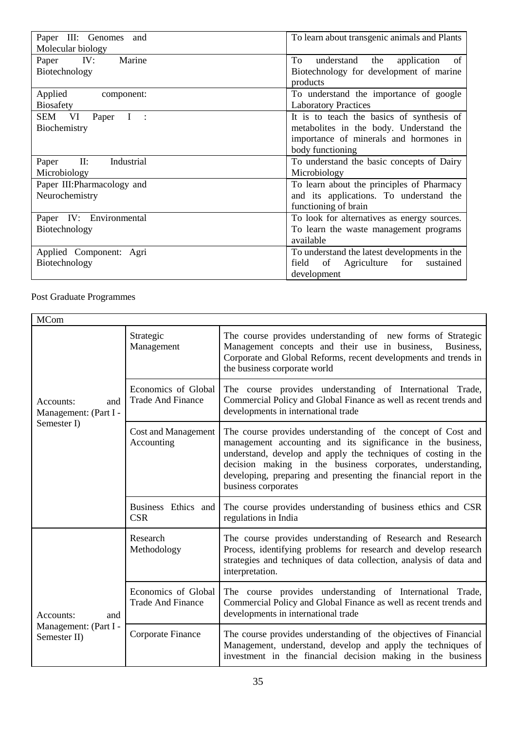| | |
|---|---|
| Paper III: Genomes and Molecular biology | To learn about transgenic animals and Plants |
| Paper IV: Marine Biotechnology | To understand the application of Biotechnology for development of marine products |
| Applied component: Biosafety | To understand the importance of google Laboratory Practices |
| SEM VI Paper I : Biochemistry | It is to teach the basics of synthesis of metabolites in the body. Understand the importance of minerals and hormones in body functioning |
| Paper II: Industrial Microbiology | To understand the basic concepts of Dairy Microbiology |
| Paper III:Pharmacology and Neurochemistry | To learn about the principles of Pharmacy and its applications. To understand the functioning of brain |
| Paper IV: Environmental Biotechnology | To look for alternatives as energy sources. To learn the waste management programs available |
| Applied Component: Agri Biotechnology | To understand the latest developments in the field of Agriculture for sustained development |

Post Graduate Programmes

| MCom | | |
|---|---|---|
| Accounts: and Management: (Part I - Semester I) | Strategic Management | The course provides understanding of new forms of Strategic Management concepts and their use in business, Business, Corporate and Global Reforms, recent developments and trends in the business corporate world |
| | Economics of Global Trade And Finance | The course provides understanding of International Trade, Commercial Policy and Global Finance as well as recent trends and developments in international trade |
| | Cost and Management Accounting | The course provides understanding of the concept of Cost and management accounting and its significance in the business, understand, develop and apply the techniques of costing in the decision making in the business corporates, understanding, developing, preparing and presenting the financial report in the business corporates |
| | Business Ethics and CSR | The course provides understanding of business ethics and CSR regulations in India |
| Accounts: and Management: (Part I - Semester II) | Research Methodology | The course provides understanding of Research and Research Process, identifying problems for research and develop research strategies and techniques of data collection, analysis of data and interpretation. |
| | Economics of Global Trade And Finance | The course provides understanding of International Trade, Commercial Policy and Global Finance as well as recent trends and developments in international trade |
| | Corporate Finance | The course provides understanding of the objectives of Financial Management, understand, develop and apply the techniques of investment in the financial decision making in the business |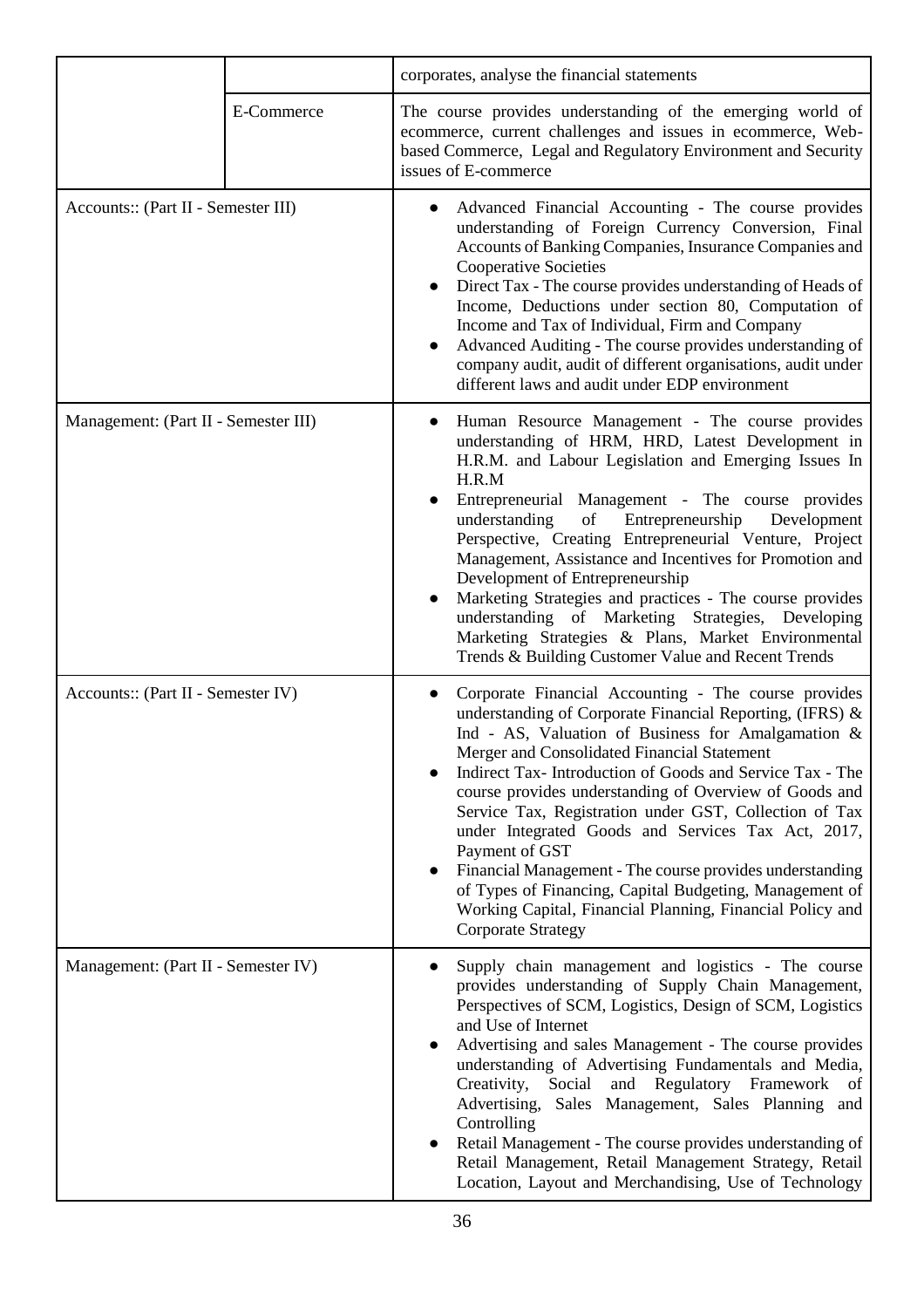| | | |
|---|---|---|
| | | corporates, analyse the financial statements |
| | E-Commerce | The course provides understanding of the emerging world of ecommerce, current challenges and issues in ecommerce, Web-based Commerce, Legal and Regulatory Environment and Security issues of E-commerce |
| Accounts:: (Part II - Semester III) | | • Advanced Financial Accounting - The course provides understanding of Foreign Currency Conversion, Final Accounts of Banking Companies, Insurance Companies and Cooperative Societies<br>• Direct Tax - The course provides understanding of Heads of Income, Deductions under section 80, Computation of Income and Tax of Individual, Firm and Company<br>• Advanced Auditing - The course provides understanding of company audit, audit of different organisations, audit under different laws and audit under EDP environment |
| Management: (Part II - Semester III) | | • Human Resource Management - The course provides understanding of HRM, HRD, Latest Development in H.R.M. and Labour Legislation and Emerging Issues In H.R.M<br>• Entrepreneurial Management - The course provides understanding of Entrepreneurship Development Perspective, Creating Entrepreneurial Venture, Project Management, Assistance and Incentives for Promotion and Development of Entrepreneurship<br>• Marketing Strategies and practices - The course provides understanding of Marketing Strategies, Developing Marketing Strategies & Plans, Market Environmental Trends & Building Customer Value and Recent Trends |
| Accounts:: (Part II - Semester IV) | | • Corporate Financial Accounting - The course provides understanding of Corporate Financial Reporting, (IFRS) & Ind - AS, Valuation of Business for Amalgamation & Merger and Consolidated Financial Statement<br>• Indirect Tax- Introduction of Goods and Service Tax - The course provides understanding of Overview of Goods and Service Tax, Registration under GST, Collection of Tax under Integrated Goods and Services Tax Act, 2017, Payment of GST<br>• Financial Management - The course provides understanding of Types of Financing, Capital Budgeting, Management of Working Capital, Financial Planning, Financial Policy and Corporate Strategy |
| Management: (Part II - Semester IV) | | • Supply chain management and logistics - The course provides understanding of Supply Chain Management, Perspectives of SCM, Logistics, Design of SCM, Logistics and Use of Internet<br>• Advertising and sales Management - The course provides understanding of Advertising Fundamentals and Media, Creativity, Social and Regulatory Framework of Advertising, Sales Management, Sales Planning and Controlling<br>• Retail Management - The course provides understanding of Retail Management, Retail Management Strategy, Retail Location, Layout and Merchandising, Use of Technology |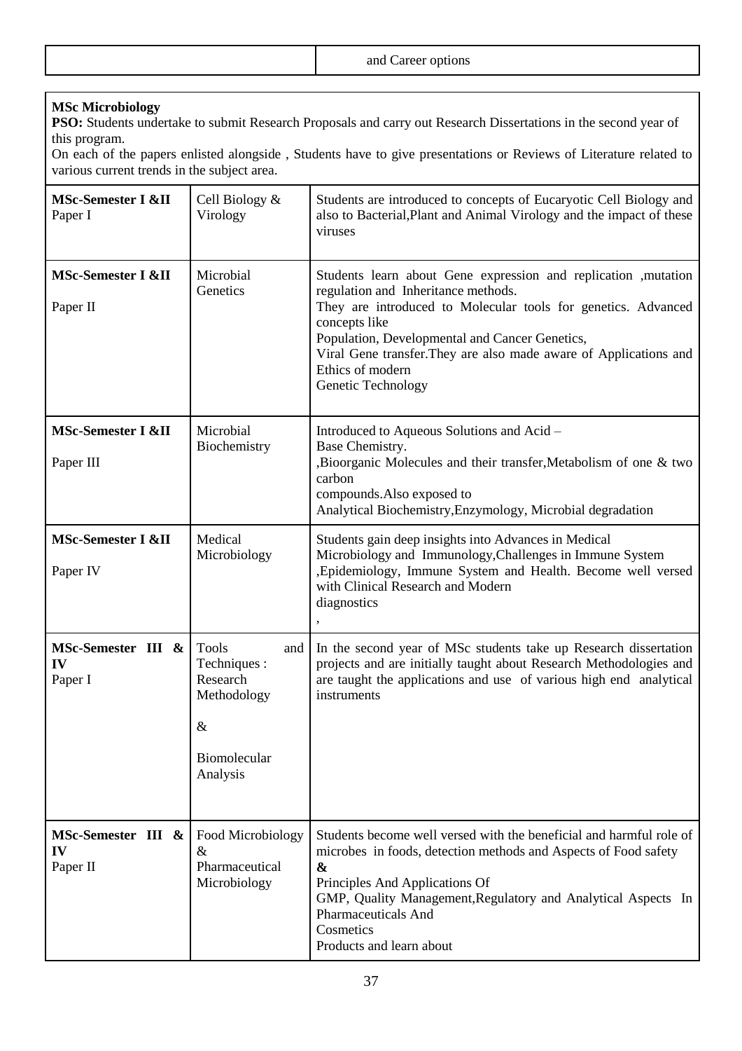| | and Career options |
|---|---|

**MSc Microbiology**

**PSO:** Students undertake to submit Research Proposals and carry out Research Dissertations in the second year of this program.

On each of the papers enlisted alongside , Students have to give presentations or Reviews of Literature related to various current trends in the subject area.

| | | |
|---|---|---|
| **MSc-Semester I &II** Paper I | Cell Biology & Virology | Students are introduced to concepts of Eucaryotic Cell Biology and also to Bacterial,Plant and Animal Virology and the impact of these viruses |
| **MSc-Semester I &II** Paper II | Microbial Genetics | Students learn about Gene expression and replication ,mutation regulation and Inheritance methods. They are introduced to Molecular tools for genetics. Advanced concepts like Population, Developmental and Cancer Genetics, Viral Gene transfer.They are also made aware of Applications and Ethics of modern Genetic Technology |
| **MSc-Semester I &II** Paper III | Microbial Biochemistry | Introduced to Aqueous Solutions and Acid – Base Chemistry. ,Bioorganic Molecules and their transfer,Metabolism of one & two carbon compounds.Also exposed to Analytical Biochemistry,Enzymology, Microbial degradation |
| **MSc-Semester I &II** Paper IV | Medical Microbiology | Students gain deep insights into Advances in Medical Microbiology and Immunology,Challenges in Immune System ,Epidemiology, Immune System and Health. Become well versed with Clinical Research and Modern diagnostics , |
| **MSc-Semester III & IV** Paper I | Tools and Techniques : Research Methodology & Biomolecular Analysis | In the second year of MSc students take up Research dissertation projects and are initially taught about Research Methodologies and are taught the applications and use of various high end analytical instruments |
| **MSc-Semester III & IV** Paper II | Food Microbiology & Pharmaceutical Microbiology | Students become well versed with the beneficial and harmful role of microbes in foods, detection methods and Aspects of Food safety **&** Principles And Applications Of GMP, Quality Management,Regulatory and Analytical Aspects In Pharmaceuticals And Cosmetics Products and learn about |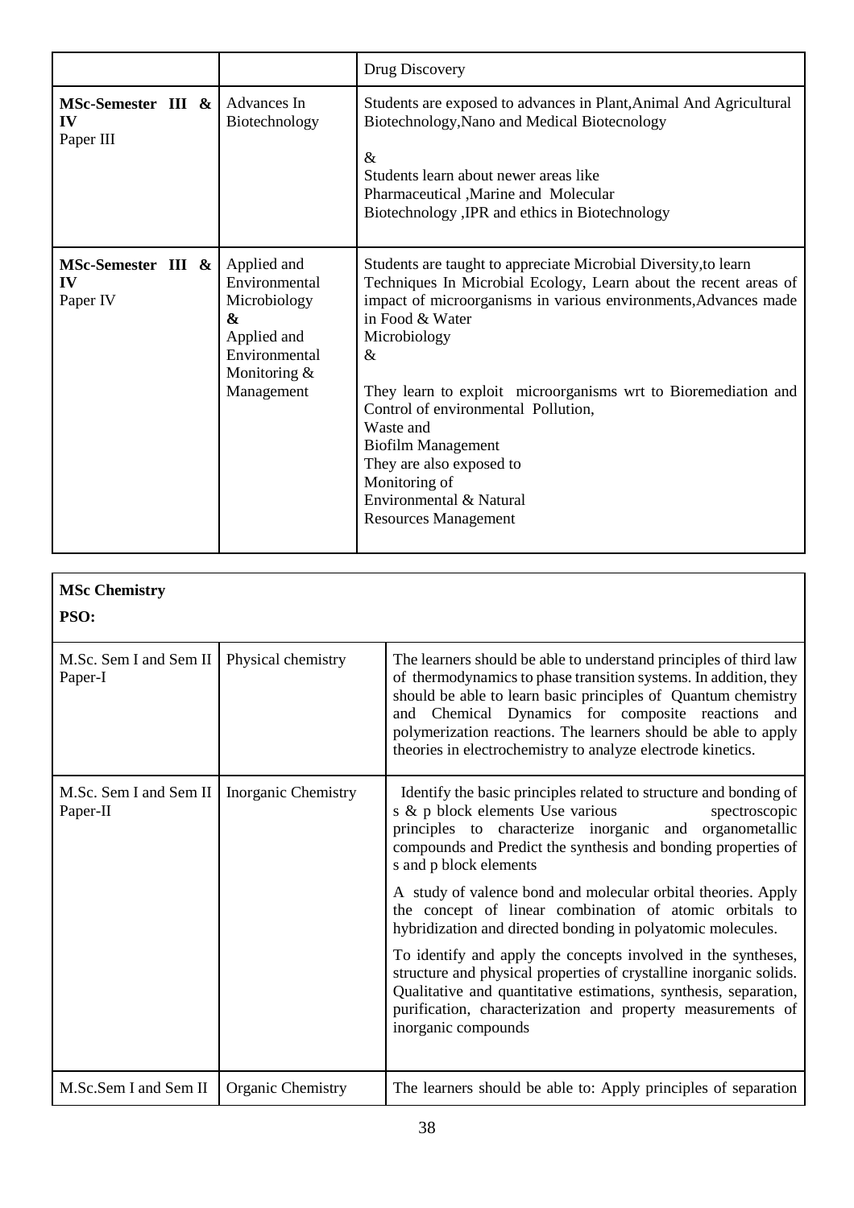| | | Drug Discovery |
|---|---|---|
| **MSc-Semester III & IV** Paper III | Advances In Biotechnology | Students are exposed to advances in Plant,Animal And Agricultural Biotechnology,Nano and Medical Biotecnology<br><br>&<br>Students learn about newer areas like Pharmaceutical ,Marine and Molecular Biotechnology ,IPR and ethics in Biotechnology |
| **MSc-Semester III & IV** Paper IV | Applied and Environmental Microbiology<br>**&**<br>Applied and Environmental Monitoring & Management | Students are taught to appreciate Microbial Diversity,to learn Techniques In Microbial Ecology, Learn about the recent areas of impact of microorganisms in various environments,Advances made in Food & Water Microbiology<br>&<br><br>They learn to exploit microorganisms wrt to Bioremediation and Control of environmental Pollution, Waste and Biofilm Management<br>They are also exposed to Monitoring of Environmental & Natural Resources Management |

| **MSc Chemistry**<br><br>**PSO:** | | |
|---|---|---|
| M.Sc. Sem I and Sem II Paper-I | Physical chemistry | The learners should be able to understand principles of third law of thermodynamics to phase transition systems. In addition, they should be able to learn basic principles of Quantum chemistry and Chemical Dynamics for composite reactions and polymerization reactions. The learners should be able to apply theories in electrochemistry to analyze electrode kinetics. |
| M.Sc. Sem I and Sem II Paper-II | Inorganic Chemistry | Identify the basic principles related to structure and bonding of s & p block elements Use various spectroscopic principles to characterize inorganic and organometallic compounds and Predict the synthesis and bonding properties of s and p block elements<br><br>A study of valence bond and molecular orbital theories. Apply the concept of linear combination of atomic orbitals to hybridization and directed bonding in polyatomic molecules.<br><br>To identify and apply the concepts involved in the syntheses, structure and physical properties of crystalline inorganic solids. Qualitative and quantitative estimations, synthesis, separation, purification, characterization and property measurements of inorganic compounds |
| M.Sc.Sem I and Sem II | Organic Chemistry | The learners should be able to: Apply principles of separation |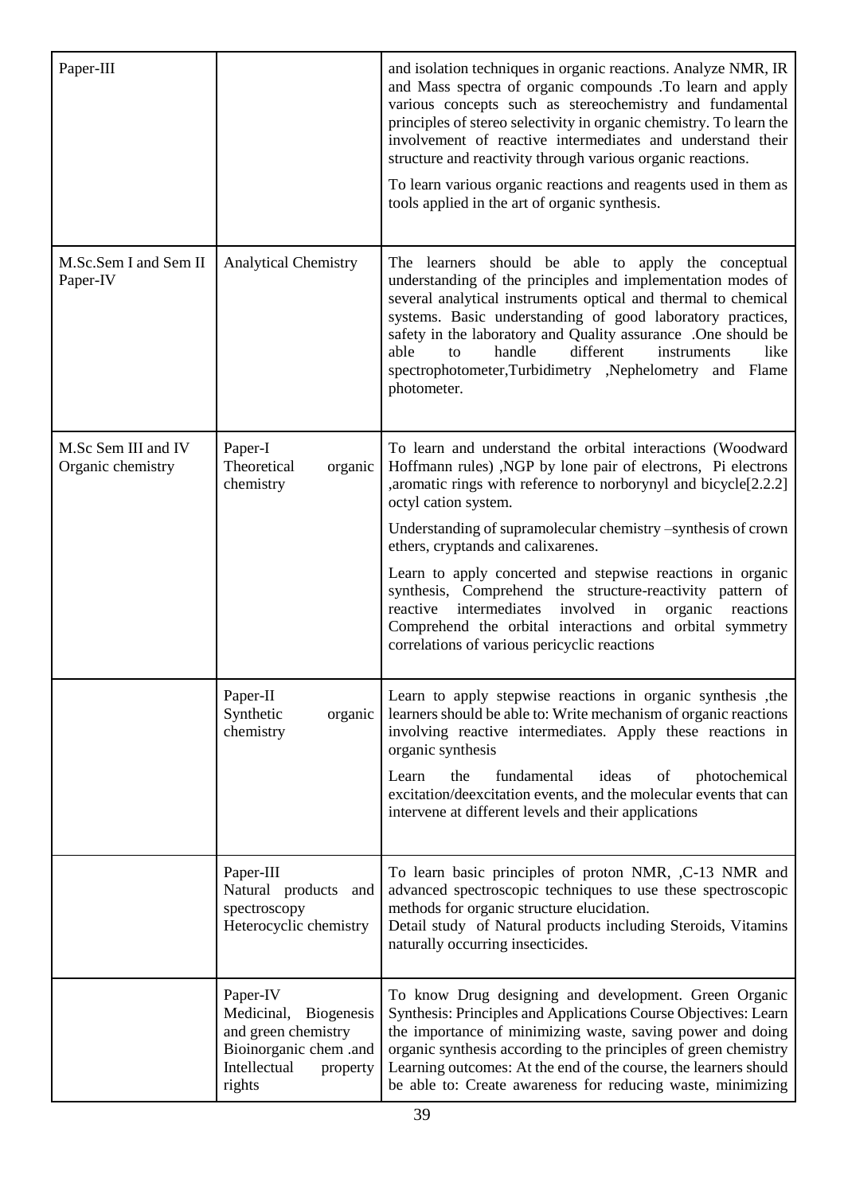| | | |
|---|---|---|
| Paper-III | | and isolation techniques in organic reactions. Analyze NMR, IR and Mass spectra of organic compounds .To learn and apply various concepts such as stereochemistry and fundamental principles of stereo selectivity in organic chemistry. To learn the involvement of reactive intermediates and understand their structure and reactivity through various organic reactions.<br><br>To learn various organic reactions and reagents used in them as tools applied in the art of organic synthesis. |
| M.Sc.Sem I and Sem II Paper-IV | Analytical Chemistry | The learners should be able to apply the conceptual understanding of the principles and implementation modes of several analytical instruments optical and thermal to chemical systems. Basic understanding of good laboratory practices, safety in the laboratory and Quality assurance .One should be able to handle different instruments like spectrophotometer,Turbidimetry ,Nephelometry and Flame photometer. |
| M.Sc Sem III and IV Organic chemistry | Paper-I Theoretical organic chemistry | To learn and understand the orbital interactions (Woodward Hoffmann rules) ,NGP by lone pair of electrons, Pi electrons ,aromatic rings with reference to norborynyl and bicycle[2.2.2] octyl cation system.<br><br>Understanding of supramolecular chemistry –synthesis of crown ethers, cryptands and calixarenes.<br><br>Learn to apply concerted and stepwise reactions in organic synthesis, Comprehend the structure-reactivity pattern of reactive intermediates involved in organic reactions Comprehend the orbital interactions and orbital symmetry correlations of various pericyclic reactions |
| | Paper-II Synthetic organic chemistry | Learn to apply stepwise reactions in organic synthesis ,the learners should be able to: Write mechanism of organic reactions involving reactive intermediates. Apply these reactions in organic synthesis<br><br>Learn the fundamental ideas of photochemical excitation/deexcitation events, and the molecular events that can intervene at different levels and their applications |
| | Paper-III Natural products and spectroscopy Heterocyclic chemistry | To learn basic principles of proton NMR, ,C-13 NMR and advanced spectroscopic techniques to use these spectroscopic methods for organic structure elucidation.<br>Detail study of Natural products including Steroids, Vitamins naturally occurring insecticides. |
| | Paper-IV Medicinal, Biogenesis and green chemistry Bioinorganic chem .and Intellectual property rights | To know Drug designing and development. Green Organic Synthesis: Principles and Applications Course Objectives: Learn the importance of minimizing waste, saving power and doing organic synthesis according to the principles of green chemistry Learning outcomes: At the end of the course, the learners should be able to: Create awareness for reducing waste, minimizing |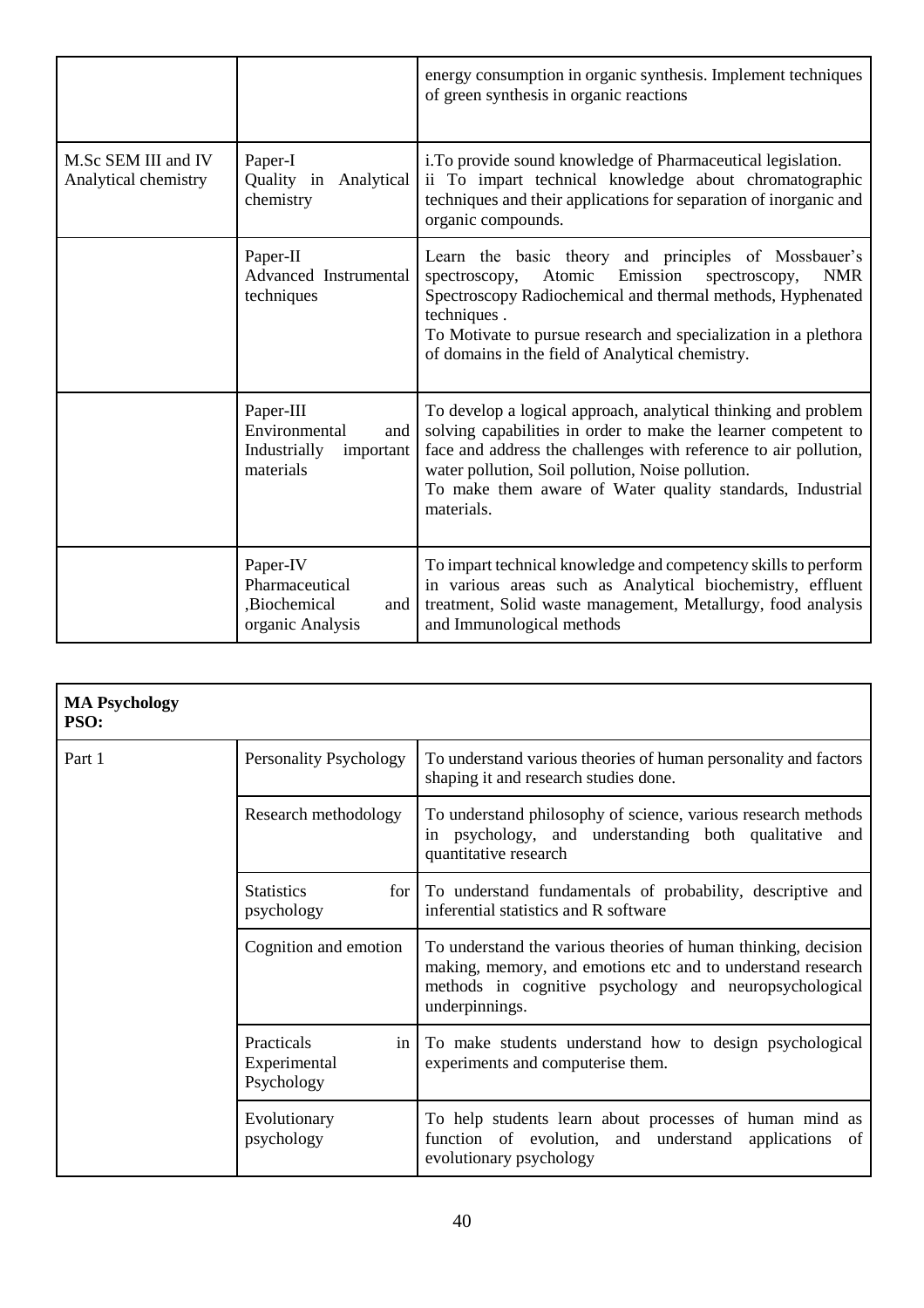| | | |
|---|---|---|
| | | energy consumption in organic synthesis. Implement techniques of green synthesis in organic reactions |
| M.Sc SEM III and IV Analytical chemistry | Paper-I Quality in Analytical chemistry | i.To provide sound knowledge of Pharmaceutical legislation. ii To impart technical knowledge about chromatographic techniques and their applications for separation of inorganic and organic compounds. |
| | Paper-II Advanced Instrumental techniques | Learn the basic theory and principles of Mossbauer's spectroscopy, Atomic Emission spectroscopy, NMR Spectroscopy Radiochemical and thermal methods, Hyphenated techniques . To Motivate to pursue research and specialization in a plethora of domains in the field of Analytical chemistry. |
| | Paper-III Environmental and Industrially important materials | To develop a logical approach, analytical thinking and problem solving capabilities in order to make the learner competent to face and address the challenges with reference to air pollution, water pollution, Soil pollution, Noise pollution. To make them aware of Water quality standards, Industrial materials. |
| | Paper-IV Pharmaceutical ,Biochemical and organic Analysis | To impart technical knowledge and competency skills to perform in various areas such as Analytical biochemistry, effluent treatment, Solid waste management, Metallurgy, food analysis and Immunological methods |

| **MA Psychology PSO:** | | |
|---|---|---|
| Part 1 | Personality Psychology | To understand various theories of human personality and factors shaping it and research studies done. |
| | Research methodology | To understand philosophy of science, various research methods in psychology, and understanding both qualitative and quantitative research |
| | Statistics for psychology | To understand fundamentals of probability, descriptive and inferential statistics and R software |
| | Cognition and emotion | To understand the various theories of human thinking, decision making, memory, and emotions etc and to understand research methods in cognitive psychology and neuropsychological underpinnings. |
| | Practicals in Experimental Psychology | To make students understand how to design psychological experiments and computerise them. |
| | Evolutionary psychology | To help students learn about processes of human mind as function of evolution, and understand applications of evolutionary psychology |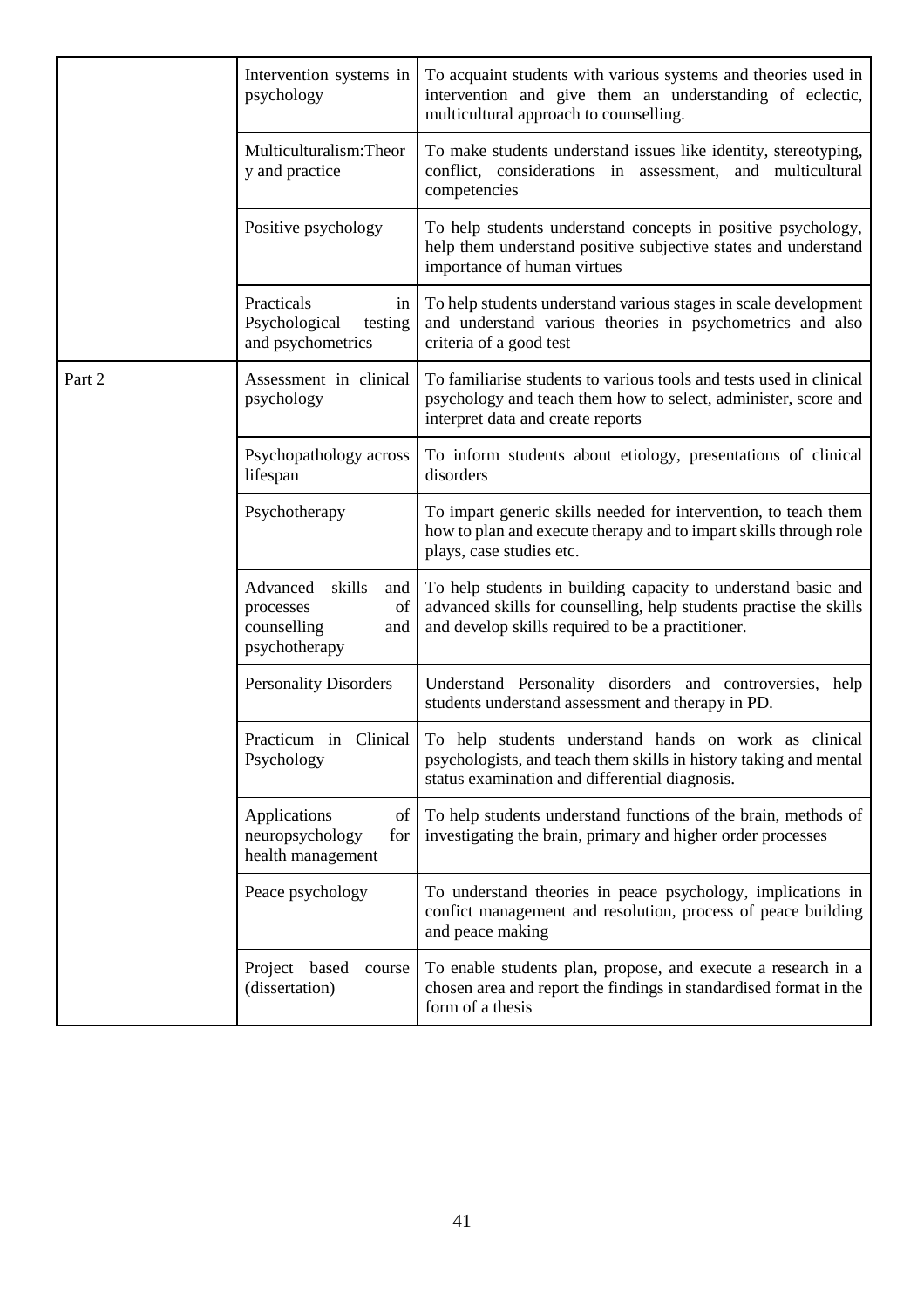| | | |
|---|---|---|
| | Intervention systems in psychology | To acquaint students with various systems and theories used in intervention and give them an understanding of eclectic, multicultural approach to counselling. |
| | Multiculturalism:Theory and practice | To make students understand issues like identity, stereotyping, conflict, considerations in assessment, and multicultural competencies |
| | Positive psychology | To help students understand concepts in positive psychology, help them understand positive subjective states and understand importance of human virtues |
| | Practicals in Psychological testing and psychometrics | To help students understand various stages in scale development and understand various theories in psychometrics and also criteria of a good test |
| Part 2 | Assessment in clinical psychology | To familiarise students to various tools and tests used in clinical psychology and teach them how to select, administer, score and interpret data and create reports |
| | Psychopathology across lifespan | To inform students about etiology, presentations of clinical disorders |
| | Psychotherapy | To impart generic skills needed for intervention, to teach them how to plan and execute therapy and to impart skills through role plays, case studies etc. |
| | Advanced skills and processes of counselling and psychotherapy | To help students in building capacity to understand basic and advanced skills for counselling, help students practise the skills and develop skills required to be a practitioner. |
| | Personality Disorders | Understand Personality disorders and controversies, help students understand assessment and therapy in PD. |
| | Practicum in Clinical Psychology | To help students understand hands on work as clinical psychologists, and teach them skills in history taking and mental status examination and differential diagnosis. |
| | Applications of neuropsychology for health management | To help students understand functions of the brain, methods of investigating the brain, primary and higher order processes |
| | Peace psychology | To understand theories in peace psychology, implications in confict management and resolution, process of peace building and peace making |
| | Project based course (dissertation) | To enable students plan, propose, and execute a research in a chosen area and report the findings in standardised format in the form of a thesis |